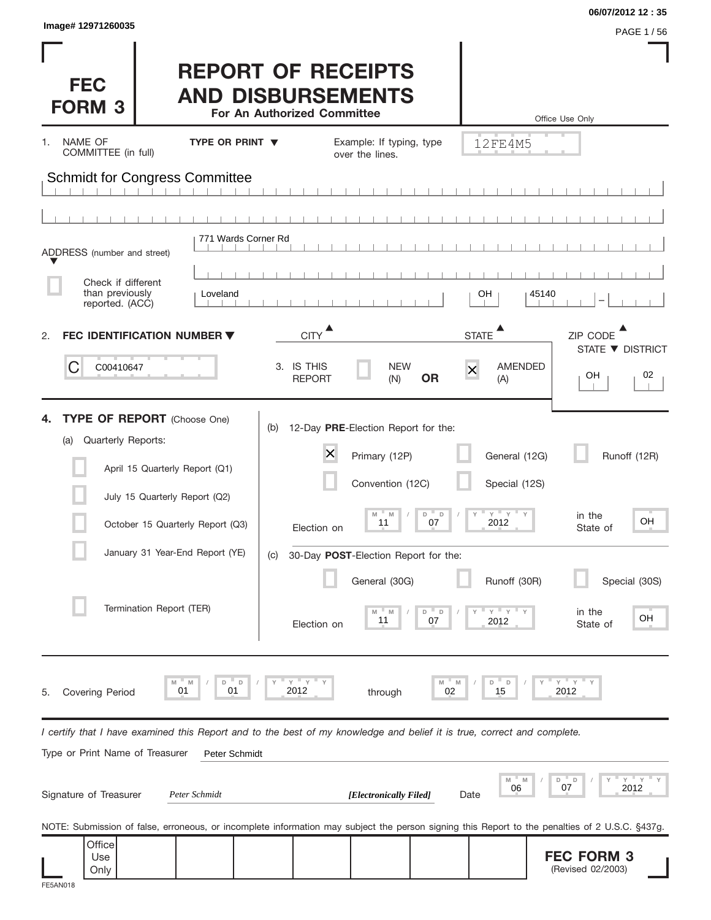Image# 12971260035

06/07/2012 12 : 35

# FEC FORM 3

# REPORT OF RECEIPTS AND DISBURSEMENTS

**For An Authorized Committee**

Office Use Only: 12FE4M5

1. NAME OF COMMITTEE (in full) — TYPE OR PRINT ▼ — Example: If typing, type over the lines.

Schmidt for Congress Committee

ADDRESS (number and street): 771 Wards Corner Rd

☐ Check if different than previously reported. (ACC)

CITY: Loveland | STATE: OH | ZIP CODE: 45140

2. **FEC IDENTIFICATION NUMBER** ▼

C00410647

3. IS THIS REPORT: ☐ NEW (N) **OR** ☒ AMENDED (A)

STATE ▼ DISTRICT: OH 02

4. **TYPE OF REPORT** (Choose One)

(a) Quarterly Reports:

- ☐ April 15 Quarterly Report (Q1)
- ☐ July 15 Quarterly Report (Q2)
- ☐ October 15 Quarterly Report (Q3)
- ☐ January 31 Year-End Report (YE)
- ☐ Termination Report (TER)

(b) 12-Day **PRE**-Election Report for the:

- ☒ Primary (12P)
- ☐ General (12G)
- ☐ Runoff (12R)
- ☐ Convention (12C)
- ☐ Special (12S)

Election on 11 / 07 / 2012 in the State of OH

(c) 30-Day **POST**-Election Report for the:

- ☐ General (30G)
- ☐ Runoff (30R)
- ☐ Special (30S)

Election on 11 / 07 / 2012 in the State of OH

5. Covering Period 01 / 01 / 2012 through 02 / 15 / 2012

*I certify that I have examined this Report and to the best of my knowledge and belief it is true, correct and complete.*

Type or Print Name of Treasurer: Peter Schmidt

Signature of Treasurer: *Peter Schmidt* *[Electronically Filed]* Date: 06 / 07 / 2012

NOTE: Submission of false, erroneous, or incomplete information may subject the person signing this Report to the penalties of 2 U.S.C. §437g.

Office Use Only

**FEC FORM 3** (Revised 02/2003)

FE5AN018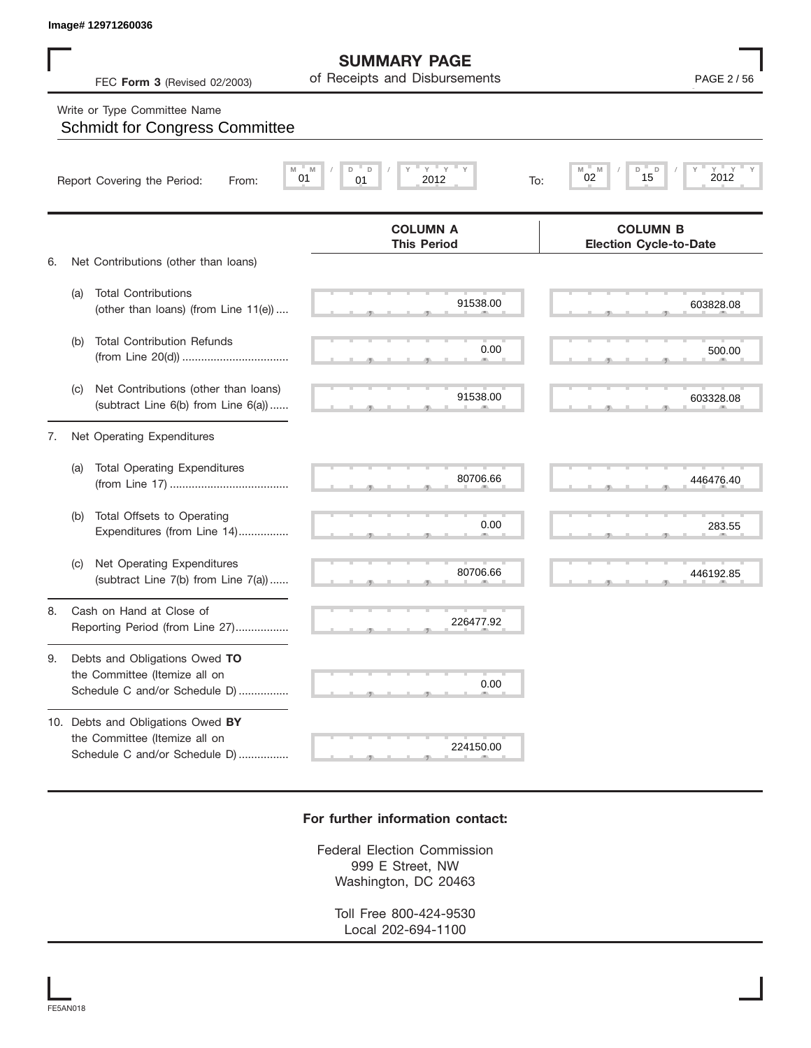Image# 12971260036

# SUMMARY PAGE
of Receipts and Disbursements

FEC **Form 3** (Revised 02/2003)

Write or Type Committee Name

Schmidt for Congress Committee

Report Covering the Period: From: 01 / 01 / 2012 To: 02 / 15 / 2012

| | | COLUMN A This Period | COLUMN B Election Cycle-to-Date |
|---|---|---|---|
| 6. | Net Contributions (other than loans) | | |
| (a) | Total Contributions (other than loans) (from Line 11(e)) .... | 91538.00 | 603828.08 |
| (b) | Total Contribution Refunds (from Line 20(d)) .................................. | 0.00 | 500.00 |
| (c) | Net Contributions (other than loans) (subtract Line 6(b) from Line 6(a)) ...... | 91538.00 | 603328.08 |
| 7. | Net Operating Expenditures | | |
| (a) | Total Operating Expenditures (from Line 17) ...................................... | 80706.66 | 446476.40 |
| (b) | Total Offsets to Operating Expenditures (from Line 14)................ | 0.00 | 283.55 |
| (c) | Net Operating Expenditures (subtract Line 7(b) from Line 7(a)) ...... | 80706.66 | 446192.85 |
| 8. | Cash on Hand at Close of Reporting Period (from Line 27)................. | 226477.92 | |
| 9. | Debts and Obligations Owed **TO** the Committee (Itemize all on Schedule C and/or Schedule D) ................ | 0.00 | |
| 10. | Debts and Obligations Owed **BY** the Committee (Itemize all on Schedule C and/or Schedule D) ................ | 224150.00 | |

**For further information contact:**

Federal Election Commission
999 E Street, NW
Washington, DC 20463

Toll Free 800-424-9530
Local 202-694-1100

FE5AN018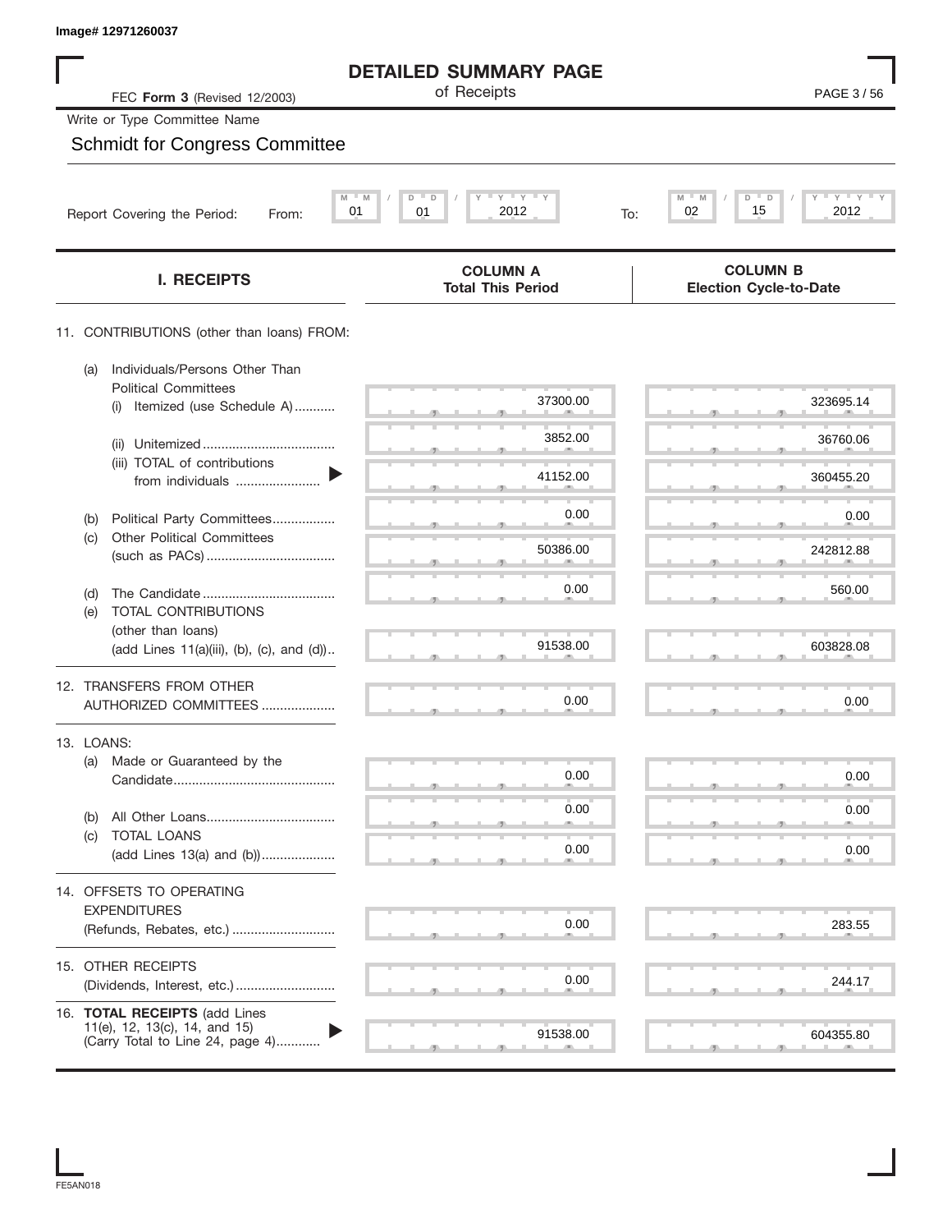Image# 12971260037

# DETAILED SUMMARY PAGE

of Receipts

FEC **Form 3** (Revised 12/2003)

Write or Type Committee Name

Schmidt for Congress Committee

Report Covering the Period: From: 01 / 01 / 2012 To: 02 / 15 / 2012

| I. RECEIPTS | COLUMN A Total This Period | COLUMN B Election Cycle-to-Date |
|---|---|---|
| 11. CONTRIBUTIONS (other than loans) FROM: | | |
| (a) Individuals/Persons Other Than Political Committees (i) Itemized (use Schedule A) | 37300.00 | 323695.14 |
| (ii) Unitemized | 3852.00 | 36760.06 |
| (iii) TOTAL of contributions from individuals | 41152.00 | 360455.20 |
| (b) Political Party Committees | 0.00 | 0.00 |
| (c) Other Political Committees (such as PACs) | 50386.00 | 242812.88 |
| (d) The Candidate | 0.00 | 560.00 |
| (e) TOTAL CONTRIBUTIONS (other than loans) (add Lines 11(a)(iii), (b), (c), and (d)) | 91538.00 | 603828.08 |
| 12. TRANSFERS FROM OTHER AUTHORIZED COMMITTEES | 0.00 | 0.00 |
| 13. LOANS: | | |
| (a) Made or Guaranteed by the Candidate | 0.00 | 0.00 |
| (b) All Other Loans | 0.00 | 0.00 |
| (c) TOTAL LOANS (add Lines 13(a) and (b)) | 0.00 | 0.00 |
| 14. OFFSETS TO OPERATING EXPENDITURES (Refunds, Rebates, etc.) | 0.00 | 283.55 |
| 15. OTHER RECEIPTS (Dividends, Interest, etc.) | 0.00 | 244.17 |
| 16. **TOTAL RECEIPTS** (add Lines 11(e), 12, 13(c), 14, and 15) (Carry Total to Line 24, page 4) | 91538.00 | 604355.80 |

FE5AN018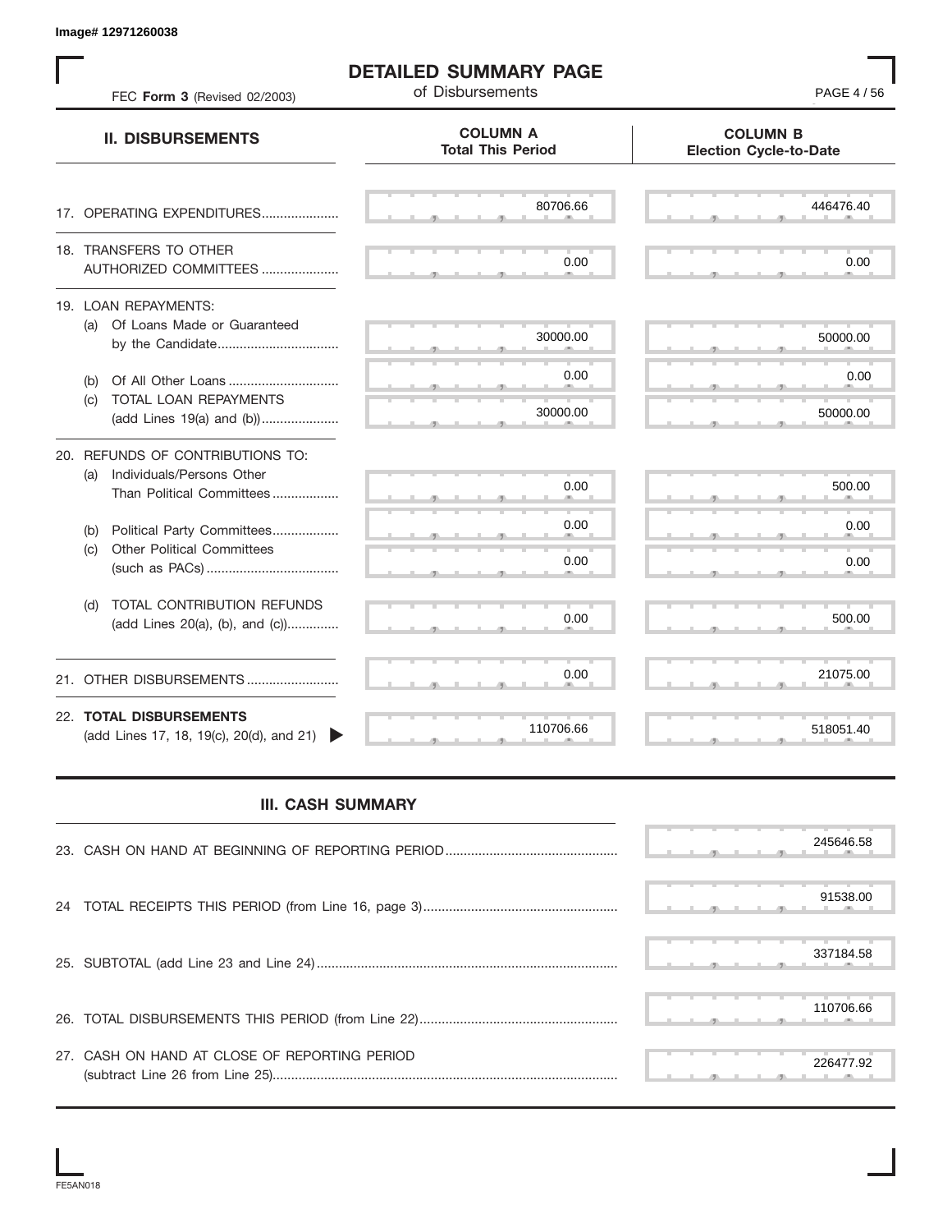Image# 12971260038

# DETAILED SUMMARY PAGE
of Disbursements

FEC **Form 3** (Revised 02/2003)

| II. DISBURSEMENTS | COLUMN A Total This Period | COLUMN B Election Cycle-to-Date |
|---|---|---|
| 17. OPERATING EXPENDITURES | 80706.66 | 446476.40 |
| 18. TRANSFERS TO OTHER AUTHORIZED COMMITTEES | 0.00 | 0.00 |
| 19. LOAN REPAYMENTS: | | |
| (a) Of Loans Made or Guaranteed by the Candidate | 30000.00 | 50000.00 |
| (b) Of All Other Loans | 0.00 | 0.00 |
| (c) TOTAL LOAN REPAYMENTS (add Lines 19(a) and (b)) | 30000.00 | 50000.00 |
| 20. REFUNDS OF CONTRIBUTIONS TO: | | |
| (a) Individuals/Persons Other Than Political Committees | 0.00 | 500.00 |
| (b) Political Party Committees | 0.00 | 0.00 |
| (c) Other Political Committees (such as PACs) | 0.00 | 0.00 |
| (d) TOTAL CONTRIBUTION REFUNDS (add Lines 20(a), (b), and (c)) | 0.00 | 500.00 |
| 21. OTHER DISBURSEMENTS | 0.00 | 21075.00 |
| 22. **TOTAL DISBURSEMENTS** (add Lines 17, 18, 19(c), 20(d), and 21) | 110706.66 | 518051.40 |

## III. CASH SUMMARY

| | |
|---|---|
| 23. CASH ON HAND AT BEGINNING OF REPORTING PERIOD | 245646.58 |
| 24 TOTAL RECEIPTS THIS PERIOD (from Line 16, page 3) | 91538.00 |
| 25. SUBTOTAL (add Line 23 and Line 24) | 337184.58 |
| 26. TOTAL DISBURSEMENTS THIS PERIOD (from Line 22) | 110706.66 |
| 27. CASH ON HAND AT CLOSE OF REPORTING PERIOD (subtract Line 26 from Line 25) | 226477.92 |

FE5AN018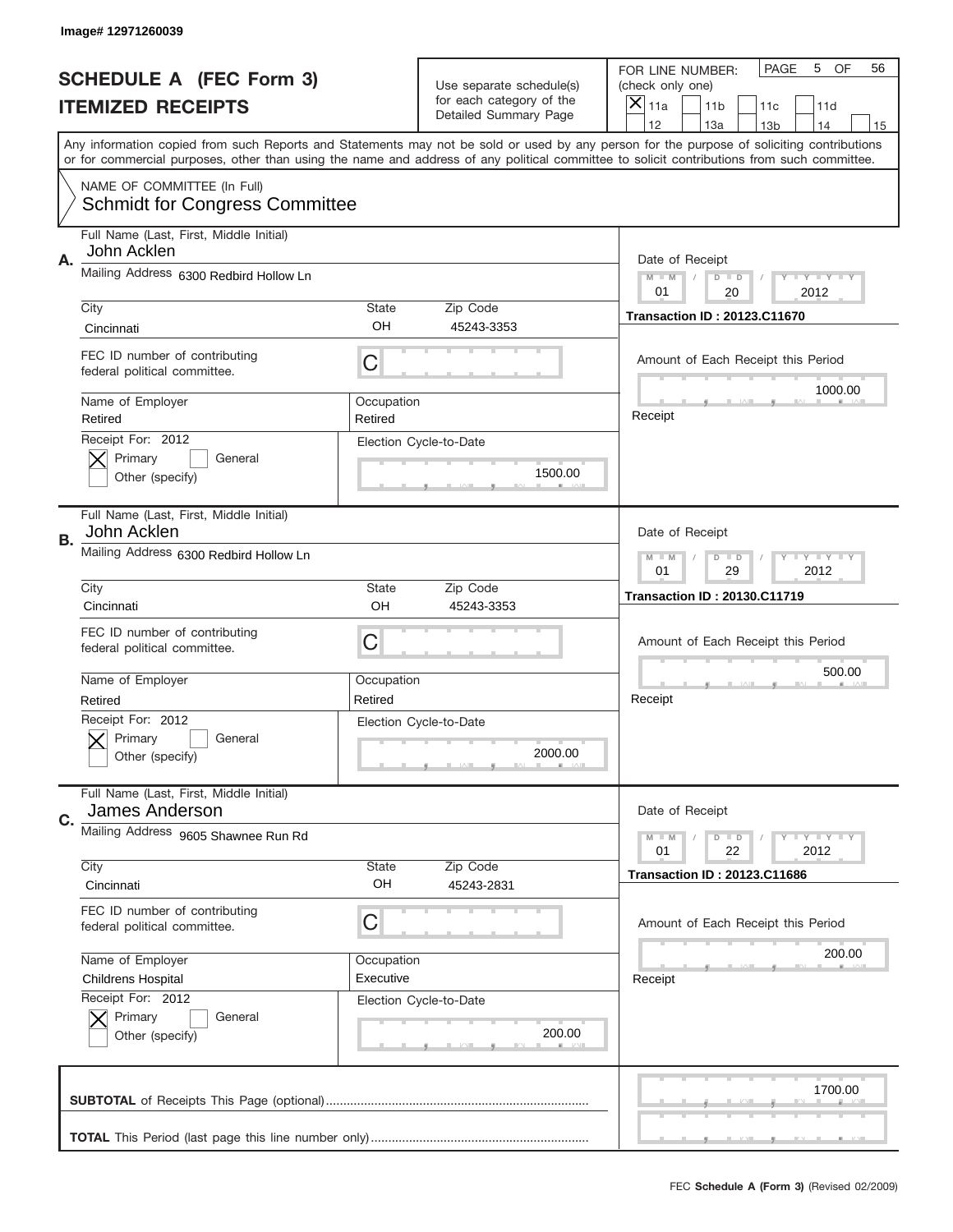Image# 12971260039

# SCHEDULE A (FEC Form 3)
## ITEMIZED RECEIPTS

Use separate schedule(s) for each category of the Detailed Summary Page

FOR LINE NUMBER: (check only one)

- [X] 11a
- [ ] 11b
- [ ] 11c
- [ ] 11d
- [ ] 12
- [ ] 13a
- [ ] 13b
- [ ] 14
- [ ] 15

PAGE 5 OF 56

Any information copied from such Reports and Statements may not be sold or used by any person for the purpose of soliciting contributions or for commercial purposes, other than using the name and address of any political committee to solicit contributions from such committee.

NAME OF COMMITTEE (In Full)
Schmidt for Congress Committee

---

**A.**

Full Name (Last, First, Middle Initial): John Acklen

Mailing Address: 6300 Redbird Hollow Ln

City: Cincinnati | State: OH | Zip Code: 45243-3353

FEC ID number of contributing federal political committee: C

Name of Employer: Retired | Occupation: Retired

Receipt For: 2012
- [X] Primary
- [ ] General
- [ ] Other (specify)

Election Cycle-to-Date: 1500.00

Date of Receipt: 01 / 20 / 2012

Transaction ID : 20123.C11670

Amount of Each Receipt this Period: 1000.00

Receipt

---

**B.**

Full Name (Last, First, Middle Initial): John Acklen

Mailing Address: 6300 Redbird Hollow Ln

City: Cincinnati | State: OH | Zip Code: 45243-3353

FEC ID number of contributing federal political committee: C

Name of Employer: Retired | Occupation: Retired

Receipt For: 2012
- [X] Primary
- [ ] General
- [ ] Other (specify)

Election Cycle-to-Date: 2000.00

Date of Receipt: 01 / 29 / 2012

Transaction ID : 20130.C11719

Amount of Each Receipt this Period: 500.00

Receipt

---

**C.**

Full Name (Last, First, Middle Initial): James Anderson

Mailing Address: 9605 Shawnee Run Rd

City: Cincinnati | State: OH | Zip Code: 45243-2831

FEC ID number of contributing federal political committee: C

Name of Employer: Childrens Hospital | Occupation: Executive

Receipt For: 2012
- [X] Primary
- [ ] General
- [ ] Other (specify)

Election Cycle-to-Date: 200.00

Date of Receipt: 01 / 22 / 2012

Transaction ID : 20123.C11686

Amount of Each Receipt this Period: 200.00

Receipt

---

**SUBTOTAL** of Receipts This Page (optional): 1700.00

**TOTAL** This Period (last page this line number only):

FEC **Schedule A (Form 3)** (Revised 02/2009)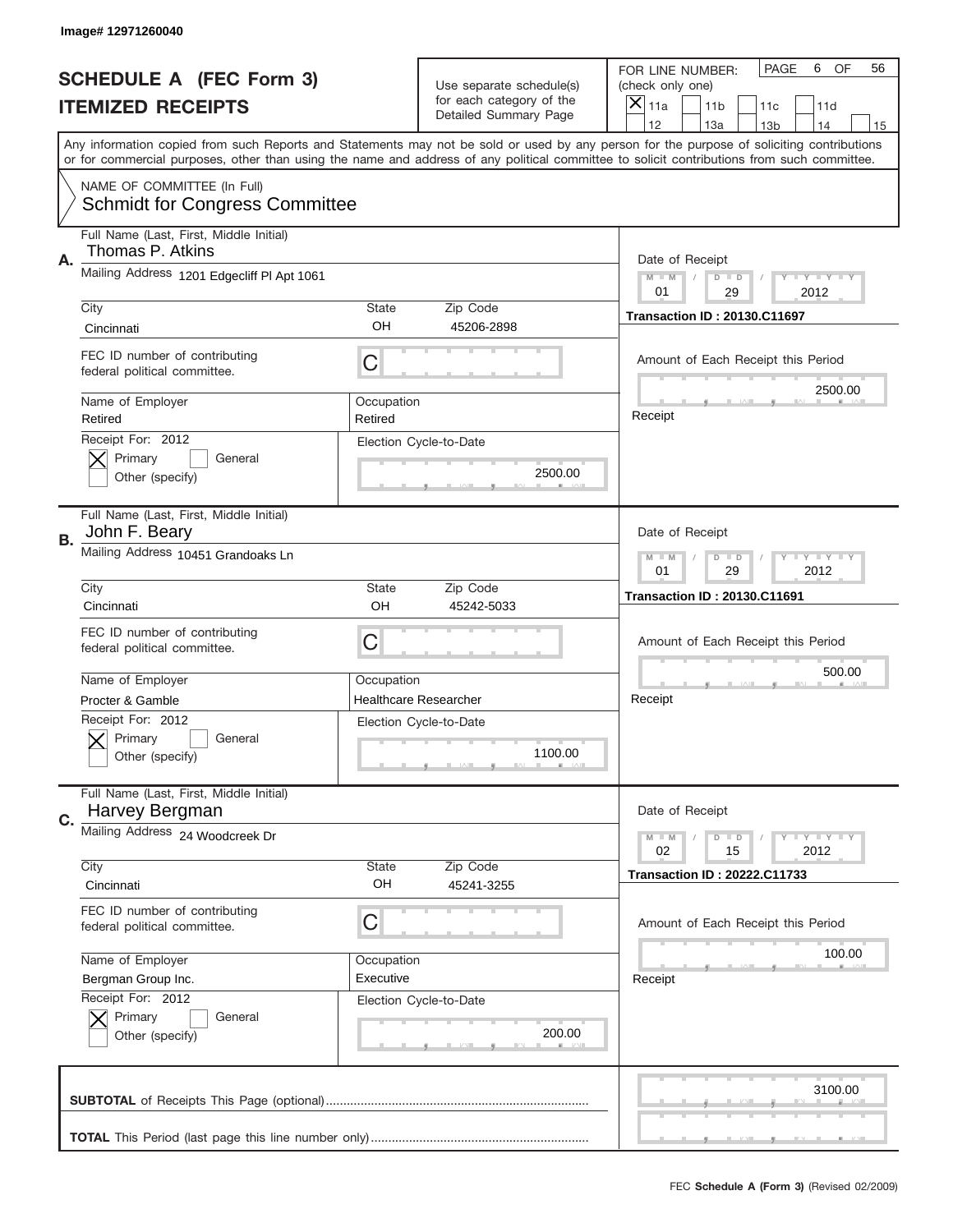Image# 12971260040

# SCHEDULE A (FEC Form 3)
## ITEMIZED RECEIPTS

Use separate schedule(s) for each category of the Detailed Summary Page

FOR LINE NUMBER: (check only one)
[X] 11a [ ] 11b [ ] 11c [ ] 11d [ ] 12 [ ] 13a [ ] 13b [ ] 14 [ ] 15

PAGE 6 OF 56

Any information copied from such Reports and Statements may not be sold or used by any person for the purpose of soliciting contributions or for commercial purposes, other than using the name and address of any political committee to solicit contributions from such committee.

NAME OF COMMITTEE (In Full)
Schmidt for Congress Committee

---

**A.** Full Name (Last, First, Middle Initial): Thomas P. Atkins
Mailing Address: 1201 Edgecliff Pl Apt 1061
City: Cincinnati | State: OH | Zip Code: 45206-2898
FEC ID number of contributing federal political committee: C
Name of Employer: Retired | Occupation: Retired
Receipt For: 2012 — [X] Primary [ ] General [ ] Other (specify)
Election Cycle-to-Date: 2500.00
Date of Receipt: 01 / 29 / 2012
Transaction ID : 20130.C11697
Amount of Each Receipt this Period: 2500.00
Receipt

---

**B.** Full Name (Last, First, Middle Initial): John F. Beary
Mailing Address: 10451 Grandoaks Ln
City: Cincinnati | State: OH | Zip Code: 45242-5033
FEC ID number of contributing federal political committee: C
Name of Employer: Procter & Gamble | Occupation: Healthcare Researcher
Receipt For: 2012 — [X] Primary [ ] General [ ] Other (specify)
Election Cycle-to-Date: 1100.00
Date of Receipt: 01 / 29 / 2012
Transaction ID : 20130.C11691
Amount of Each Receipt this Period: 500.00
Receipt

---

**C.** Full Name (Last, First, Middle Initial): Harvey Bergman
Mailing Address: 24 Woodcreek Dr
City: Cincinnati | State: OH | Zip Code: 45241-3255
FEC ID number of contributing federal political committee: C
Name of Employer: Bergman Group Inc. | Occupation: Executive
Receipt For: 2012 — [X] Primary [ ] General [ ] Other (specify)
Election Cycle-to-Date: 200.00
Date of Receipt: 02 / 15 / 2012
Transaction ID : 20222.C11733
Amount of Each Receipt this Period: 100.00
Receipt

---

**SUBTOTAL** of Receipts This Page (optional): 3100.00

**TOTAL** This Period (last page this line number only):

FEC **Schedule A (Form 3)** (Revised 02/2009)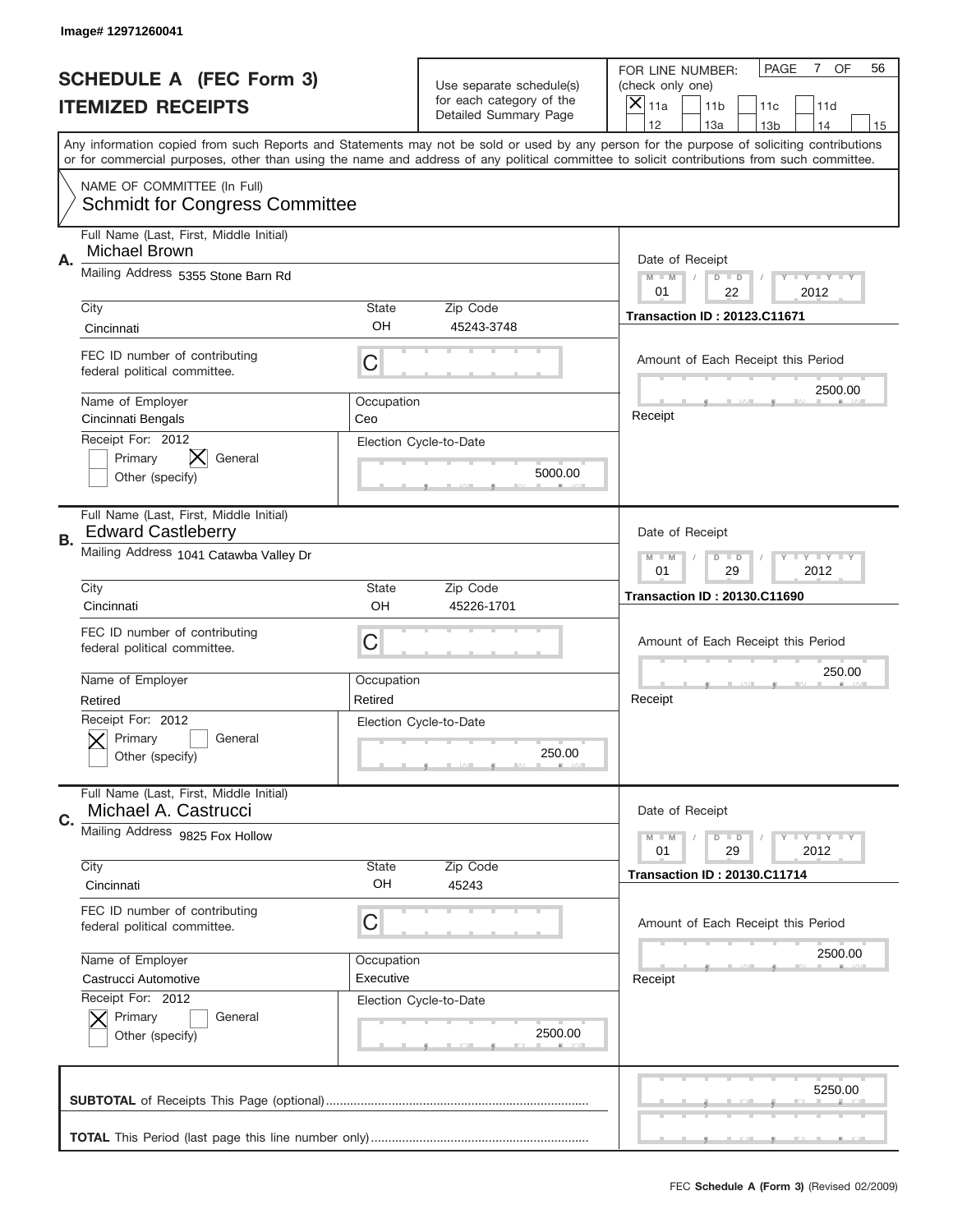Image# 12971260041

# SCHEDULE A (FEC Form 3)
## ITEMIZED RECEIPTS

Use separate schedule(s) for each category of the Detailed Summary Page

FOR LINE NUMBER: (check only one)
[X] 11a [ ] 11b [ ] 11c [ ] 11d [ ] 12 [ ] 13a [ ] 13b [ ] 14 [ ] 15

PAGE 7 OF 56

Any information copied from such Reports and Statements may not be sold or used by any person for the purpose of soliciting contributions or for commercial purposes, other than using the name and address of any political committee to solicit contributions from such committee.

NAME OF COMMITTEE (In Full)
Schmidt for Congress Committee

---

**A.** Full Name (Last, First, Middle Initial): Michael Brown
Mailing Address: 5355 Stone Barn Rd
City: Cincinnati | State: OH | Zip Code: 45243-3748
FEC ID number of contributing federal political committee: C
Name of Employer: Cincinnati Bengals | Occupation: Ceo
Receipt For: 2012 — [ ] Primary [X] General [ ] Other (specify)
Election Cycle-to-Date: 5000.00
Date of Receipt: 01 / 22 / 2012
Transaction ID : 20123.C11671
Amount of Each Receipt this Period: 2500.00
Receipt

---

**B.** Full Name (Last, First, Middle Initial): Edward Castleberry
Mailing Address: 1041 Catawba Valley Dr
City: Cincinnati | State: OH | Zip Code: 45226-1701
FEC ID number of contributing federal political committee: C
Name of Employer: Retired | Occupation: Retired
Receipt For: 2012 — [X] Primary [ ] General [ ] Other (specify)
Election Cycle-to-Date: 250.00
Date of Receipt: 01 / 29 / 2012
Transaction ID : 20130.C11690
Amount of Each Receipt this Period: 250.00
Receipt

---

**C.** Full Name (Last, First, Middle Initial): Michael A. Castrucci
Mailing Address: 9825 Fox Hollow
City: Cincinnati | State: OH | Zip Code: 45243
FEC ID number of contributing federal political committee: C
Name of Employer: Castrucci Automotive | Occupation: Executive
Receipt For: 2012 — [X] Primary [ ] General [ ] Other (specify)
Election Cycle-to-Date: 2500.00
Date of Receipt: 01 / 29 / 2012
Transaction ID : 20130.C11714
Amount of Each Receipt this Period: 2500.00
Receipt

---

**SUBTOTAL** of Receipts This Page (optional): 5250.00

**TOTAL** This Period (last page this line number only):

FEC **Schedule A (Form 3)** (Revised 02/2009)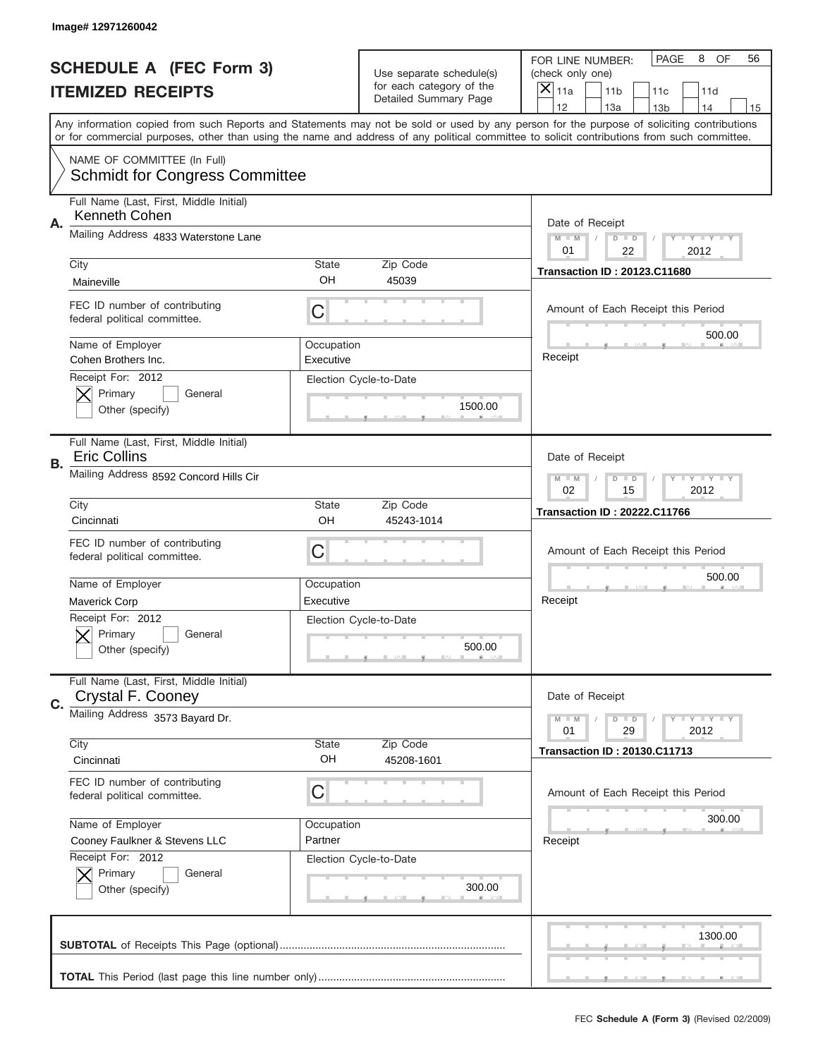Image# 12971260042

# SCHEDULE A (FEC Form 3)
## ITEMIZED RECEIPTS

Use separate schedule(s) for each category of the Detailed Summary Page

FOR LINE NUMBER: (check only one)
[X] 11a [ ] 11b [ ] 11c [ ] 11d [ ] 12 [ ] 13a [ ] 13b [ ] 14 [ ] 15

PAGE 8 OF 56

Any information copied from such Reports and Statements may not be sold or used by any person for the purpose of soliciting contributions or for commercial purposes, other than using the name and address of any political committee to solicit contributions from such committee.

NAME OF COMMITTEE (In Full)
Schmidt for Congress Committee

**A.**
Full Name (Last, First, Middle Initial): Kenneth Cohen
Mailing Address: 4833 Waterstone Lane
City: Maineville | State: OH | Zip Code: 45039
FEC ID number of contributing federal political committee: C
Name of Employer: Cohen Brothers Inc.
Occupation: Executive
Receipt For: 2012 [X] Primary [ ] General [ ] Other (specify)
Election Cycle-to-Date: 1500.00
Date of Receipt: 01 / 22 / 2012
Transaction ID : 20123.C11680
Amount of Each Receipt this Period: 500.00
Receipt

**B.**
Full Name (Last, First, Middle Initial): Eric Collins
Mailing Address: 8592 Concord Hills Cir
City: Cincinnati | State: OH | Zip Code: 45243-1014
FEC ID number of contributing federal political committee: C
Name of Employer: Maverick Corp
Occupation: Executive
Receipt For: 2012 [X] Primary [ ] General [ ] Other (specify)
Election Cycle-to-Date: 500.00
Date of Receipt: 02 / 15 / 2012
Transaction ID : 20222.C11766
Amount of Each Receipt this Period: 500.00
Receipt

**C.**
Full Name (Last, First, Middle Initial): Crystal F. Cooney
Mailing Address: 3573 Bayard Dr.
City: Cincinnati | State: OH | Zip Code: 45208-1601
FEC ID number of contributing federal political committee: C
Name of Employer: Cooney Faulkner & Stevens LLC
Occupation: Partner
Receipt For: 2012 [X] Primary [ ] General [ ] Other (specify)
Election Cycle-to-Date: 300.00
Date of Receipt: 01 / 29 / 2012
Transaction ID : 20130.C11713
Amount of Each Receipt this Period: 300.00
Receipt

**SUBTOTAL** of Receipts This Page (optional): 1300.00

**TOTAL** This Period (last page this line number only):

FEC **Schedule A (Form 3)** (Revised 02/2009)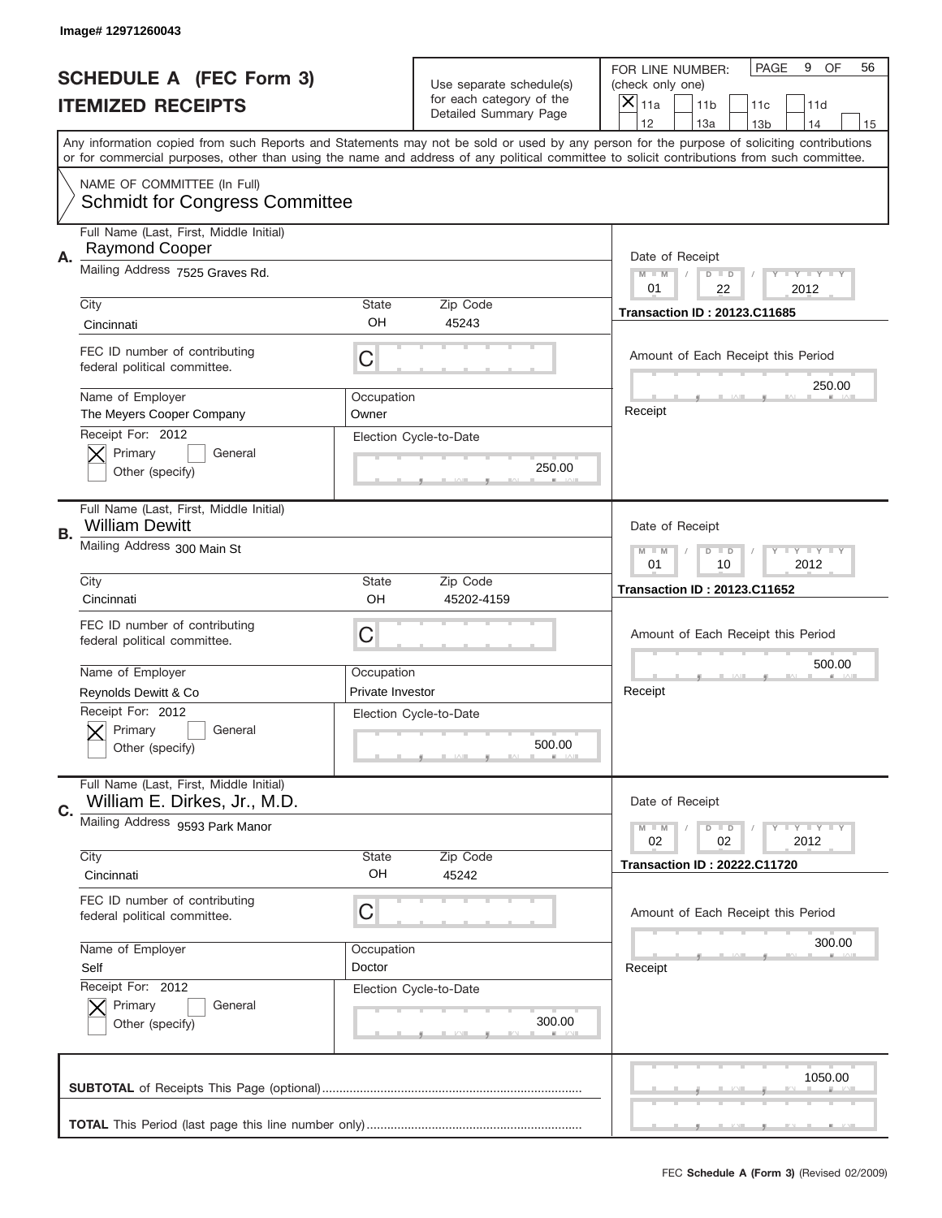Image# 12971260043

# SCHEDULE A (FEC Form 3)
## ITEMIZED RECEIPTS

Use separate schedule(s) for each category of the Detailed Summary Page

FOR LINE NUMBER: (check only one)
[X] 11a [ ] 11b [ ] 11c [ ] 11d [ ] 12 [ ] 13a [ ] 13b [ ] 14 [ ] 15

PAGE 9 OF 56

Any information copied from such Reports and Statements may not be sold or used by any person for the purpose of soliciting contributions or for commercial purposes, other than using the name and address of any political committee to solicit contributions from such committee.

NAME OF COMMITTEE (In Full)
Schmidt for Congress Committee

**A.**
Full Name (Last, First, Middle Initial): Raymond Cooper
Mailing Address: 7525 Graves Rd.
City: Cincinnati | State: OH | Zip Code: 45243
FEC ID number of contributing federal political committee: C
Name of Employer: The Meyers Cooper Company
Occupation: Owner
Receipt For: 2012 [X] Primary [ ] General [ ] Other (specify)
Election Cycle-to-Date: 250.00
Date of Receipt: 01 / 22 / 2012
Transaction ID : 20123.C11685
Amount of Each Receipt this Period: 250.00
Receipt

**B.**
Full Name (Last, First, Middle Initial): William Dewitt
Mailing Address: 300 Main St
City: Cincinnati | State: OH | Zip Code: 45202-4159
FEC ID number of contributing federal political committee: C
Name of Employer: Reynolds Dewitt & Co
Occupation: Private Investor
Receipt For: 2012 [X] Primary [ ] General [ ] Other (specify)
Election Cycle-to-Date: 500.00
Date of Receipt: 01 / 10 / 2012
Transaction ID : 20123.C11652
Amount of Each Receipt this Period: 500.00
Receipt

**C.**
Full Name (Last, First, Middle Initial): William E. Dirkes, Jr., M.D.
Mailing Address: 9593 Park Manor
City: Cincinnati | State: OH | Zip Code: 45242
FEC ID number of contributing federal political committee: C
Name of Employer: Self
Occupation: Doctor
Receipt For: 2012 [X] Primary [ ] General [ ] Other (specify)
Election Cycle-to-Date: 300.00
Date of Receipt: 02 / 02 / 2012
Transaction ID : 20222.C11720
Amount of Each Receipt this Period: 300.00
Receipt

**SUBTOTAL** of Receipts This Page (optional): 1050.00

**TOTAL** This Period (last page this line number only):

FEC **Schedule A (Form 3)** (Revised 02/2009)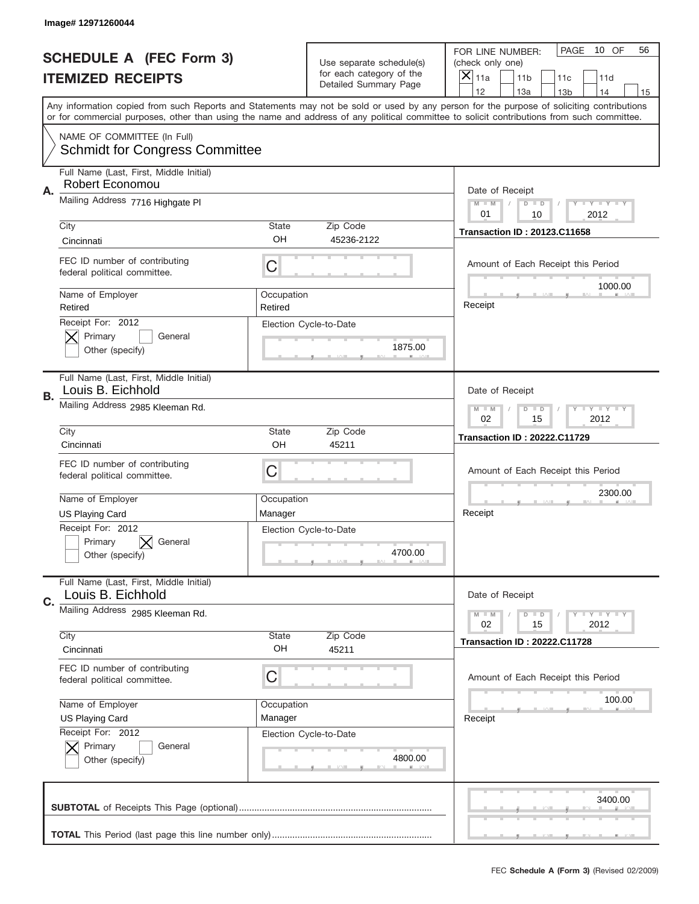Image# 12971260044

# SCHEDULE A (FEC Form 3)
# ITEMIZED RECEIPTS

Use separate schedule(s) for each category of the Detailed Summary Page

FOR LINE NUMBER: (check only one)

PAGE 10 OF 56

[X] 11a [ ] 11b [ ] 11c [ ] 11d [ ] 12 [ ] 13a [ ] 13b [ ] 14 [ ] 15

Any information copied from such Reports and Statements may not be sold or used by any person for the purpose of soliciting contributions or for commercial purposes, other than using the name and address of any political committee to solicit contributions from such committee.

NAME OF COMMITTEE (In Full)
Schmidt for Congress Committee

---

**A.**

Full Name (Last, First, Middle Initial): Robert Economou

Mailing Address: 7716 Highgate Pl

City: Cincinnati | State: OH | Zip Code: 45236-2122

FEC ID number of contributing federal political committee: C

Name of Employer: Retired | Occupation: Retired

Receipt For: 2012 — [X] Primary [ ] General [ ] Other (specify)

Election Cycle-to-Date: 1875.00

Date of Receipt: 01 / 10 / 2012

Transaction ID : 20123.C11658

Amount of Each Receipt this Period: 1000.00

Receipt

---

**B.**

Full Name (Last, First, Middle Initial): Louis B. Eichhold

Mailing Address: 2985 Kleeman Rd.

City: Cincinnati | State: OH | Zip Code: 45211

FEC ID number of contributing federal political committee: C

Name of Employer: US Playing Card | Occupation: Manager

Receipt For: 2012 — [ ] Primary [X] General [ ] Other (specify)

Election Cycle-to-Date: 4700.00

Date of Receipt: 02 / 15 / 2012

Transaction ID : 20222.C11729

Amount of Each Receipt this Period: 2300.00

Receipt

---

**C.**

Full Name (Last, First, Middle Initial): Louis B. Eichhold

Mailing Address: 2985 Kleeman Rd.

City: Cincinnati | State: OH | Zip Code: 45211

FEC ID number of contributing federal political committee: C

Name of Employer: US Playing Card | Occupation: Manager

Receipt For: 2012 — [X] Primary [ ] General [ ] Other (specify)

Election Cycle-to-Date: 4800.00

Date of Receipt: 02 / 15 / 2012

Transaction ID : 20222.C11728

Amount of Each Receipt this Period: 100.00

Receipt

---

**SUBTOTAL** of Receipts This Page (optional): 3400.00

**TOTAL** This Period (last page this line number only):

FEC **Schedule A (Form 3)** (Revised 02/2009)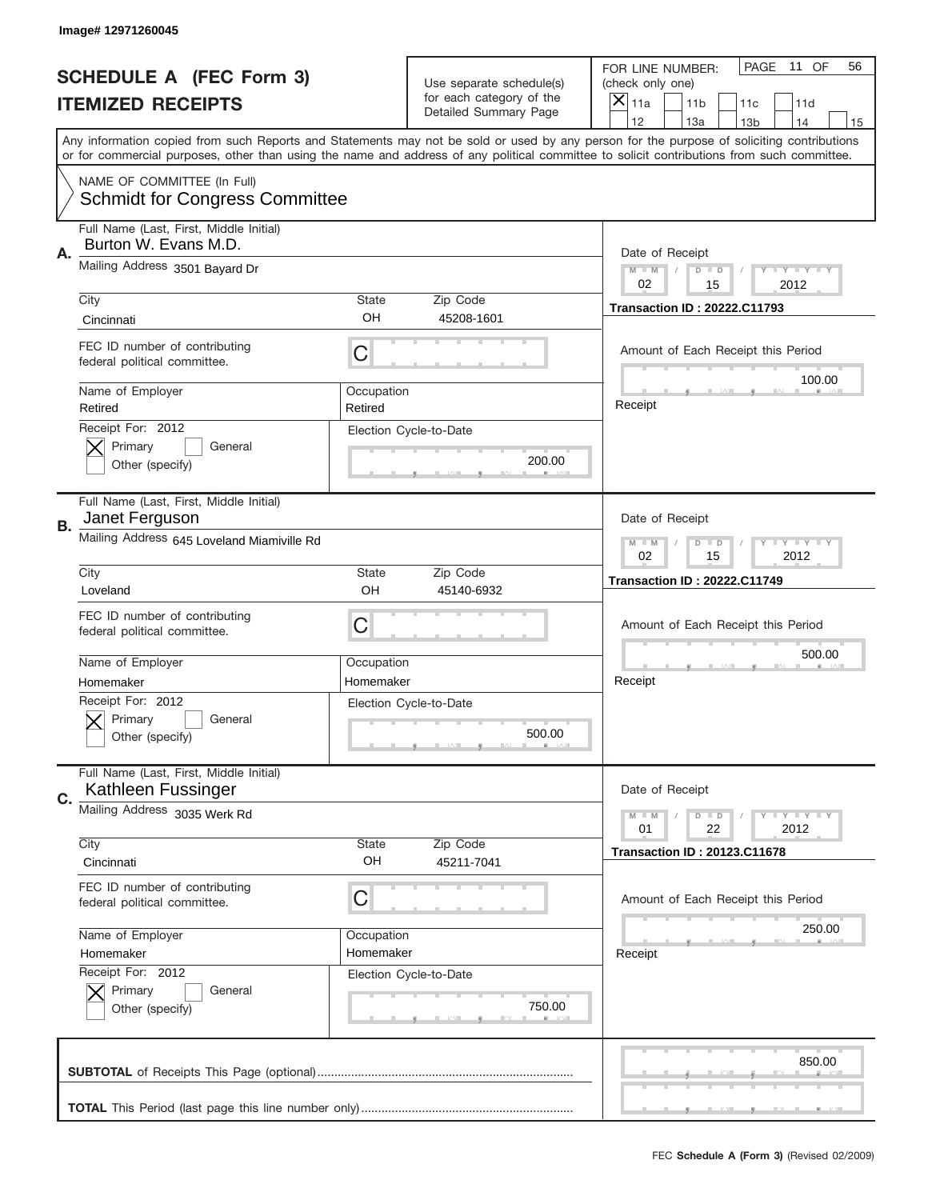Image# 12971260045

# SCHEDULE A (FEC Form 3)
# ITEMIZED RECEIPTS

Use separate schedule(s) for each category of the Detailed Summary Page

FOR LINE NUMBER: (check only one)

[X] 11a [ ] 11b [ ] 11c [ ] 11d [ ] 12 [ ] 13a [ ] 13b [ ] 14 [ ] 15

PAGE 11 OF 56

Any information copied from such Reports and Statements may not be sold or used by any person for the purpose of soliciting contributions or for commercial purposes, other than using the name and address of any political committee to solicit contributions from such committee.

NAME OF COMMITTEE (In Full)
Schmidt for Congress Committee

---

**A.** Full Name (Last, First, Middle Initial): Burton W. Evans M.D.

Mailing Address: 3501 Bayard Dr

City: Cincinnati State: OH Zip Code: 45208-1601

FEC ID number of contributing federal political committee: C

Name of Employer: Retired Occupation: Retired

Receipt For: 2012 [X] Primary [ ] General [ ] Other (specify)

Election Cycle-to-Date: 200.00

Date of Receipt: 02 / 15 / 2012

Transaction ID : 20222.C11793

Amount of Each Receipt this Period: 100.00

Receipt

---

**B.** Full Name (Last, First, Middle Initial): Janet Ferguson

Mailing Address: 645 Loveland Miamiville Rd

City: Loveland State: OH Zip Code: 45140-6932

FEC ID number of contributing federal political committee: C

Name of Employer: Homemaker Occupation: Homemaker

Receipt For: 2012 [X] Primary [ ] General [ ] Other (specify)

Election Cycle-to-Date: 500.00

Date of Receipt: 02 / 15 / 2012

Transaction ID : 20222.C11749

Amount of Each Receipt this Period: 500.00

Receipt

---

**C.** Full Name (Last, First, Middle Initial): Kathleen Fussinger

Mailing Address: 3035 Werk Rd

City: Cincinnati State: OH Zip Code: 45211-7041

FEC ID number of contributing federal political committee: C

Name of Employer: Homemaker Occupation: Homemaker

Receipt For: 2012 [X] Primary [ ] General [ ] Other (specify)

Election Cycle-to-Date: 750.00

Date of Receipt: 01 / 22 / 2012

Transaction ID : 20123.C11678

Amount of Each Receipt this Period: 250.00

Receipt

---

**SUBTOTAL** of Receipts This Page (optional): 850.00

**TOTAL** This Period (last page this line number only):

FEC **Schedule A (Form 3)** (Revised 02/2009)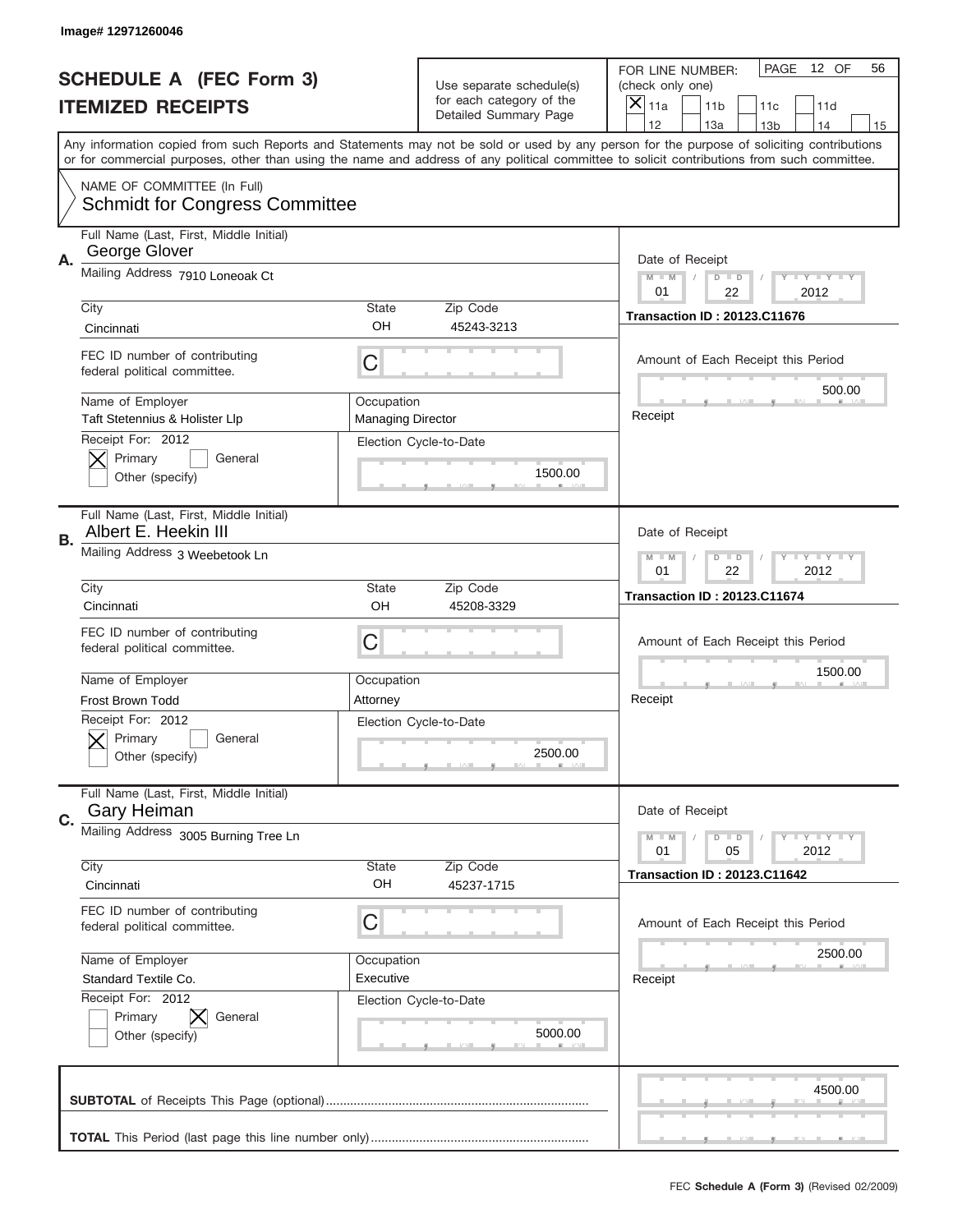Image# 12971260046

# SCHEDULE A (FEC Form 3)
# ITEMIZED RECEIPTS

Use separate schedule(s) for each category of the Detailed Summary Page

FOR LINE NUMBER: (check only one)

PAGE 12 OF 56

☒ 11a ☐ 11b ☐ 11c ☐ 11d ☐ 12 ☐ 13a ☐ 13b ☐ 14 ☐ 15

Any information copied from such Reports and Statements may not be sold or used by any person for the purpose of soliciting contributions or for commercial purposes, other than using the name and address of any political committee to solicit contributions from such committee.

NAME OF COMMITTEE (In Full)
Schmidt for Congress Committee

## A.

Full Name (Last, First, Middle Initial): George Glover
Mailing Address: 7910 Loneoak Ct
City: Cincinnati | State: OH | Zip Code: 45243-3213
FEC ID number of contributing federal political committee: C
Name of Employer: Taft Stetennius & Holister Llp
Occupation: Managing Director
Receipt For: 2012 ☒ Primary ☐ General ☐ Other (specify)
Election Cycle-to-Date: 1500.00
Date of Receipt: 01 / 22 / 2012
Transaction ID : 20123.C11676
Amount of Each Receipt this Period: 500.00
Receipt

## B.

Full Name (Last, First, Middle Initial): Albert E. Heekin III
Mailing Address: 3 Weebetook Ln
City: Cincinnati | State: OH | Zip Code: 45208-3329
FEC ID number of contributing federal political committee: C
Name of Employer: Frost Brown Todd
Occupation: Attorney
Receipt For: 2012 ☒ Primary ☐ General ☐ Other (specify)
Election Cycle-to-Date: 2500.00
Date of Receipt: 01 / 22 / 2012
Transaction ID : 20123.C11674
Amount of Each Receipt this Period: 1500.00
Receipt

## C.

Full Name (Last, First, Middle Initial): Gary Heiman
Mailing Address: 3005 Burning Tree Ln
City: Cincinnati | State: OH | Zip Code: 45237-1715
FEC ID number of contributing federal political committee: C
Name of Employer: Standard Textile Co.
Occupation: Executive
Receipt For: 2012 ☐ Primary ☒ General ☐ Other (specify)
Election Cycle-to-Date: 5000.00
Date of Receipt: 01 / 05 / 2012
Transaction ID : 20123.C11642
Amount of Each Receipt this Period: 2500.00
Receipt

**SUBTOTAL** of Receipts This Page (optional): 4500.00

**TOTAL** This Period (last page this line number only):

FEC **Schedule A (Form 3)** (Revised 02/2009)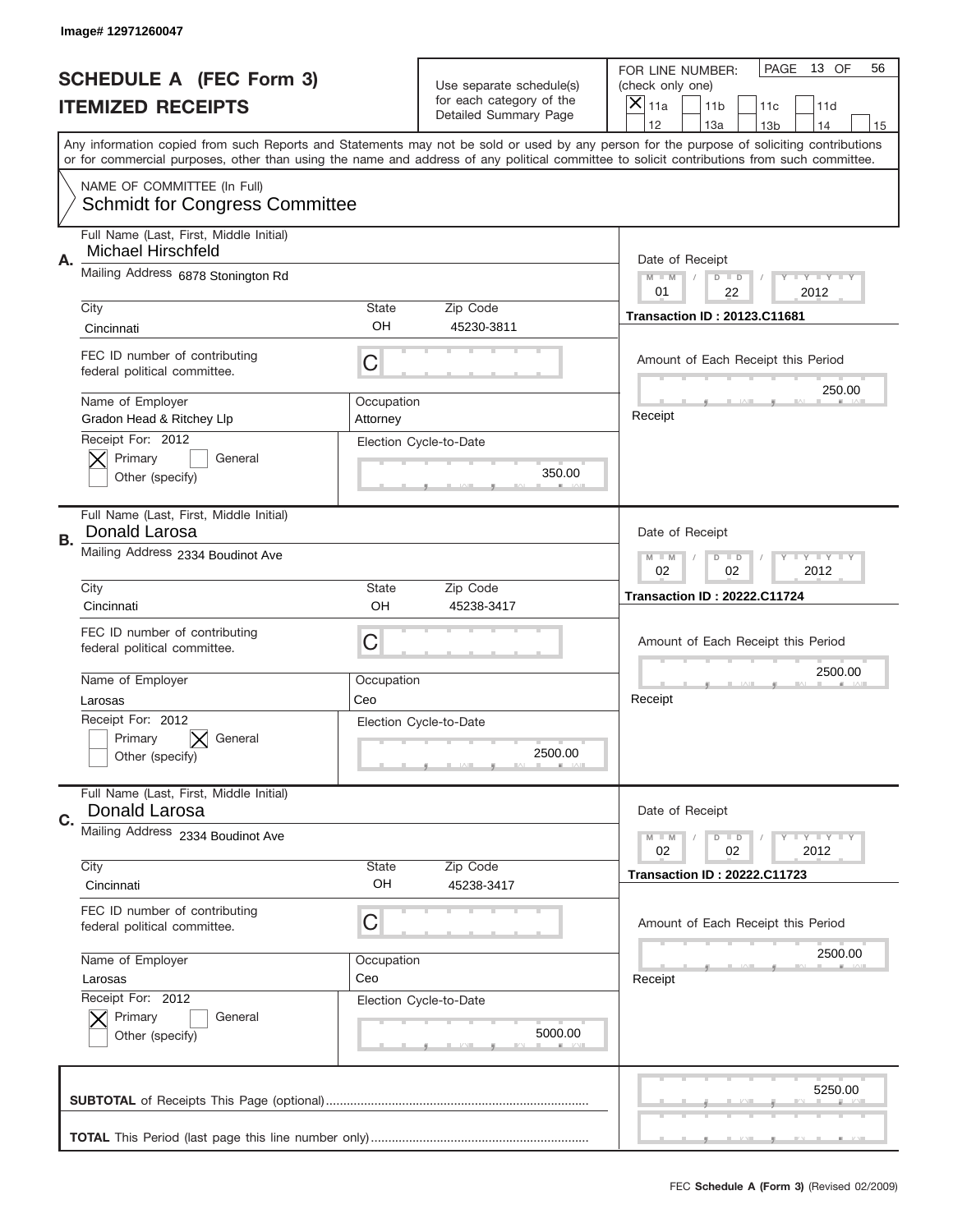Image# 12971260047

# SCHEDULE A (FEC Form 3)
## ITEMIZED RECEIPTS

Use separate schedule(s) for each category of the Detailed Summary Page

FOR LINE NUMBER: (check only one)
[X] 11a [ ] 11b [ ] 11c [ ] 11d [ ] 12 [ ] 13a [ ] 13b [ ] 14 [ ] 15

PAGE 13 OF 56

Any information copied from such Reports and Statements may not be sold or used by any person for the purpose of soliciting contributions or for commercial purposes, other than using the name and address of any political committee to solicit contributions from such committee.

NAME OF COMMITTEE (In Full)
Schmidt for Congress Committee

---

**A.** Full Name (Last, First, Middle Initial): Michael Hirschfeld
Mailing Address: 6878 Stonington Rd
City: Cincinnati | State: OH | Zip Code: 45230-3811
FEC ID number of contributing federal political committee: C
Name of Employer: Gradon Head & Ritchey Llp | Occupation: Attorney
Receipt For: 2012 — [X] Primary [ ] General [ ] Other (specify)
Election Cycle-to-Date: 350.00
Date of Receipt: 01 / 22 / 2012
Transaction ID : 20123.C11681
Amount of Each Receipt this Period: 250.00
Receipt

---

**B.** Full Name (Last, First, Middle Initial): Donald Larosa
Mailing Address: 2334 Boudinot Ave
City: Cincinnati | State: OH | Zip Code: 45238-3417
FEC ID number of contributing federal political committee: C
Name of Employer: Larosas | Occupation: Ceo
Receipt For: 2012 — [ ] Primary [X] General [ ] Other (specify)
Election Cycle-to-Date: 2500.00
Date of Receipt: 02 / 02 / 2012
Transaction ID : 20222.C11724
Amount of Each Receipt this Period: 2500.00
Receipt

---

**C.** Full Name (Last, First, Middle Initial): Donald Larosa
Mailing Address: 2334 Boudinot Ave
City: Cincinnati | State: OH | Zip Code: 45238-3417
FEC ID number of contributing federal political committee: C
Name of Employer: Larosas | Occupation: Ceo
Receipt For: 2012 — [X] Primary [ ] General [ ] Other (specify)
Election Cycle-to-Date: 5000.00
Date of Receipt: 02 / 02 / 2012
Transaction ID : 20222.C11723
Amount of Each Receipt this Period: 2500.00
Receipt

---

**SUBTOTAL** of Receipts This Page (optional): 5250.00

**TOTAL** This Period (last page this line number only):

FEC **Schedule A (Form 3)** (Revised 02/2009)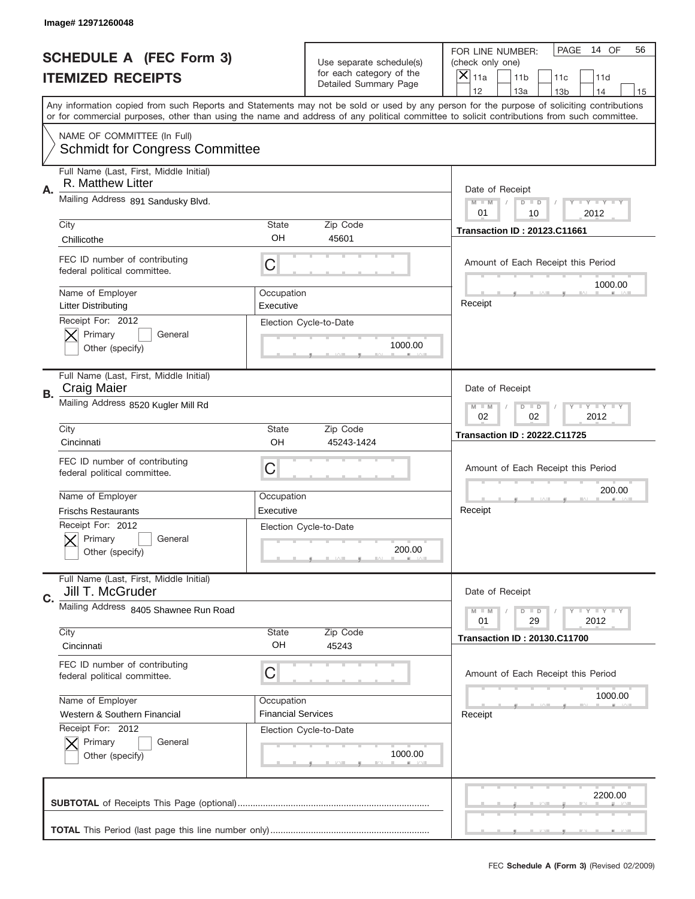Image# 12971260048

# SCHEDULE A (FEC Form 3)
## ITEMIZED RECEIPTS

Use separate schedule(s) for each category of the Detailed Summary Page

FOR LINE NUMBER: (check only one)

[X] 11a [ ] 11b [ ] 11c [ ] 11d [ ] 12 [ ] 13a [ ] 13b [ ] 14 [ ] 15

PAGE 14 OF 56

Any information copied from such Reports and Statements may not be sold or used by any person for the purpose of soliciting contributions or for commercial purposes, other than using the name and address of any political committee to solicit contributions from such committee.

NAME OF COMMITTEE (In Full)
Schmidt for Congress Committee

---

**A.** Full Name (Last, First, Middle Initial): R. Matthew Litter

Mailing Address: 891 Sandusky Blvd.

City: Chillicothe | State: OH | Zip Code: 45601

FEC ID number of contributing federal political committee: C

Name of Employer: Litter Distributing | Occupation: Executive

Receipt For: 2012 — [X] Primary [ ] General [ ] Other (specify)

Election Cycle-to-Date: 1000.00

Date of Receipt: 01 / 10 / 2012

Transaction ID : 20123.C11661

Amount of Each Receipt this Period: 1000.00

Receipt

---

**B.** Full Name (Last, First, Middle Initial): Craig Maier

Mailing Address: 8520 Kugler Mill Rd

City: Cincinnati | State: OH | Zip Code: 45243-1424

FEC ID number of contributing federal political committee: C

Name of Employer: Frischs Restaurants | Occupation: Executive

Receipt For: 2012 — [X] Primary [ ] General [ ] Other (specify)

Election Cycle-to-Date: 200.00

Date of Receipt: 02 / 02 / 2012

Transaction ID : 20222.C11725

Amount of Each Receipt this Period: 200.00

Receipt

---

**C.** Full Name (Last, First, Middle Initial): Jill T. McGruder

Mailing Address: 8405 Shawnee Run Road

City: Cincinnati | State: OH | Zip Code: 45243

FEC ID number of contributing federal political committee: C

Name of Employer: Western & Southern Financial | Occupation: Financial Services

Receipt For: 2012 — [X] Primary [ ] General [ ] Other (specify)

Election Cycle-to-Date: 1000.00

Date of Receipt: 01 / 29 / 2012

Transaction ID : 20130.C11700

Amount of Each Receipt this Period: 1000.00

Receipt

---

**SUBTOTAL** of Receipts This Page (optional): 2200.00

**TOTAL** This Period (last page this line number only):

FEC **Schedule A (Form 3)** (Revised 02/2009)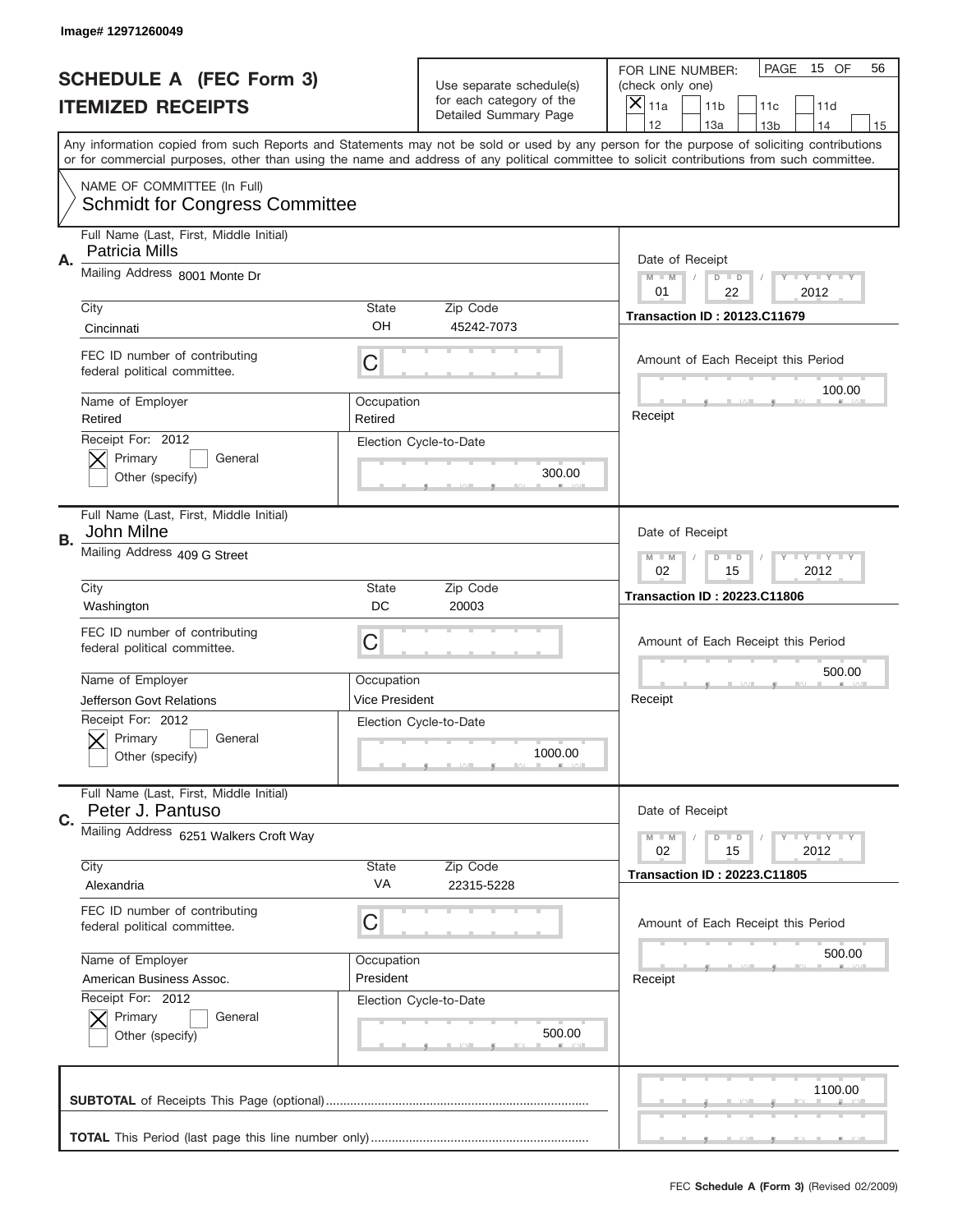Image# 12971260049

# SCHEDULE A (FEC Form 3)
## ITEMIZED RECEIPTS

Use separate schedule(s) for each category of the Detailed Summary Page

FOR LINE NUMBER: (check only one)
[X] 11a [ ] 11b [ ] 11c [ ] 11d [ ] 12 [ ] 13a [ ] 13b [ ] 14 [ ] 15

PAGE 15 OF 56

Any information copied from such Reports and Statements may not be sold or used by any person for the purpose of soliciting contributions or for commercial purposes, other than using the name and address of any political committee to solicit contributions from such committee.

NAME OF COMMITTEE (In Full)
Schmidt for Congress Committee

---

**A.**
Full Name (Last, First, Middle Initial): Patricia Mills
Mailing Address: 8001 Monte Dr
City: Cincinnati | State: OH | Zip Code: 45242-7073
FEC ID number of contributing federal political committee: C
Name of Employer: Retired | Occupation: Retired
Receipt For: 2012 — [X] Primary [ ] General [ ] Other (specify)
Election Cycle-to-Date: 300.00
Date of Receipt: 01 / 22 / 2012
Transaction ID : 20123.C11679
Amount of Each Receipt this Period: 100.00
Receipt

---

**B.**
Full Name (Last, First, Middle Initial): John Milne
Mailing Address: 409 G Street
City: Washington | State: DC | Zip Code: 20003
FEC ID number of contributing federal political committee: C
Name of Employer: Jefferson Govt Relations | Occupation: Vice President
Receipt For: 2012 — [X] Primary [ ] General [ ] Other (specify)
Election Cycle-to-Date: 1000.00
Date of Receipt: 02 / 15 / 2012
Transaction ID : 20223.C11806
Amount of Each Receipt this Period: 500.00
Receipt

---

**C.**
Full Name (Last, First, Middle Initial): Peter J. Pantuso
Mailing Address: 6251 Walkers Croft Way
City: Alexandria | State: VA | Zip Code: 22315-5228
FEC ID number of contributing federal political committee: C
Name of Employer: American Business Assoc. | Occupation: President
Receipt For: 2012 — [X] Primary [ ] General [ ] Other (specify)
Election Cycle-to-Date: 500.00
Date of Receipt: 02 / 15 / 2012
Transaction ID : 20223.C11805
Amount of Each Receipt this Period: 500.00
Receipt

---

**SUBTOTAL** of Receipts This Page (optional): 1100.00

**TOTAL** This Period (last page this line number only):

FEC **Schedule A (Form 3)** (Revised 02/2009)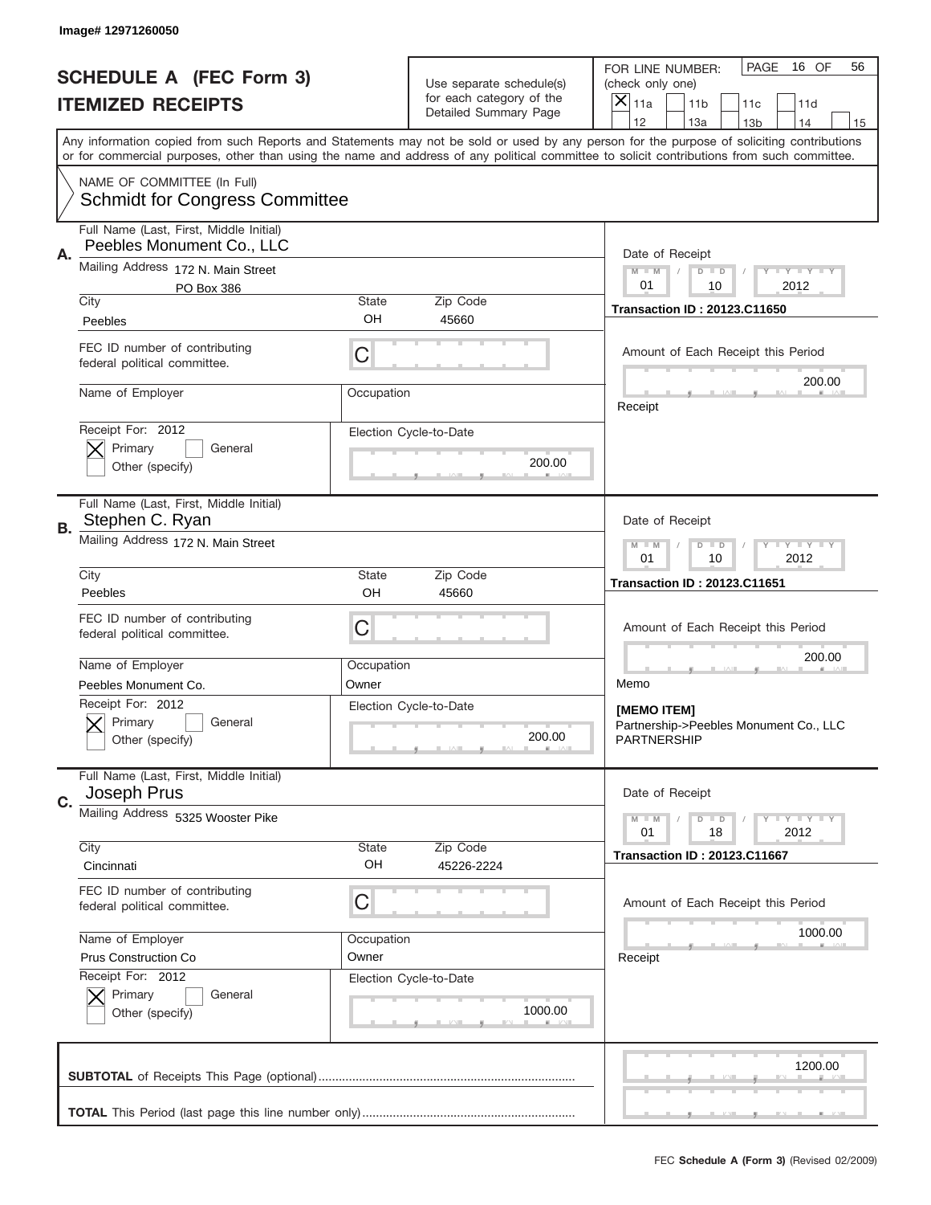Image# 12971260050

# SCHEDULE A (FEC Form 3)
## ITEMIZED RECEIPTS

Use separate schedule(s) for each category of the Detailed Summary Page

FOR LINE NUMBER: (check only one)
[X] 11a [ ] 11b [ ] 11c [ ] 11d [ ] 12 [ ] 13a [ ] 13b [ ] 14 [ ] 15

PAGE 16 OF 56

Any information copied from such Reports and Statements may not be sold or used by any person for the purpose of soliciting contributions or for commercial purposes, other than using the name and address of any political committee to solicit contributions from such committee.

NAME OF COMMITTEE (In Full)
Schmidt for Congress Committee

---

**A.** Full Name (Last, First, Middle Initial): Peebles Monument Co., LLC

Mailing Address: 172 N. Main Street, PO Box 386

City: Peebles | State: OH | Zip Code: 45660

FEC ID number of contributing federal political committee: C

Name of Employer: | Occupation:

Receipt For: 2012 — [X] Primary [ ] General [ ] Other (specify)

Election Cycle-to-Date: 200.00

Date of Receipt: 01 / 10 / 2012

Transaction ID : 20123.C11650

Amount of Each Receipt this Period: 200.00

Receipt

---

**B.** Full Name (Last, First, Middle Initial): Stephen C. Ryan

Mailing Address: 172 N. Main Street

City: Peebles | State: OH | Zip Code: 45660

FEC ID number of contributing federal political committee: C

Name of Employer: Peebles Monument Co. | Occupation: Owner

Receipt For: 2012 — [X] Primary [ ] General [ ] Other (specify)

Election Cycle-to-Date: 200.00

Date of Receipt: 01 / 10 / 2012

Transaction ID : 20123.C11651

Amount of Each Receipt this Period: 200.00

Memo

[MEMO ITEM]
Partnership->Peebles Monument Co., LLC
PARTNERSHIP

---

**C.** Full Name (Last, First, Middle Initial): Joseph Prus

Mailing Address: 5325 Wooster Pike

City: Cincinnati | State: OH | Zip Code: 45226-2224

FEC ID number of contributing federal political committee: C

Name of Employer: Prus Construction Co | Occupation: Owner

Receipt For: 2012 — [X] Primary [ ] General [ ] Other (specify)

Election Cycle-to-Date: 1000.00

Date of Receipt: 01 / 18 / 2012

Transaction ID : 20123.C11667

Amount of Each Receipt this Period: 1000.00

Receipt

---

**SUBTOTAL** of Receipts This Page (optional): 1200.00

**TOTAL** This Period (last page this line number only):

FEC **Schedule A (Form 3)** (Revised 02/2009)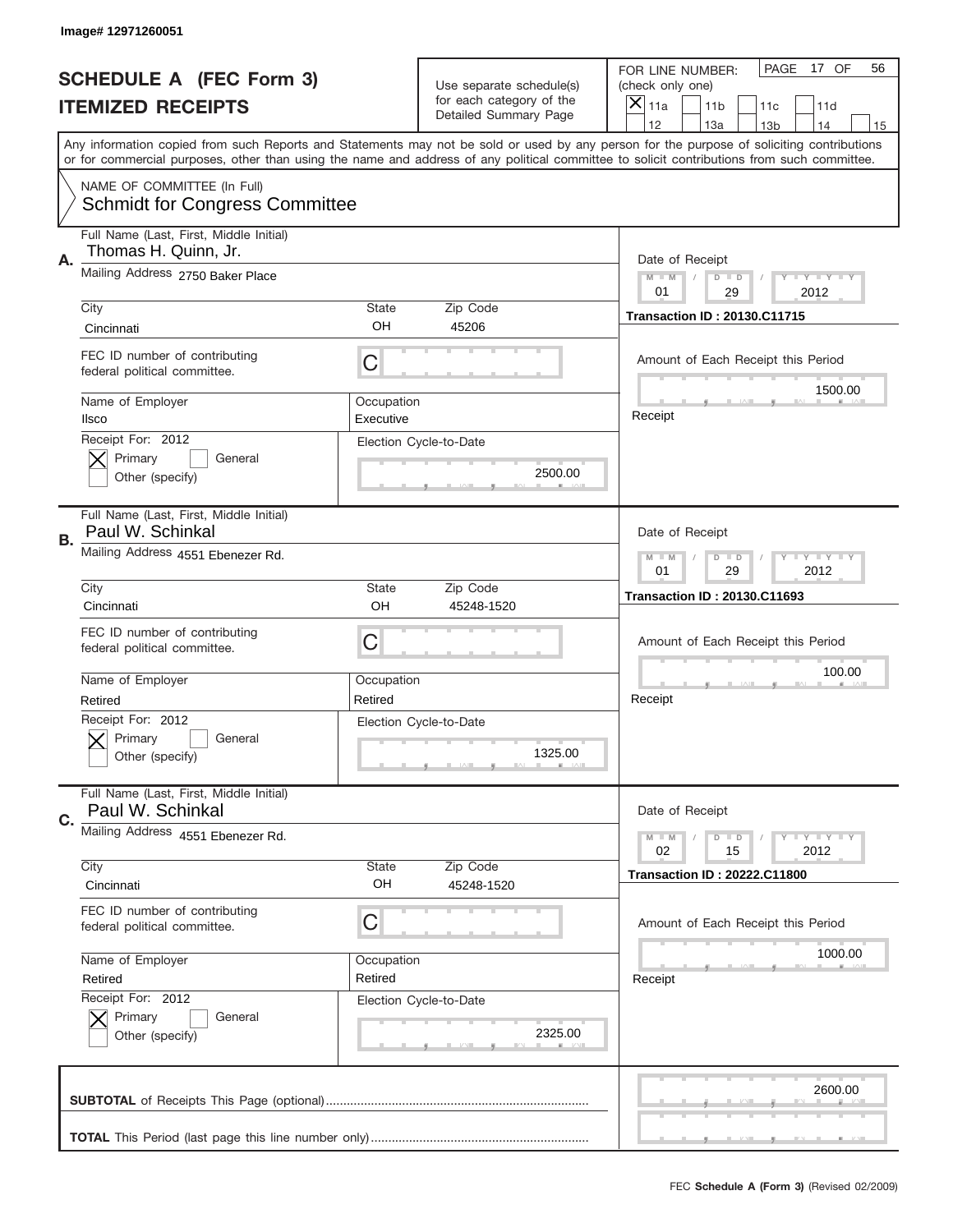Image# 12971260051

# SCHEDULE A (FEC Form 3)
## ITEMIZED RECEIPTS

Use separate schedule(s) for each category of the Detailed Summary Page

FOR LINE NUMBER: (check only one)
[X] 11a [ ] 11b [ ] 11c [ ] 11d [ ] 12 [ ] 13a [ ] 13b [ ] 14 [ ] 15

PAGE 17 OF 56

Any information copied from such Reports and Statements may not be sold or used by any person for the purpose of soliciting contributions or for commercial purposes, other than using the name and address of any political committee to solicit contributions from such committee.

NAME OF COMMITTEE (In Full)
Schmidt for Congress Committee

---

**A.** Full Name (Last, First, Middle Initial): Thomas H. Quinn, Jr.

Mailing Address: 2750 Baker Place

City: Cincinnati | State: OH | Zip Code: 45206

FEC ID number of contributing federal political committee: C

Name of Employer: Ilsco | Occupation: Executive

Receipt For: 2012 — [X] Primary [ ] General [ ] Other (specify)

Election Cycle-to-Date: 2500.00

Date of Receipt: 01 / 29 / 2012

Transaction ID : 20130.C11715

Amount of Each Receipt this Period: 1500.00

Receipt

---

**B.** Full Name (Last, First, Middle Initial): Paul W. Schinkal

Mailing Address: 4551 Ebenezer Rd.

City: Cincinnati | State: OH | Zip Code: 45248-1520

FEC ID number of contributing federal political committee: C

Name of Employer: Retired | Occupation: Retired

Receipt For: 2012 — [X] Primary [ ] General [ ] Other (specify)

Election Cycle-to-Date: 1325.00

Date of Receipt: 01 / 29 / 2012

Transaction ID : 20130.C11693

Amount of Each Receipt this Period: 100.00

Receipt

---

**C.** Full Name (Last, First, Middle Initial): Paul W. Schinkal

Mailing Address: 4551 Ebenezer Rd.

City: Cincinnati | State: OH | Zip Code: 45248-1520

FEC ID number of contributing federal political committee: C

Name of Employer: Retired | Occupation: Retired

Receipt For: 2012 — [X] Primary [ ] General [ ] Other (specify)

Election Cycle-to-Date: 2325.00

Date of Receipt: 02 / 15 / 2012

Transaction ID : 20222.C11800

Amount of Each Receipt this Period: 1000.00

Receipt

---

**SUBTOTAL** of Receipts This Page (optional): 2600.00

**TOTAL** This Period (last page this line number only):

FEC **Schedule A (Form 3)** (Revised 02/2009)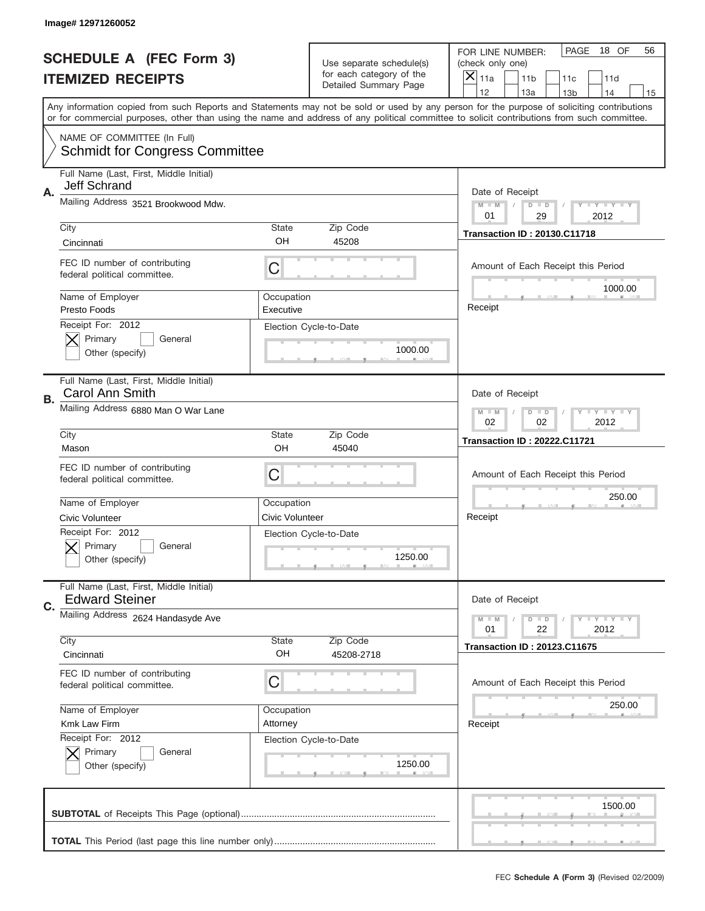Image# 12971260052

# SCHEDULE A (FEC Form 3)
# ITEMIZED RECEIPTS

Use separate schedule(s) for each category of the Detailed Summary Page

FOR LINE NUMBER: (check only one)

[X] 11a [ ] 11b [ ] 11c [ ] 11d [ ] 12 [ ] 13a [ ] 13b [ ] 14 [ ] 15

PAGE 18 OF 56

Any information copied from such Reports and Statements may not be sold or used by any person for the purpose of soliciting contributions or for commercial purposes, other than using the name and address of any political committee to solicit contributions from such committee.

NAME OF COMMITTEE (In Full)
Schmidt for Congress Committee

---

**A.** Full Name (Last, First, Middle Initial): Jeff Schrand

Mailing Address: 3521 Brookwood Mdw.

City: Cincinnati | State: OH | Zip Code: 45208

FEC ID number of contributing federal political committee: C

Name of Employer: Presto Foods | Occupation: Executive

Receipt For: 2012 — [X] Primary [ ] General [ ] Other (specify)

Election Cycle-to-Date: 1000.00

Date of Receipt: 01 / 29 / 2012

Transaction ID : 20130.C11718

Amount of Each Receipt this Period: 1000.00

Receipt

---

**B.** Full Name (Last, First, Middle Initial): Carol Ann Smith

Mailing Address: 6880 Man O War Lane

City: Mason | State: OH | Zip Code: 45040

FEC ID number of contributing federal political committee: C

Name of Employer: Civic Volunteer | Occupation: Civic Volunteer

Receipt For: 2012 — [X] Primary [ ] General [ ] Other (specify)

Election Cycle-to-Date: 1250.00

Date of Receipt: 02 / 02 / 2012

Transaction ID : 20222.C11721

Amount of Each Receipt this Period: 250.00

Receipt

---

**C.** Full Name (Last, First, Middle Initial): Edward Steiner

Mailing Address: 2624 Handasyde Ave

City: Cincinnati | State: OH | Zip Code: 45208-2718

FEC ID number of contributing federal political committee: C

Name of Employer: Kmk Law Firm | Occupation: Attorney

Receipt For: 2012 — [X] Primary [ ] General [ ] Other (specify)

Election Cycle-to-Date: 1250.00

Date of Receipt: 01 / 22 / 2012

Transaction ID : 20123.C11675

Amount of Each Receipt this Period: 250.00

Receipt

---

**SUBTOTAL** of Receipts This Page (optional): 1500.00

**TOTAL** This Period (last page this line number only):

FEC **Schedule A (Form 3)** (Revised 02/2009)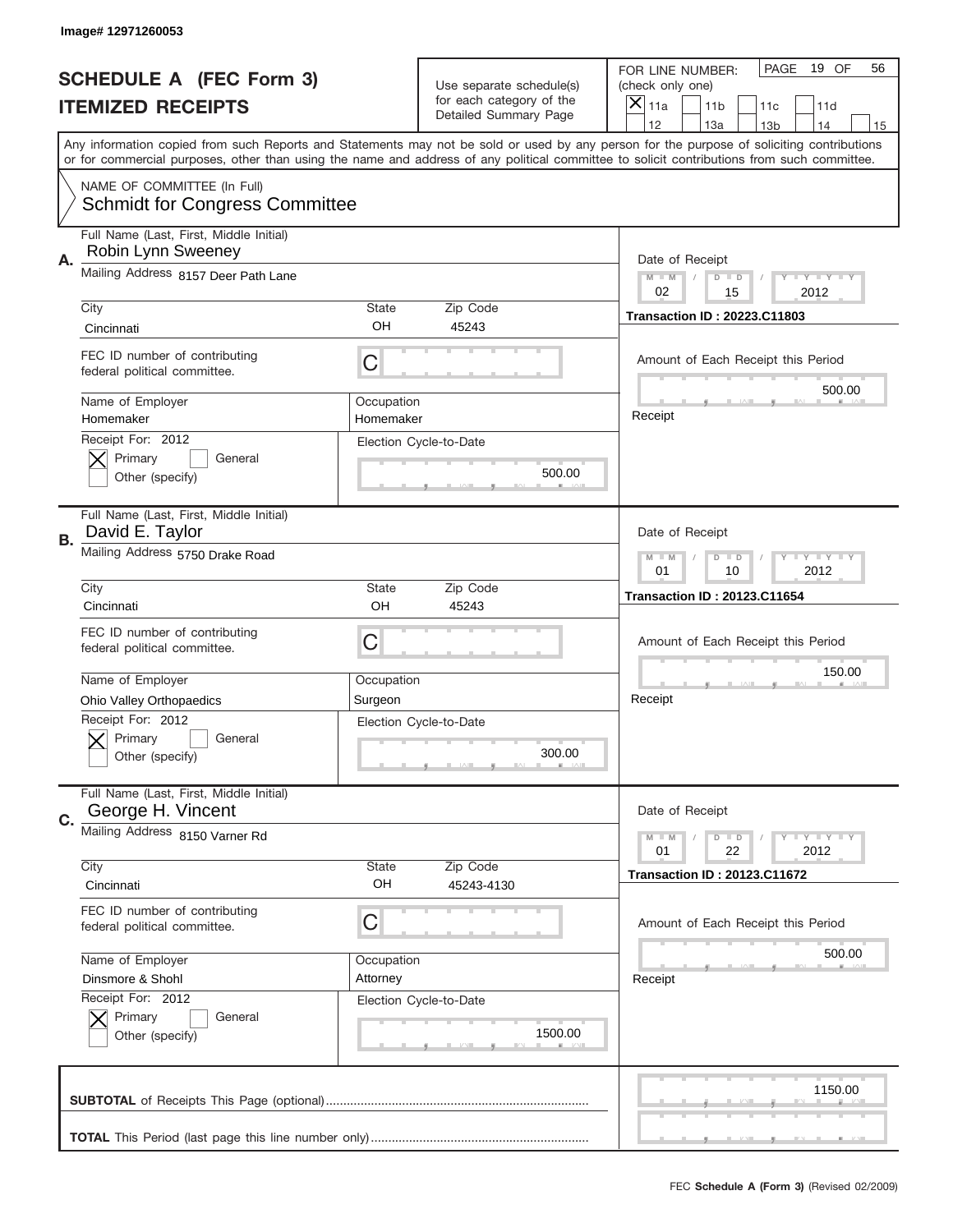Image# 12971260053

# SCHEDULE A (FEC Form 3)
## ITEMIZED RECEIPTS

Use separate schedule(s) for each category of the Detailed Summary Page

FOR LINE NUMBER: (check only one)

[X] 11a [ ] 11b [ ] 11c [ ] 11d [ ] 12 [ ] 13a [ ] 13b [ ] 14 [ ] 15

PAGE 19 OF 56

Any information copied from such Reports and Statements may not be sold or used by any person for the purpose of soliciting contributions or for commercial purposes, other than using the name and address of any political committee to solicit contributions from such committee.

NAME OF COMMITTEE (In Full)
Schmidt for Congress Committee

---

**A.** Full Name (Last, First, Middle Initial): Robin Lynn Sweeney

Mailing Address: 8157 Deer Path Lane

City: Cincinnati | State: OH | Zip Code: 45243

FEC ID number of contributing federal political committee: C

Name of Employer: Homemaker | Occupation: Homemaker

Receipt For: 2012 — [X] Primary [ ] General [ ] Other (specify)

Election Cycle-to-Date: 500.00

Date of Receipt: 02 / 15 / 2012

Transaction ID : 20223.C11803

Amount of Each Receipt this Period: 500.00

Receipt

---

**B.** Full Name (Last, First, Middle Initial): David E. Taylor

Mailing Address: 5750 Drake Road

City: Cincinnati | State: OH | Zip Code: 45243

FEC ID number of contributing federal political committee: C

Name of Employer: Ohio Valley Orthopaedics | Occupation: Surgeon

Receipt For: 2012 — [X] Primary [ ] General [ ] Other (specify)

Election Cycle-to-Date: 300.00

Date of Receipt: 01 / 10 / 2012

Transaction ID : 20123.C11654

Amount of Each Receipt this Period: 150.00

Receipt

---

**C.** Full Name (Last, First, Middle Initial): George H. Vincent

Mailing Address: 8150 Varner Rd

City: Cincinnati | State: OH | Zip Code: 45243-4130

FEC ID number of contributing federal political committee: C

Name of Employer: Dinsmore & Shohl | Occupation: Attorney

Receipt For: 2012 — [X] Primary [ ] General [ ] Other (specify)

Election Cycle-to-Date: 1500.00

Date of Receipt: 01 / 22 / 2012

Transaction ID : 20123.C11672

Amount of Each Receipt this Period: 500.00

Receipt

---

**SUBTOTAL** of Receipts This Page (optional): 1150.00

**TOTAL** This Period (last page this line number only):

FEC **Schedule A (Form 3)** (Revised 02/2009)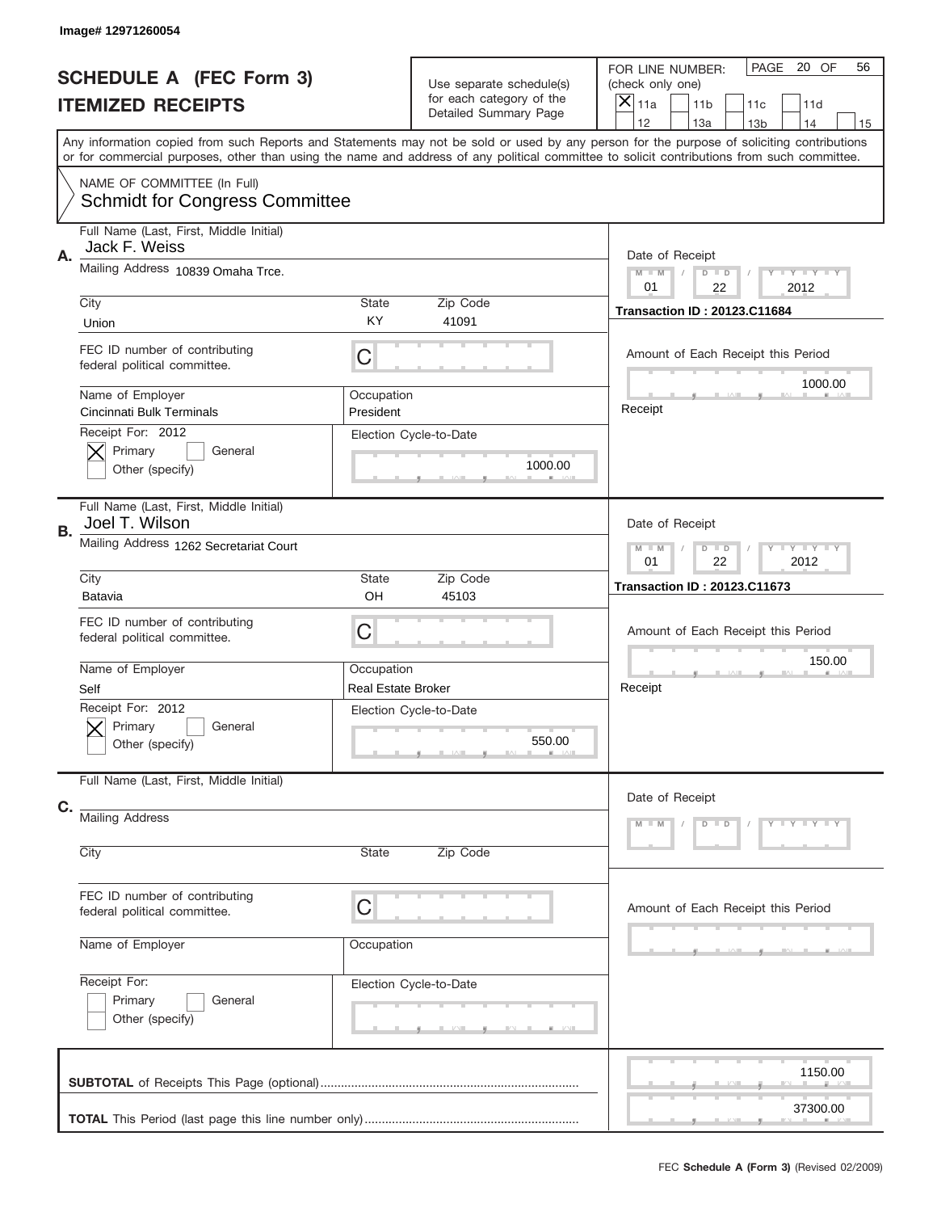Image# 12971260054

# SCHEDULE A (FEC Form 3)
## ITEMIZED RECEIPTS

Use separate schedule(s) for each category of the Detailed Summary Page

FOR LINE NUMBER: (check only one)
[X] 11a [ ] 11b [ ] 11c [ ] 11d [ ] 12 [ ] 13a [ ] 13b [ ] 14 [ ] 15

PAGE 20 OF 56

Any information copied from such Reports and Statements may not be sold or used by any person for the purpose of soliciting contributions or for commercial purposes, other than using the name and address of any political committee to solicit contributions from such committee.

NAME OF COMMITTEE (In Full)
Schmidt for Congress Committee

---

**A.** Full Name (Last, First, Middle Initial): Jack F. Weiss

Mailing Address: 10839 Omaha Trce.

City: Union | State: KY | Zip Code: 41091

FEC ID number of contributing federal political committee: C

Name of Employer: Cincinnati Bulk Terminals | Occupation: President

Receipt For: 2012 — [X] Primary [ ] General [ ] Other (specify)

Election Cycle-to-Date: 1000.00

Date of Receipt: 01 / 22 / 2012

Transaction ID : 20123.C11684

Amount of Each Receipt this Period: 1000.00

Receipt

---

**B.** Full Name (Last, First, Middle Initial): Joel T. Wilson

Mailing Address: 1262 Secretariat Court

City: Batavia | State: OH | Zip Code: 45103

FEC ID number of contributing federal political committee: C

Name of Employer: Self | Occupation: Real Estate Broker

Receipt For: 2012 — [X] Primary [ ] General [ ] Other (specify)

Election Cycle-to-Date: 550.00

Date of Receipt: 01 / 22 / 2012

Transaction ID : 20123.C11673

Amount of Each Receipt this Period: 150.00

Receipt

---

**C.** Full Name (Last, First, Middle Initial):

Mailing Address

City | State | Zip Code

FEC ID number of contributing federal political committee: C

Name of Employer | Occupation

Receipt For: [ ] Primary [ ] General [ ] Other (specify)

Election Cycle-to-Date

Date of Receipt: M M / D D / Y Y Y Y

Amount of Each Receipt this Period

---

**SUBTOTAL** of Receipts This Page (optional): 1150.00

**TOTAL** This Period (last page this line number only): 37300.00

FEC **Schedule A (Form 3)** (Revised 02/2009)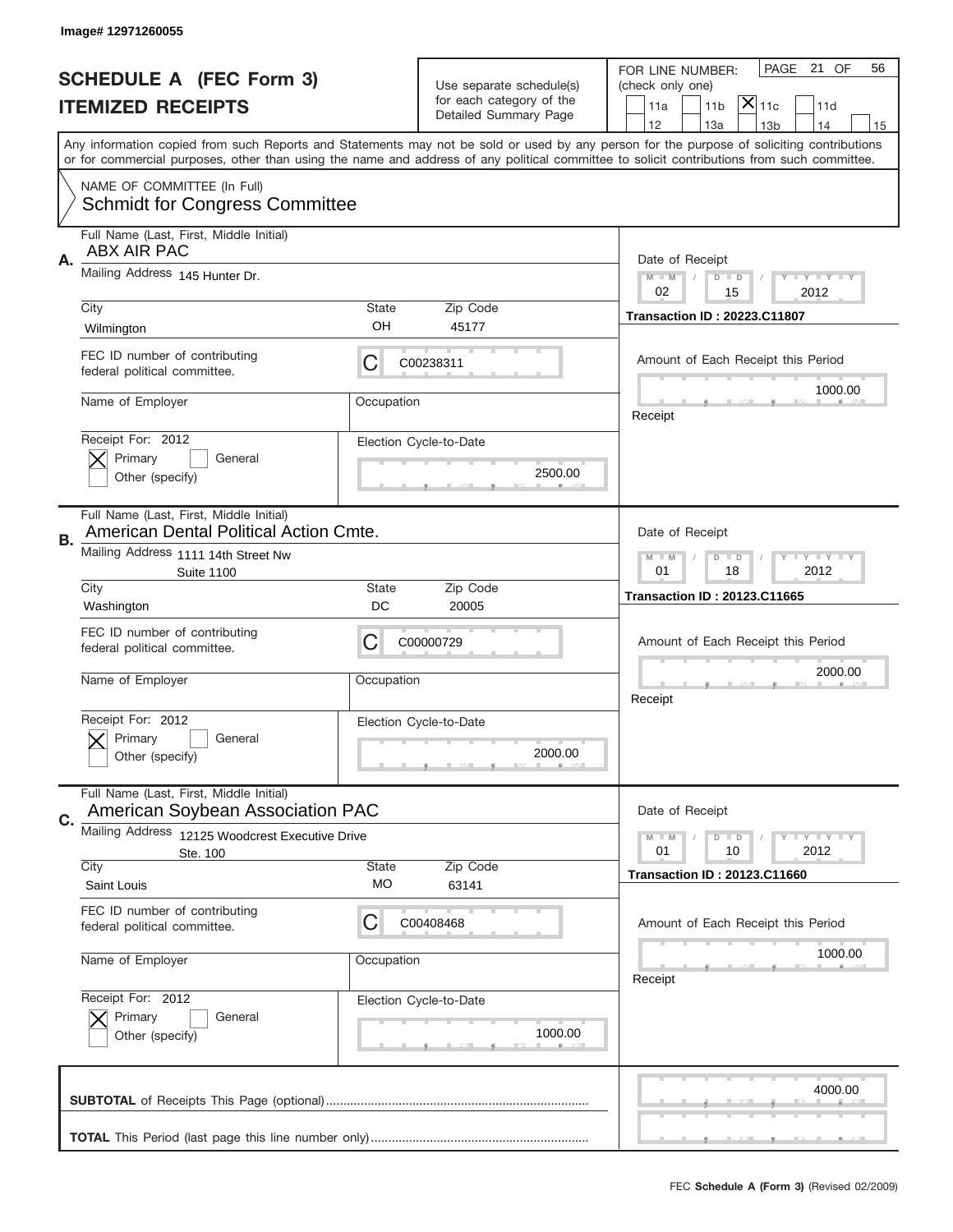Image# 12971260055

# SCHEDULE A (FEC Form 3)
# ITEMIZED RECEIPTS

Use separate schedule(s) for each category of the Detailed Summary Page

FOR LINE NUMBER: (check only one)

PAGE 21 OF 56

11a | 11b | [X] 11c | 11d | 12 | 13a | 13b | 14 | 15

Any information copied from such Reports and Statements may not be sold or used by any person for the purpose of soliciting contributions or for commercial purposes, other than using the name and address of any political committee to solicit contributions from such committee.

NAME OF COMMITTEE (In Full)
Schmidt for Congress Committee

**A.** Full Name (Last, First, Middle Initial): ABX AIR PAC
Mailing Address: 145 Hunter Dr.
City: Wilmington | State: OH | Zip Code: 45177
FEC ID number of contributing federal political committee: C C00238311
Name of Employer: | Occupation:
Receipt For: 2012 — [X] Primary [ ] General [ ] Other (specify)
Election Cycle-to-Date: 2500.00
Date of Receipt: 02 / 15 / 2012
Transaction ID : 20223.C11807
Amount of Each Receipt this Period: 1000.00

**B.** Full Name (Last, First, Middle Initial): American Dental Political Action Cmte.
Mailing Address: 1111 14th Street Nw, Suite 1100
City: Washington | State: DC | Zip Code: 20005
FEC ID number of contributing federal political committee: C C00000729
Name of Employer: | Occupation:
Receipt For: 2012 — [X] Primary [ ] General [ ] Other (specify)
Election Cycle-to-Date: 2000.00
Date of Receipt: 01 / 18 / 2012
Transaction ID : 20123.C11665
Amount of Each Receipt this Period: 2000.00

**C.** Full Name (Last, First, Middle Initial): American Soybean Association PAC
Mailing Address: 12125 Woodcrest Executive Drive, Ste. 100
City: Saint Louis | State: MO | Zip Code: 63141
FEC ID number of contributing federal political committee: C C00408468
Name of Employer: | Occupation:
Receipt For: 2012 — [X] Primary [ ] General [ ] Other (specify)
Election Cycle-to-Date: 1000.00
Date of Receipt: 01 / 10 / 2012
Transaction ID : 20123.C11660
Amount of Each Receipt this Period: 1000.00

**SUBTOTAL** of Receipts This Page (optional): 4000.00

**TOTAL** This Period (last page this line number only):

FEC **Schedule A (Form 3)** (Revised 02/2009)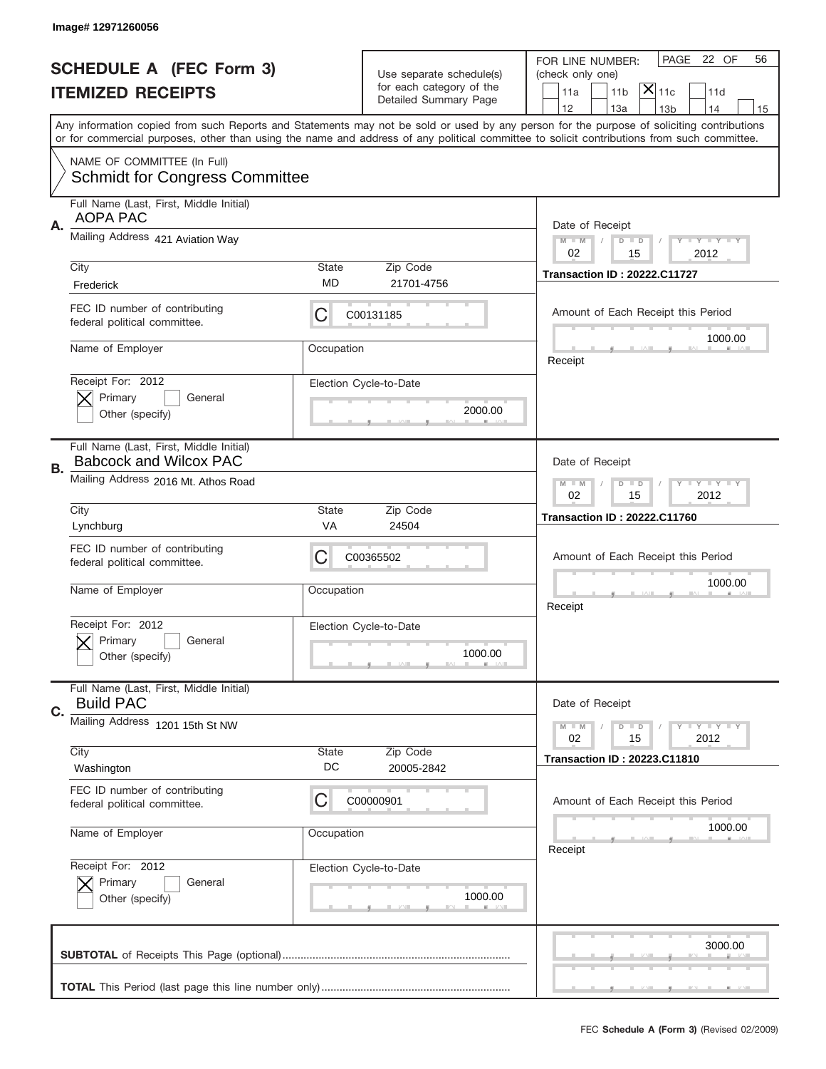Image# 12971260056

# SCHEDULE A (FEC Form 3)
## ITEMIZED RECEIPTS

Use separate schedule(s) for each category of the Detailed Summary Page

FOR LINE NUMBER: (check only one)

11a | 11b | **X** 11c | 11d | 12 | 13a | 13b | 14 | 15

PAGE 22 OF 56

Any information copied from such Reports and Statements may not be sold or used by any person for the purpose of soliciting contributions or for commercial purposes, other than using the name and address of any political committee to solicit contributions from such committee.

NAME OF COMMITTEE (In Full)
Schmidt for Congress Committee

---

**A.** Full Name (Last, First, Middle Initial): AOPA PAC

Mailing Address: 421 Aviation Way

City: Frederick | State: MD | Zip Code: 21701-4756

FEC ID number of contributing federal political committee: C00131185

Name of Employer: | Occupation:

Receipt For: 2012 — [X] Primary [ ] General [ ] Other (specify)

Election Cycle-to-Date: 2000.00

Date of Receipt: 02 / 15 / 2012

Transaction ID : 20222.C11727

Amount of Each Receipt this Period: 1000.00

Receipt

---

**B.** Full Name (Last, First, Middle Initial): Babcock and Wilcox PAC

Mailing Address: 2016 Mt. Athos Road

City: Lynchburg | State: VA | Zip Code: 24504

FEC ID number of contributing federal political committee: C00365502

Name of Employer: | Occupation:

Receipt For: 2012 — [X] Primary [ ] General [ ] Other (specify)

Election Cycle-to-Date: 1000.00

Date of Receipt: 02 / 15 / 2012

Transaction ID : 20222.C11760

Amount of Each Receipt this Period: 1000.00

Receipt

---

**C.** Full Name (Last, First, Middle Initial): Build PAC

Mailing Address: 1201 15th St NW

City: Washington | State: DC | Zip Code: 20005-2842

FEC ID number of contributing federal political committee: C00000901

Name of Employer: | Occupation:

Receipt For: 2012 — [X] Primary [ ] General [ ] Other (specify)

Election Cycle-to-Date: 1000.00

Date of Receipt: 02 / 15 / 2012

Transaction ID : 20223.C11810

Amount of Each Receipt this Period: 1000.00

Receipt

---

**SUBTOTAL** of Receipts This Page (optional): 3000.00

**TOTAL** This Period (last page this line number only):

FEC **Schedule A (Form 3)** (Revised 02/2009)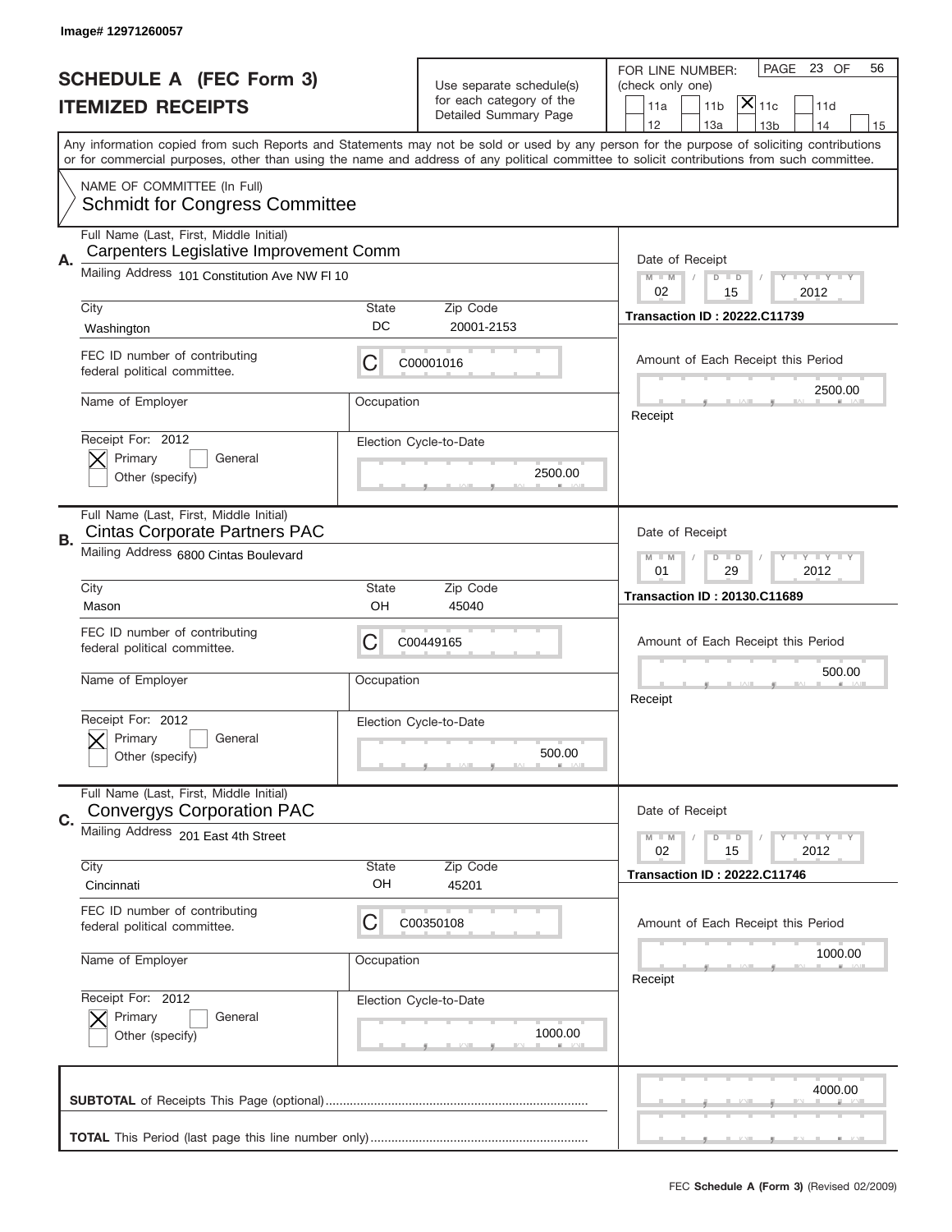Image# 12971260057

# SCHEDULE A (FEC Form 3)
## ITEMIZED RECEIPTS

Use separate schedule(s) for each category of the Detailed Summary Page

FOR LINE NUMBER: (check only one)

PAGE 23 OF 56

- [ ] 11a
- [ ] 11b
- [x] 11c
- [ ] 11d
- [ ] 12
- [ ] 13a
- [ ] 13b
- [ ] 14
- [ ] 15

Any information copied from such Reports and Statements may not be sold or used by any person for the purpose of soliciting contributions or for commercial purposes, other than using the name and address of any political committee to solicit contributions from such committee.

NAME OF COMMITTEE (In Full)
Schmidt for Congress Committee

---

**A.** Full Name (Last, First, Middle Initial)
Carpenters Legislative Improvement Comm

Mailing Address 101 Constitution Ave NW Fl 10

| City | State | Zip Code |
|---|---|---|
| Washington | DC | 20001-2153 |

FEC ID number of contributing federal political committee: C C00001016

Name of Employer:
Occupation:

Receipt For: 2012
- [x] Primary
- [ ] General
- [ ] Other (specify)

Election Cycle-to-Date: 2500.00

Date of Receipt: 02 / 15 / 2012

Transaction ID : 20222.C11739

Amount of Each Receipt this Period: 2500.00

Receipt

---

**B.** Full Name (Last, First, Middle Initial)
Cintas Corporate Partners PAC

Mailing Address 6800 Cintas Boulevard

| City | State | Zip Code |
|---|---|---|
| Mason | OH | 45040 |

FEC ID number of contributing federal political committee: C C00449165

Name of Employer:
Occupation:

Receipt For: 2012
- [x] Primary
- [ ] General
- [ ] Other (specify)

Election Cycle-to-Date: 500.00

Date of Receipt: 01 / 29 / 2012

Transaction ID : 20130.C11689

Amount of Each Receipt this Period: 500.00

Receipt

---

**C.** Full Name (Last, First, Middle Initial)
Convergys Corporation PAC

Mailing Address 201 East 4th Street

| City | State | Zip Code |
|---|---|---|
| Cincinnati | OH | 45201 |

FEC ID number of contributing federal political committee: C C00350108

Name of Employer:
Occupation:

Receipt For: 2012
- [x] Primary
- [ ] General
- [ ] Other (specify)

Election Cycle-to-Date: 1000.00

Date of Receipt: 02 / 15 / 2012

Transaction ID : 20222.C11746

Amount of Each Receipt this Period: 1000.00

Receipt

---

**SUBTOTAL** of Receipts This Page (optional): 4000.00

**TOTAL** This Period (last page this line number only):

FEC **Schedule A (Form 3)** (Revised 02/2009)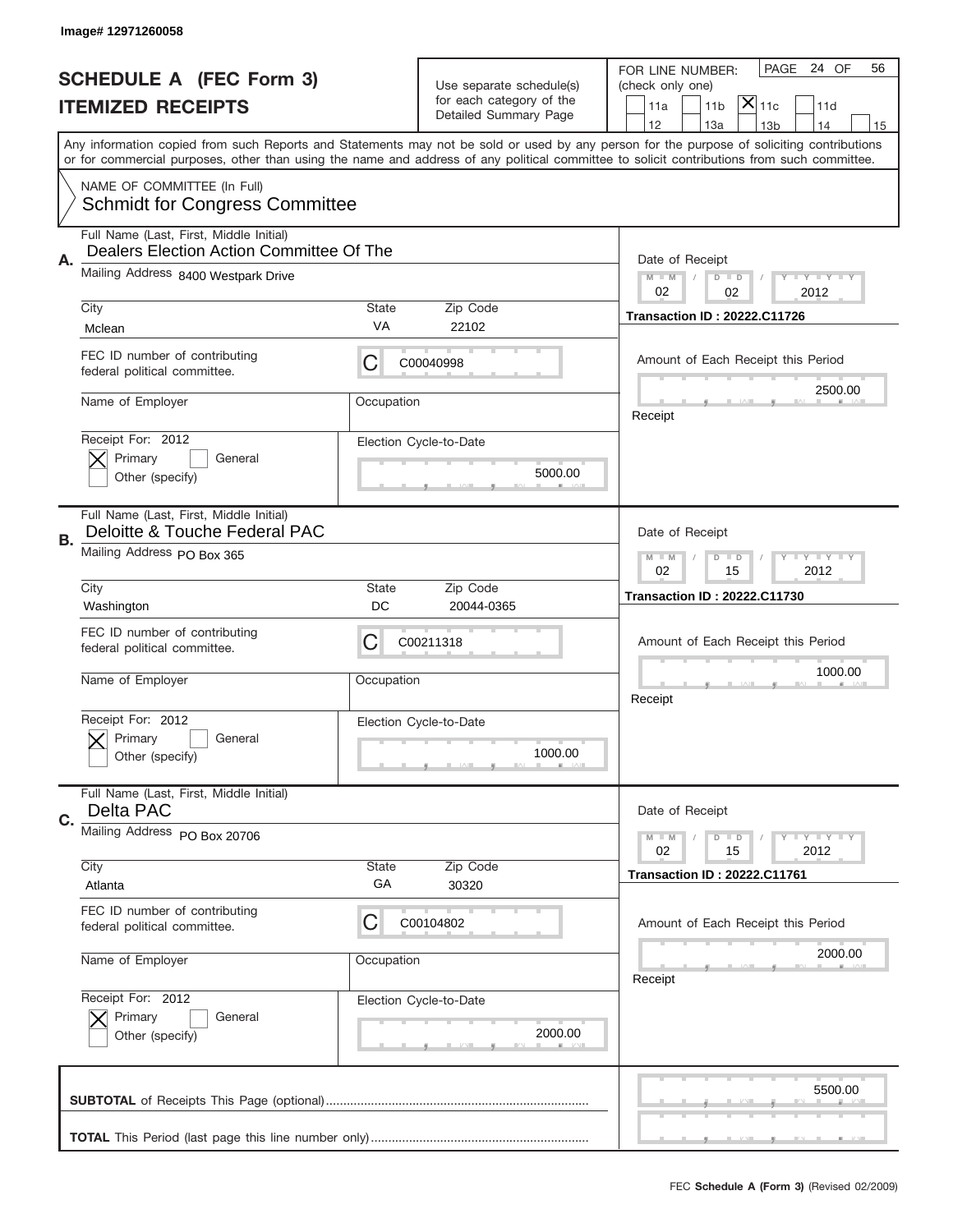Image# 12971260058

# SCHEDULE A (FEC Form 3)
## ITEMIZED RECEIPTS

Use separate schedule(s) for each category of the Detailed Summary Page

FOR LINE NUMBER: (check only one)
11a | 11b | [X] 11c | 11d | 12 | 13a | 13b | 14 | 15

PAGE 24 OF 56

Any information copied from such Reports and Statements may not be sold or used by any person for the purpose of soliciting contributions or for commercial purposes, other than using the name and address of any political committee to solicit contributions from such committee.

NAME OF COMMITTEE (In Full)
**Schmidt for Congress Committee**

---

**A.** Full Name (Last, First, Middle Initial): Dealers Election Action Committee Of The

Mailing Address: 8400 Westpark Drive

City: Mclean | State: VA | Zip Code: 22102

FEC ID number of contributing federal political committee: C00040998

Name of Employer: | Occupation:

Receipt For: 2012 — [X] Primary [ ] General [ ] Other (specify)

Election Cycle-to-Date: 5000.00

Date of Receipt: 02 / 02 / 2012

Transaction ID : 20222.C11726

Amount of Each Receipt this Period: 2500.00

Receipt

---

**B.** Full Name (Last, First, Middle Initial): Deloitte & Touche Federal PAC

Mailing Address: PO Box 365

City: Washington | State: DC | Zip Code: 20044-0365

FEC ID number of contributing federal political committee: C00211318

Name of Employer: | Occupation:

Receipt For: 2012 — [X] Primary [ ] General [ ] Other (specify)

Election Cycle-to-Date: 1000.00

Date of Receipt: 02 / 15 / 2012

Transaction ID : 20222.C11730

Amount of Each Receipt this Period: 1000.00

Receipt

---

**C.** Full Name (Last, First, Middle Initial): Delta PAC

Mailing Address: PO Box 20706

City: Atlanta | State: GA | Zip Code: 30320

FEC ID number of contributing federal political committee: C00104802

Name of Employer: | Occupation:

Receipt For: 2012 — [X] Primary [ ] General [ ] Other (specify)

Election Cycle-to-Date: 2000.00

Date of Receipt: 02 / 15 / 2012

Transaction ID : 20222.C11761

Amount of Each Receipt this Period: 2000.00

Receipt

---

**SUBTOTAL** of Receipts This Page (optional): 5500.00

**TOTAL** This Period (last page this line number only):

FEC **Schedule A (Form 3)** (Revised 02/2009)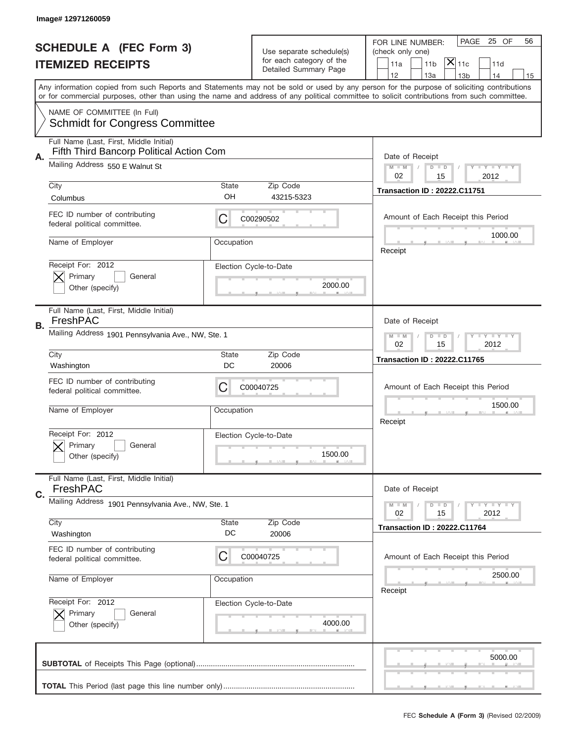Image# 12971260059

# SCHEDULE A (FEC Form 3)
## ITEMIZED RECEIPTS

Use separate schedule(s) for each category of the Detailed Summary Page

FOR LINE NUMBER: (check only one)

PAGE 25 OF 56

11a | 11b | [X] 11c | 11d | 12 | 13a | 13b | 14 | 15

Any information copied from such Reports and Statements may not be sold or used by any person for the purpose of soliciting contributions or for commercial purposes, other than using the name and address of any political committee to solicit contributions from such committee.

NAME OF COMMITTEE (In Full)
Schmidt for Congress Committee

---

**A.**
Full Name (Last, First, Middle Initial): Fifth Third Bancorp Political Action Com
Mailing Address: 550 E Walnut St
City: Columbus
State: OH
Zip Code: 43215-5323
FEC ID number of contributing federal political committee: C C00290502
Name of Employer:
Occupation:
Receipt For: 2012 [X] Primary [ ] General [ ] Other (specify)
Election Cycle-to-Date: 2000.00

Date of Receipt: 02 / 15 / 2012
Transaction ID : 20222.C11751
Amount of Each Receipt this Period: 1000.00
Receipt

---

**B.**
Full Name (Last, First, Middle Initial): FreshPAC
Mailing Address: 1901 Pennsylvania Ave., NW, Ste. 1
City: Washington
State: DC
Zip Code: 20006
FEC ID number of contributing federal political committee: C C00040725
Name of Employer:
Occupation:
Receipt For: 2012 [X] Primary [ ] General [ ] Other (specify)
Election Cycle-to-Date: 1500.00

Date of Receipt: 02 / 15 / 2012
Transaction ID : 20222.C11765
Amount of Each Receipt this Period: 1500.00
Receipt

---

**C.**
Full Name (Last, First, Middle Initial): FreshPAC
Mailing Address: 1901 Pennsylvania Ave., NW, Ste. 1
City: Washington
State: DC
Zip Code: 20006
FEC ID number of contributing federal political committee: C C00040725
Name of Employer:
Occupation:
Receipt For: 2012 [X] Primary [ ] General [ ] Other (specify)
Election Cycle-to-Date: 4000.00

Date of Receipt: 02 / 15 / 2012
Transaction ID : 20222.C11764
Amount of Each Receipt this Period: 2500.00
Receipt

---

**SUBTOTAL** of Receipts This Page (optional): 5000.00

**TOTAL** This Period (last page this line number only):

FEC **Schedule A (Form 3)** (Revised 02/2009)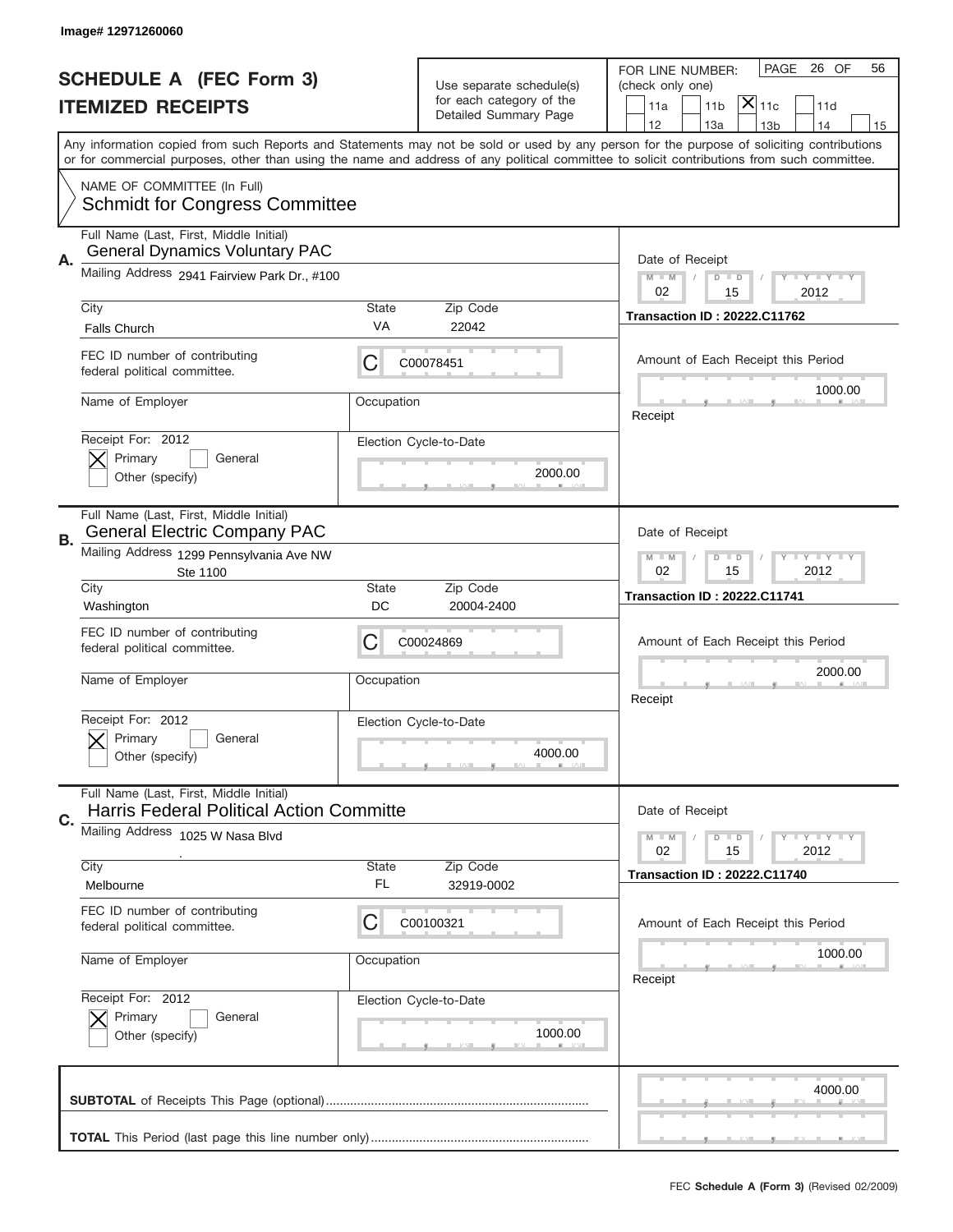Image# 12971260060

# SCHEDULE A (FEC Form 3)
## ITEMIZED RECEIPTS

Use separate schedule(s) for each category of the Detailed Summary Page

FOR LINE NUMBER: (check only one)

11a | 11b | [X] 11c | 11d | 12 | 13a | 13b | 14 | 15

PAGE 26 OF 56

Any information copied from such Reports and Statements may not be sold or used by any person for the purpose of soliciting contributions or for commercial purposes, other than using the name and address of any political committee to solicit contributions from such committee.

NAME OF COMMITTEE (In Full)
Schmidt for Congress Committee

---

**A.** Full Name (Last, First, Middle Initial): General Dynamics Voluntary PAC

Mailing Address: 2941 Fairview Park Dr., #100

City: Falls Church | State: VA | Zip Code: 22042

FEC ID number of contributing federal political committee: C C00078451

Name of Employer: | Occupation:

Receipt For: 2012 — [X] Primary [ ] General [ ] Other (specify)

Election Cycle-to-Date: 2000.00

Date of Receipt: 02 / 15 / 2012

Transaction ID : 20222.C11762

Amount of Each Receipt this Period: 1000.00

Receipt

---

**B.** Full Name (Last, First, Middle Initial): General Electric Company PAC

Mailing Address: 1299 Pennsylvania Ave NW Ste 1100

City: Washington | State: DC | Zip Code: 20004-2400

FEC ID number of contributing federal political committee: C C00024869

Name of Employer: | Occupation:

Receipt For: 2012 — [X] Primary [ ] General [ ] Other (specify)

Election Cycle-to-Date: 4000.00

Date of Receipt: 02 / 15 / 2012

Transaction ID : 20222.C11741

Amount of Each Receipt this Period: 2000.00

Receipt

---

**C.** Full Name (Last, First, Middle Initial): Harris Federal Political Action Committe

Mailing Address: 1025 W Nasa Blvd .

City: Melbourne | State: FL | Zip Code: 32919-0002

FEC ID number of contributing federal political committee: C C00100321

Name of Employer: | Occupation:

Receipt For: 2012 — [X] Primary [ ] General [ ] Other (specify)

Election Cycle-to-Date: 1000.00

Date of Receipt: 02 / 15 / 2012

Transaction ID : 20222.C11740

Amount of Each Receipt this Period: 1000.00

Receipt

---

**SUBTOTAL** of Receipts This Page (optional): 4000.00

**TOTAL** This Period (last page this line number only):

FEC **Schedule A (Form 3)** (Revised 02/2009)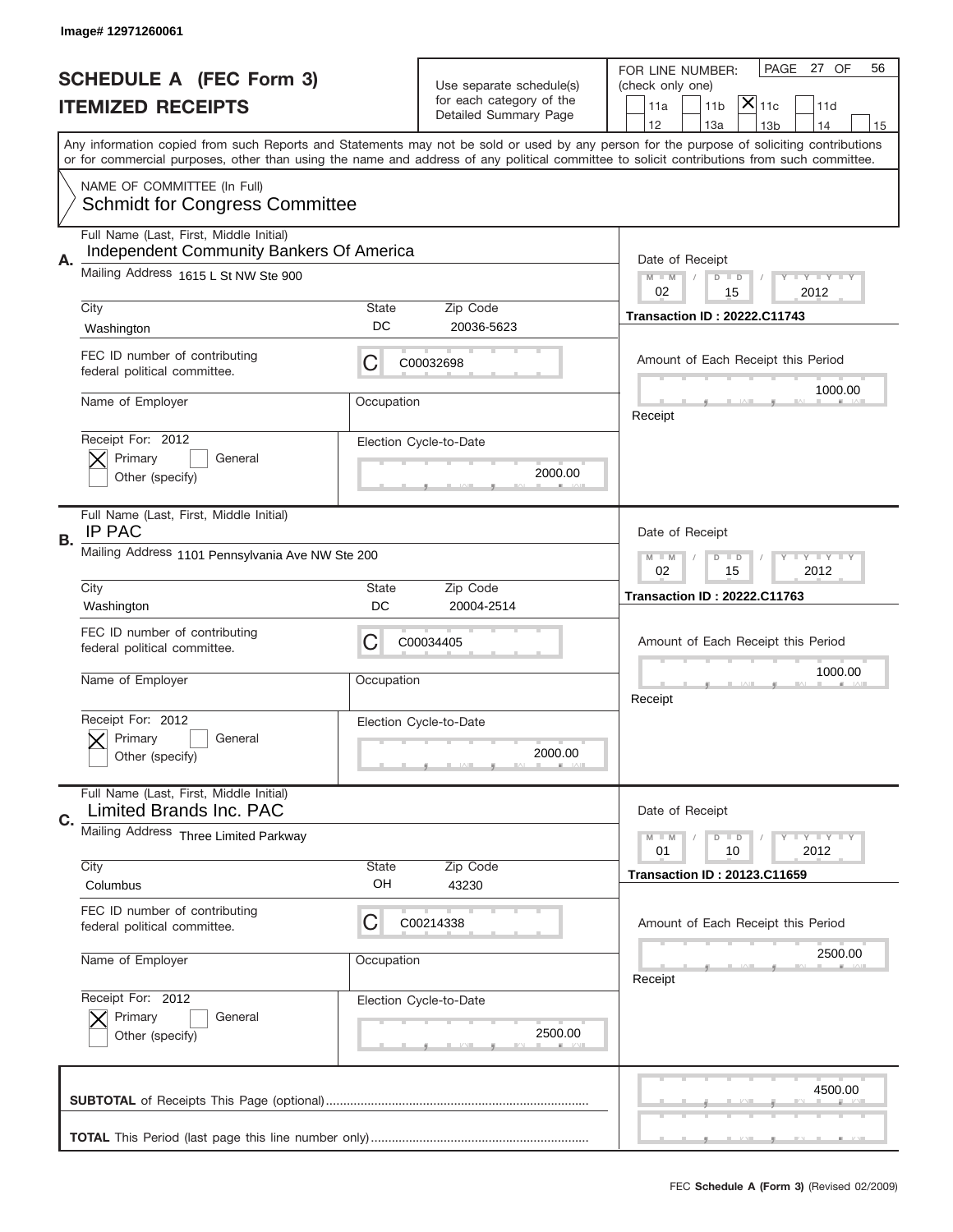Image# 12971260061

# SCHEDULE A (FEC Form 3)
## ITEMIZED RECEIPTS

Use separate schedule(s) for each category of the Detailed Summary Page

FOR LINE NUMBER: (check only one)
11a | 11b | [X] 11c | 11d | 12 | 13a | 13b | 14 | 15

PAGE 27 OF 56

Any information copied from such Reports and Statements may not be sold or used by any person for the purpose of soliciting contributions or for commercial purposes, other than using the name and address of any political committee to solicit contributions from such committee.

NAME OF COMMITTEE (In Full)
Schmidt for Congress Committee

---

**A.** Full Name (Last, First, Middle Initial): Independent Community Bankers Of America

Mailing Address: 1615 L St NW Ste 900

City: Washington | State: DC | Zip Code: 20036-5623

FEC ID number of contributing federal political committee: C | C00032698

Name of Employer: | Occupation:

Receipt For: 2012 — [X] Primary [ ] General [ ] Other (specify)

Election Cycle-to-Date: 2000.00

Date of Receipt: 02 / 15 / 2012

Transaction ID : 20222.C11743

Amount of Each Receipt this Period: 1000.00

Receipt

---

**B.** Full Name (Last, First, Middle Initial): IP PAC

Mailing Address: 1101 Pennsylvania Ave NW Ste 200

City: Washington | State: DC | Zip Code: 20004-2514

FEC ID number of contributing federal political committee: C | C00034405

Name of Employer: | Occupation:

Receipt For: 2012 — [X] Primary [ ] General [ ] Other (specify)

Election Cycle-to-Date: 2000.00

Date of Receipt: 02 / 15 / 2012

Transaction ID : 20222.C11763

Amount of Each Receipt this Period: 1000.00

Receipt

---

**C.** Full Name (Last, First, Middle Initial): Limited Brands Inc. PAC

Mailing Address: Three Limited Parkway

City: Columbus | State: OH | Zip Code: 43230

FEC ID number of contributing federal political committee: C | C00214338

Name of Employer: | Occupation:

Receipt For: 2012 — [X] Primary [ ] General [ ] Other (specify)

Election Cycle-to-Date: 2500.00

Date of Receipt: 01 / 10 / 2012

Transaction ID : 20123.C11659

Amount of Each Receipt this Period: 2500.00

Receipt

---

**SUBTOTAL** of Receipts This Page (optional): 4500.00

**TOTAL** This Period (last page this line number only):

FEC **Schedule A (Form 3)** (Revised 02/2009)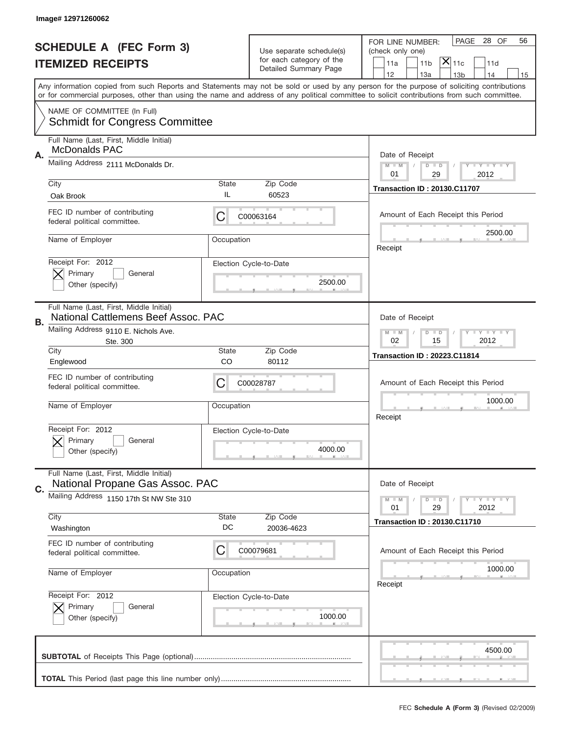Image# 12971260062

# SCHEDULE A (FEC Form 3)
## ITEMIZED RECEIPTS

Use separate schedule(s) for each category of the Detailed Summary Page

FOR LINE NUMBER: (check only one)

11a | 11b | [X] 11c | 11d | 12 | 13a | 13b | 14 | 15

PAGE 28 OF 56

Any information copied from such Reports and Statements may not be sold or used by any person for the purpose of soliciting contributions or for commercial purposes, other than using the name and address of any political committee to solicit contributions from such committee.

NAME OF COMMITTEE (In Full)
Schmidt for Congress Committee

---

**A.** Full Name (Last, First, Middle Initial): McDonalds PAC

Mailing Address: 2111 McDonalds Dr.

City: Oak Brook | State: IL | Zip Code: 60523

FEC ID number of contributing federal political committee: C C00063164

Name of Employer: | Occupation:

Receipt For: 2012 — [X] Primary [ ] General [ ] Other (specify)

Election Cycle-to-Date: 2500.00

Date of Receipt: 01 / 29 / 2012

Transaction ID : 20130.C11707

Amount of Each Receipt this Period: 2500.00

Receipt

---

**B.** Full Name (Last, First, Middle Initial): National Cattlemens Beef Assoc. PAC

Mailing Address: 9110 E. Nichols Ave. Ste. 300

City: Englewood | State: CO | Zip Code: 80112

FEC ID number of contributing federal political committee: C C00028787

Name of Employer: | Occupation:

Receipt For: 2012 — [X] Primary [ ] General [ ] Other (specify)

Election Cycle-to-Date: 4000.00

Date of Receipt: 02 / 15 / 2012

Transaction ID : 20223.C11814

Amount of Each Receipt this Period: 1000.00

Receipt

---

**C.** Full Name (Last, First, Middle Initial): National Propane Gas Assoc. PAC

Mailing Address: 1150 17th St NW Ste 310

City: Washington | State: DC | Zip Code: 20036-4623

FEC ID number of contributing federal political committee: C C00079681

Name of Employer: | Occupation:

Receipt For: 2012 — [X] Primary [ ] General [ ] Other (specify)

Election Cycle-to-Date: 1000.00

Date of Receipt: 01 / 29 / 2012

Transaction ID : 20130.C11710

Amount of Each Receipt this Period: 1000.00

Receipt

---

**SUBTOTAL** of Receipts This Page (optional): 4500.00

**TOTAL** This Period (last page this line number only):

FEC **Schedule A (Form 3)** (Revised 02/2009)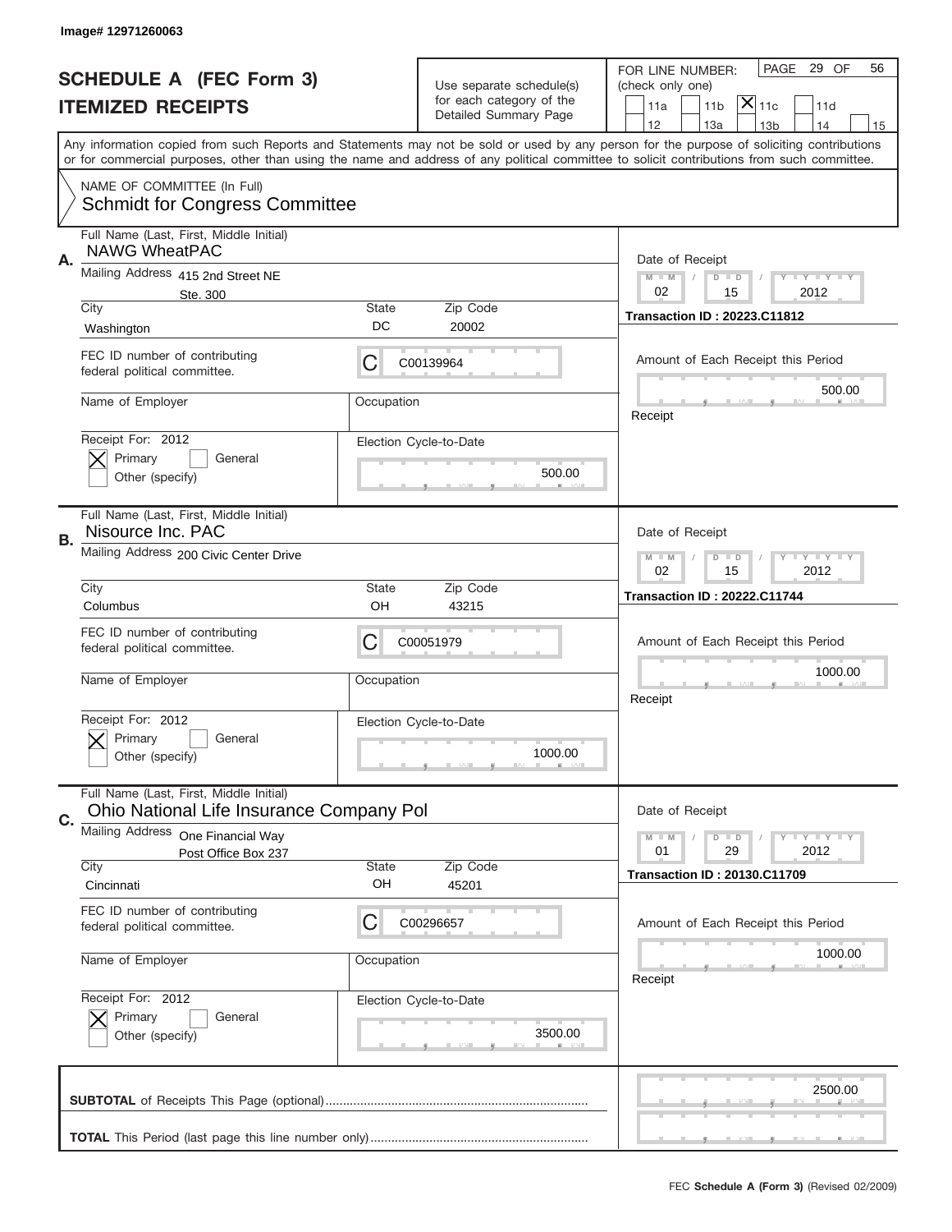Image# 12971260063

# SCHEDULE A (FEC Form 3)
## ITEMIZED RECEIPTS

Use separate schedule(s) for each category of the Detailed Summary Page

FOR LINE NUMBER: (check only one)

11a | 11b | [X] 11c | 11d | 12 | 13a | 13b | 14 | 15

PAGE 29 OF 56

Any information copied from such Reports and Statements may not be sold or used by any person for the purpose of soliciting contributions or for commercial purposes, other than using the name and address of any political committee to solicit contributions from such committee.

NAME OF COMMITTEE (In Full)
Schmidt for Congress Committee

---

**A.** Full Name (Last, First, Middle Initial): NAWG WheatPAC

Mailing Address: 415 2nd Street NE, Ste. 300

City: Washington | State: DC | Zip Code: 20002

FEC ID number of contributing federal political committee: C C00139964

Name of Employer: | Occupation:

Receipt For: 2012 — [X] Primary [ ] General [ ] Other (specify)

Election Cycle-to-Date: 500.00

Date of Receipt: 02 / 15 / 2012

Transaction ID : 20223.C11812

Amount of Each Receipt this Period: 500.00

---

**B.** Full Name (Last, First, Middle Initial): Nisource Inc. PAC

Mailing Address: 200 Civic Center Drive

City: Columbus | State: OH | Zip Code: 43215

FEC ID number of contributing federal political committee: C C00051979

Name of Employer: | Occupation:

Receipt For: 2012 — [X] Primary [ ] General [ ] Other (specify)

Election Cycle-to-Date: 1000.00

Date of Receipt: 02 / 15 / 2012

Transaction ID : 20222.C11744

Amount of Each Receipt this Period: 1000.00

---

**C.** Full Name (Last, First, Middle Initial): Ohio National Life Insurance Company Pol

Mailing Address: One Financial Way, Post Office Box 237

City: Cincinnati | State: OH | Zip Code: 45201

FEC ID number of contributing federal political committee: C C00296657

Name of Employer: | Occupation:

Receipt For: 2012 — [X] Primary [ ] General [ ] Other (specify)

Election Cycle-to-Date: 3500.00

Date of Receipt: 01 / 29 / 2012

Transaction ID : 20130.C11709

Amount of Each Receipt this Period: 1000.00

---

**SUBTOTAL** of Receipts This Page (optional): 2500.00

**TOTAL** This Period (last page this line number only):

FEC **Schedule A (Form 3)** (Revised 02/2009)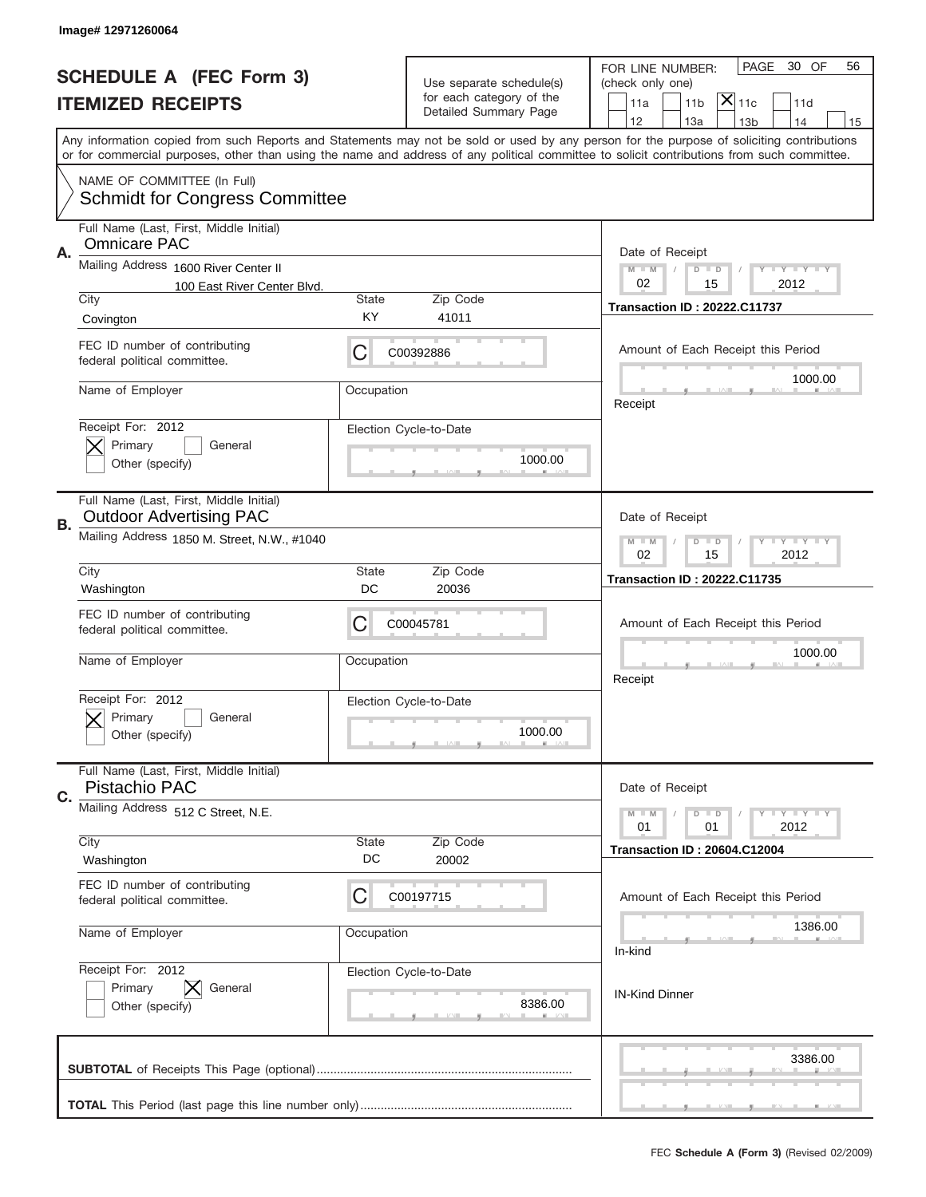Image# 12971260064

# SCHEDULE A (FEC Form 3)
## ITEMIZED RECEIPTS

Use separate schedule(s) for each category of the Detailed Summary Page

FOR LINE NUMBER: (check only one)
PAGE 30 OF 56

[ ] 11a [ ] 11b [X] 11c [ ] 11d
[ ] 12 [ ] 13a [ ] 13b [ ] 14 [ ] 15

Any information copied from such Reports and Statements may not be sold or used by any person for the purpose of soliciting contributions or for commercial purposes, other than using the name and address of any political committee to solicit contributions from such committee.

NAME OF COMMITTEE (In Full)
Schmidt for Congress Committee

---

**A.** Full Name (Last, First, Middle Initial): Omnicare PAC

Mailing Address: 1600 River Center II, 100 East River Center Blvd.

City: Covington | State: KY | Zip Code: 41011

FEC ID number of contributing federal political committee: C00392886

Name of Employer: | Occupation:

Receipt For: 2012 — [X] Primary [ ] General [ ] Other (specify)

Election Cycle-to-Date: 1000.00

Date of Receipt: 02 / 15 / 2012

Transaction ID : 20222.C11737

Amount of Each Receipt this Period: 1000.00

Receipt

---

**B.** Full Name (Last, First, Middle Initial): Outdoor Advertising PAC

Mailing Address: 1850 M. Street, N.W., #1040

City: Washington | State: DC | Zip Code: 20036

FEC ID number of contributing federal political committee: C00045781

Name of Employer: | Occupation:

Receipt For: 2012 — [X] Primary [ ] General [ ] Other (specify)

Election Cycle-to-Date: 1000.00

Date of Receipt: 02 / 15 / 2012

Transaction ID : 20222.C11735

Amount of Each Receipt this Period: 1000.00

Receipt

---

**C.** Full Name (Last, First, Middle Initial): Pistachio PAC

Mailing Address: 512 C Street, N.E.

City: Washington | State: DC | Zip Code: 20002

FEC ID number of contributing federal political committee: C00197715

Name of Employer: | Occupation:

Receipt For: 2012 — [ ] Primary [X] General [ ] Other (specify)

Election Cycle-to-Date: 8386.00

Date of Receipt: 01 / 01 / 2012

Transaction ID : 20604.C12004

Amount of Each Receipt this Period: 1386.00

In-kind

IN-Kind Dinner

---

**SUBTOTAL** of Receipts This Page (optional): 3386.00

**TOTAL** This Period (last page this line number only):

FEC **Schedule A (Form 3)** (Revised 02/2009)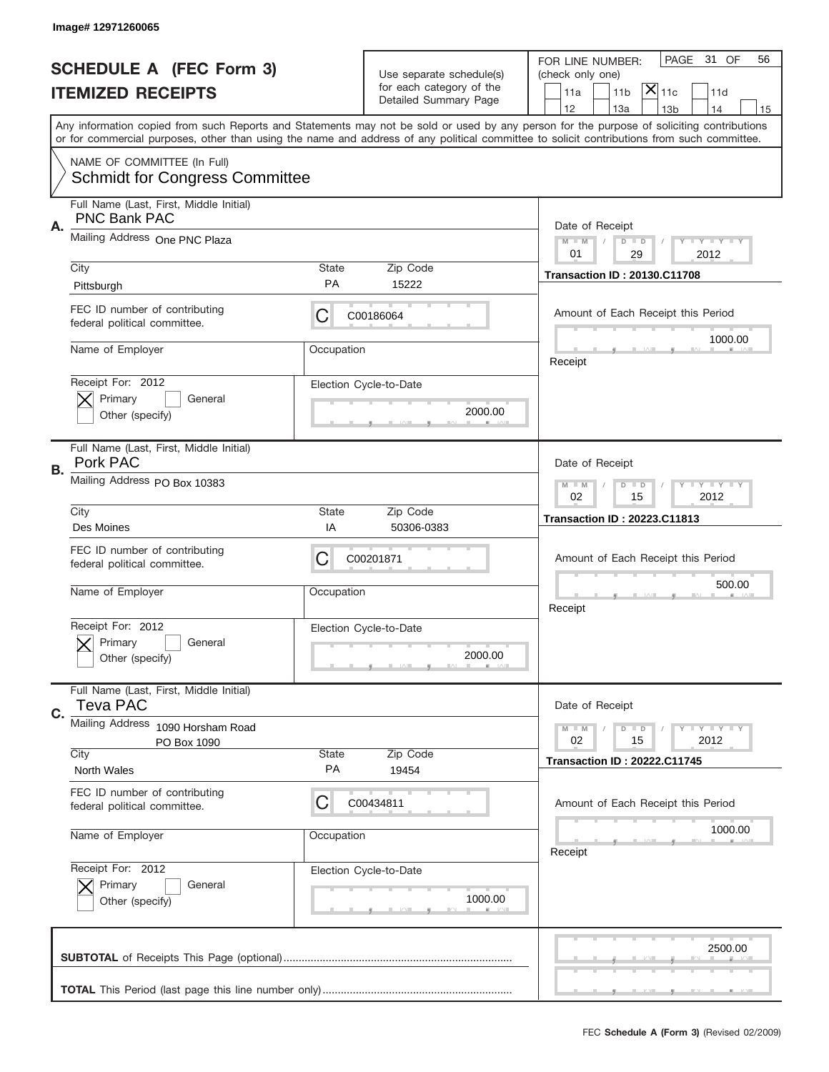Image# 12971260065

# SCHEDULE A (FEC Form 3)
## ITEMIZED RECEIPTS

Use separate schedule(s) for each category of the Detailed Summary Page

FOR LINE NUMBER: (check only one)
11a | 11b | **X** 11c | 11d | 12 | 13a | 13b | 14 | 15

PAGE 31 OF 56

Any information copied from such Reports and Statements may not be sold or used by any person for the purpose of soliciting contributions or for commercial purposes, other than using the name and address of any political committee to solicit contributions from such committee.

NAME OF COMMITTEE (In Full)
Schmidt for Congress Committee

---

**A.** Full Name (Last, First, Middle Initial): PNC Bank PAC

Mailing Address: One PNC Plaza

City: Pittsburgh | State: PA | Zip Code: 15222

FEC ID number of contributing federal political committee: C C00186064

Name of Employer: | Occupation:

Receipt For: 2012 — [X] Primary [ ] General [ ] Other (specify)

Election Cycle-to-Date: 2000.00

Date of Receipt: 01 / 29 / 2012

Transaction ID : 20130.C11708

Amount of Each Receipt this Period: 1000.00

Receipt

---

**B.** Full Name (Last, First, Middle Initial): Pork PAC

Mailing Address: PO Box 10383

City: Des Moines | State: IA | Zip Code: 50306-0383

FEC ID number of contributing federal political committee: C C00201871

Name of Employer: | Occupation:

Receipt For: 2012 — [X] Primary [ ] General [ ] Other (specify)

Election Cycle-to-Date: 2000.00

Date of Receipt: 02 / 15 / 2012

Transaction ID : 20223.C11813

Amount of Each Receipt this Period: 500.00

Receipt

---

**C.** Full Name (Last, First, Middle Initial): Teva PAC

Mailing Address: 1090 Horsham Road, PO Box 1090

City: North Wales | State: PA | Zip Code: 19454

FEC ID number of contributing federal political committee: C C00434811

Name of Employer: | Occupation:

Receipt For: 2012 — [X] Primary [ ] General [ ] Other (specify)

Election Cycle-to-Date: 1000.00

Date of Receipt: 02 / 15 / 2012

Transaction ID : 20222.C11745

Amount of Each Receipt this Period: 1000.00

Receipt

---

**SUBTOTAL** of Receipts This Page (optional): 2500.00

**TOTAL** This Period (last page this line number only):

FEC **Schedule A (Form 3)** (Revised 02/2009)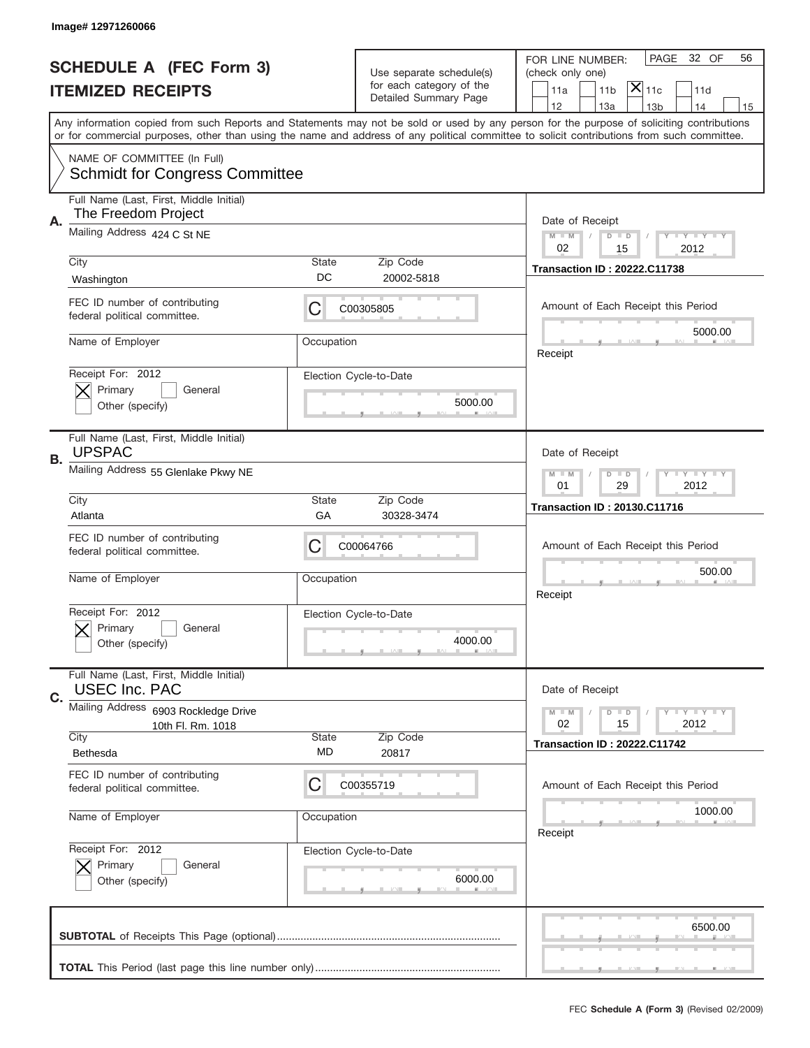Image# 12971260066

# SCHEDULE A (FEC Form 3)
## ITEMIZED RECEIPTS

Use separate schedule(s) for each category of the Detailed Summary Page

FOR LINE NUMBER: (check only one)

☐ 11a ☐ 11b ☒ 11c ☐ 11d ☐ 12 ☐ 13a ☐ 13b ☐ 14 ☐ 15

PAGE 32 OF 56

Any information copied from such Reports and Statements may not be sold or used by any person for the purpose of soliciting contributions or for commercial purposes, other than using the name and address of any political committee to solicit contributions from such committee.

NAME OF COMMITTEE (In Full)
Schmidt for Congress Committee

---

**A.** Full Name (Last, First, Middle Initial): The Freedom Project

Mailing Address: 424 C St NE

City: Washington | State: DC | Zip Code: 20002-5818

FEC ID number of contributing federal political committee: C00305805

Name of Employer: | Occupation:

Receipt For: 2012 — ☒ Primary ☐ General ☐ Other (specify)

Election Cycle-to-Date: 5000.00

Date of Receipt: 02 / 15 / 2012

Transaction ID : 20222.C11738

Amount of Each Receipt this Period: 5000.00

Receipt

---

**B.** Full Name (Last, First, Middle Initial): UPSPAC

Mailing Address: 55 Glenlake Pkwy NE

City: Atlanta | State: GA | Zip Code: 30328-3474

FEC ID number of contributing federal political committee: C00064766

Name of Employer: | Occupation:

Receipt For: 2012 — ☒ Primary ☐ General ☐ Other (specify)

Election Cycle-to-Date: 4000.00

Date of Receipt: 01 / 29 / 2012

Transaction ID : 20130.C11716

Amount of Each Receipt this Period: 500.00

Receipt

---

**C.** Full Name (Last, First, Middle Initial): USEC Inc. PAC

Mailing Address: 6903 Rockledge Drive, 10th Fl. Rm. 1018

City: Bethesda | State: MD | Zip Code: 20817

FEC ID number of contributing federal political committee: C00355719

Name of Employer: | Occupation:

Receipt For: 2012 — ☒ Primary ☐ General ☐ Other (specify)

Election Cycle-to-Date: 6000.00

Date of Receipt: 02 / 15 / 2012

Transaction ID : 20222.C11742

Amount of Each Receipt this Period: 1000.00

Receipt

---

**SUBTOTAL** of Receipts This Page (optional): 6500.00

**TOTAL** This Period (last page this line number only):

FEC **Schedule A (Form 3)** (Revised 02/2009)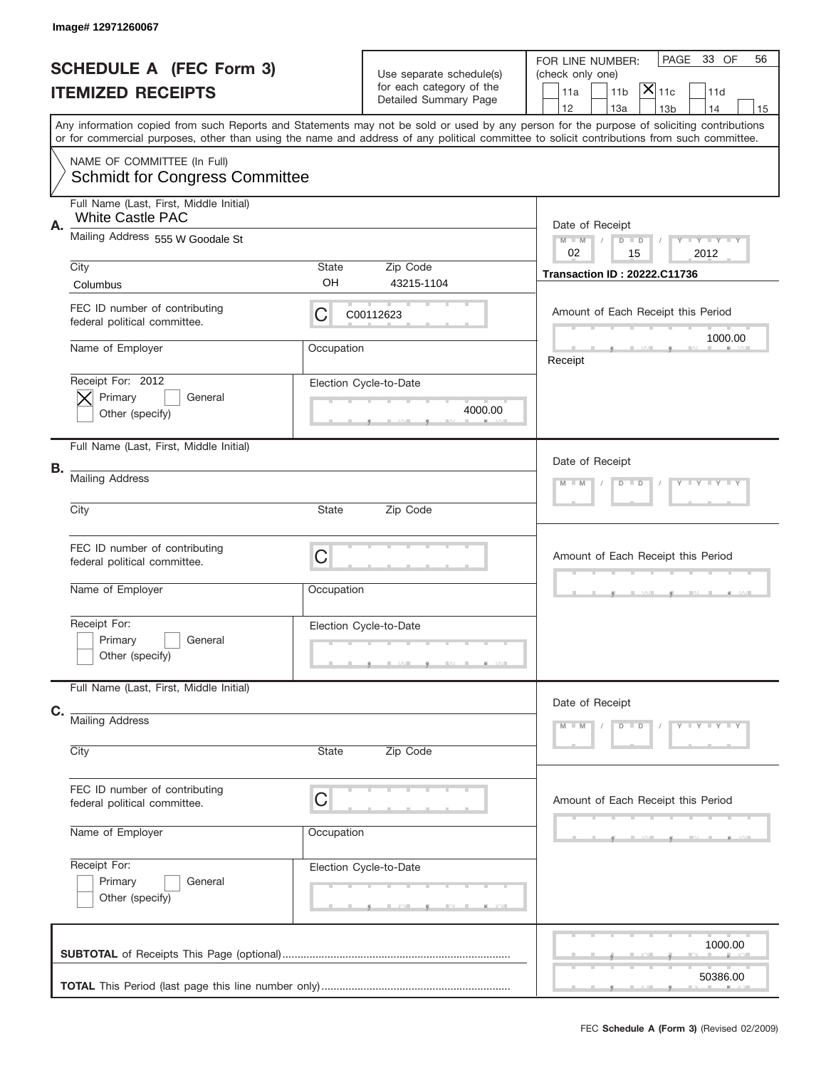Image# 12971260067

# SCHEDULE A (FEC Form 3)
## ITEMIZED RECEIPTS

Use separate schedule(s) for each category of the Detailed Summary Page

FOR LINE NUMBER: (check only one)

- [ ] 11a
- [ ] 11b
- [x] 11c
- [ ] 11d
- [ ] 12
- [ ] 13a
- [ ] 13b
- [ ] 14
- [ ] 15

PAGE 33 OF 56

Any information copied from such Reports and Statements may not be sold or used by any person for the purpose of soliciting contributions or for commercial purposes, other than using the name and address of any political committee to solicit contributions from such committee.

NAME OF COMMITTEE (In Full)
Schmidt for Congress Committee

**A.**

Full Name (Last, First, Middle Initial): White Castle PAC

Mailing Address: 555 W Goodale St

City: Columbus | State: OH | Zip Code: 43215-1104

FEC ID number of contributing federal political committee: C00112623

Name of Employer: | Occupation:

Receipt For: 2012
- [x] Primary
- [ ] General
- [ ] Other (specify)

Election Cycle-to-Date: 4000.00

Date of Receipt: 02 / 15 / 2012

Transaction ID : 20222.C11736

Amount of Each Receipt this Period: 1000.00

Receipt

**B.**

Full Name (Last, First, Middle Initial):

Mailing Address:

City: | State: | Zip Code:

FEC ID number of contributing federal political committee: C

Name of Employer: | Occupation:

Receipt For:
- [ ] Primary
- [ ] General
- [ ] Other (specify)

Election Cycle-to-Date:

Date of Receipt:

Amount of Each Receipt this Period:

**C.**

Full Name (Last, First, Middle Initial):

Mailing Address:

City: | State: | Zip Code:

FEC ID number of contributing federal political committee: C

Name of Employer: | Occupation:

Receipt For:
- [ ] Primary
- [ ] General
- [ ] Other (specify)

Election Cycle-to-Date:

Date of Receipt:

Amount of Each Receipt this Period:

**SUBTOTAL** of Receipts This Page (optional): 1000.00

**TOTAL** This Period (last page this line number only): 50386.00

FEC **Schedule A (Form 3)** (Revised 02/2009)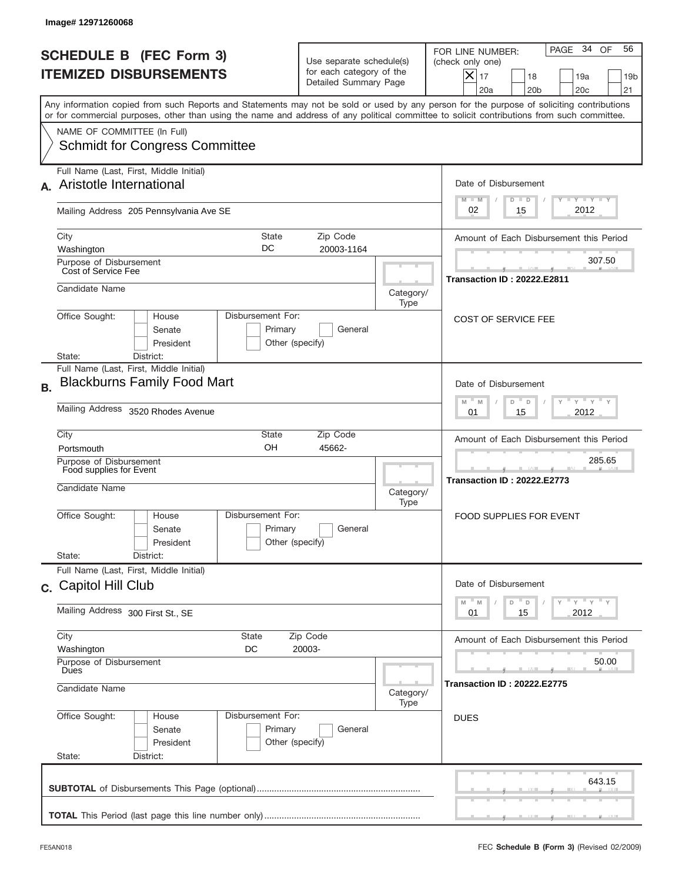Image# 12971260068

# SCHEDULE B (FEC Form 3)
## ITEMIZED DISBURSEMENTS

Use separate schedule(s) for each category of the Detailed Summary Page

FOR LINE NUMBER: (check only one)

[X] 17 [ ] 18 [ ] 19a [ ] 19b [ ] 20a [ ] 20b [ ] 20c [ ] 21

PAGE 34 OF 56

Any information copied from such Reports and Statements may not be sold or used by any person for the purpose of soliciting contributions or for commercial purposes, other than using the name and address of any political committee to solicit contributions from such committee.

NAME OF COMMITTEE (In Full)
Schmidt for Congress Committee

---

**A.** Full Name (Last, First, Middle Initial): Aristotle International

Mailing Address: 205 Pennsylvania Ave SE

City: Washington | State: DC | Zip Code: 20003-1164

Purpose of Disbursement: Cost of Service Fee

Candidate Name:

Category/Type:

Office Sought: [ ] House [ ] Senate [ ] President
State: District:

Disbursement For: [ ] Primary [ ] General [ ] Other (specify)

Date of Disbursement: 02 / 15 / 2012

Amount of Each Disbursement this Period: 307.50

**Transaction ID : 20222.E2811**

COST OF SERVICE FEE

---

**B.** Full Name (Last, First, Middle Initial): Blackburns Family Food Mart

Mailing Address: 3520 Rhodes Avenue

City: Portsmouth | State: OH | Zip Code: 45662-

Purpose of Disbursement: Food supplies for Event

Candidate Name:

Category/Type:

Office Sought: [ ] House [ ] Senate [ ] President
State: District:

Disbursement For: [ ] Primary [ ] General [ ] Other (specify)

Date of Disbursement: 01 / 15 / 2012

Amount of Each Disbursement this Period: 285.65

**Transaction ID : 20222.E2773**

FOOD SUPPLIES FOR EVENT

---

**C.** Full Name (Last, First, Middle Initial): Capitol Hill Club

Mailing Address: 300 First St., SE

City: Washington | State: DC | Zip Code: 20003-

Purpose of Disbursement: Dues

Candidate Name:

Category/Type:

Office Sought: [ ] House [ ] Senate [ ] President
State: District:

Disbursement For: [ ] Primary [ ] General [ ] Other (specify)

Date of Disbursement: 01 / 15 / 2012

Amount of Each Disbursement this Period: 50.00

**Transaction ID : 20222.E2775**

DUES

---

**SUBTOTAL** of Disbursements This Page (optional): 643.15

**TOTAL** This Period (last page this line number only):

FE5AN018 — FEC **Schedule B (Form 3)** (Revised 02/2009)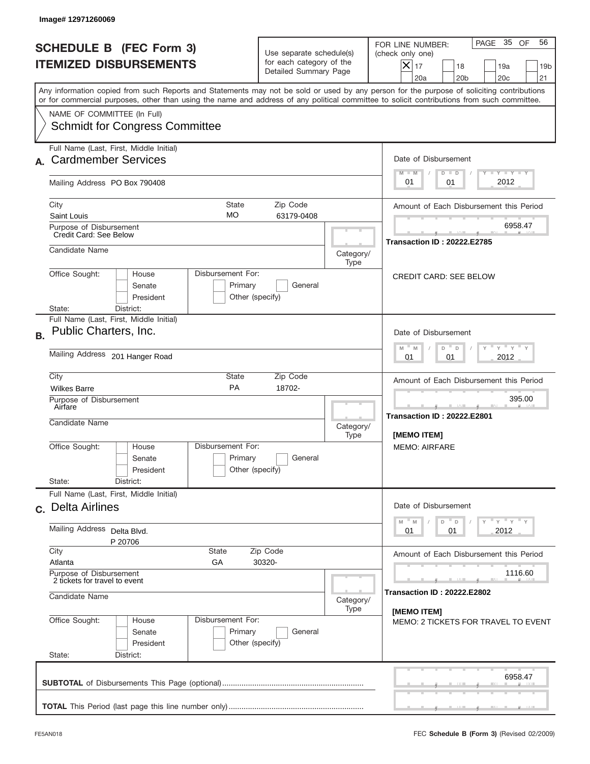Image# 12971260069

# SCHEDULE B (FEC Form 3)
# ITEMIZED DISBURSEMENTS

Use separate schedule(s) for each category of the Detailed Summary Page

FOR LINE NUMBER: (check only one)

- [x] 17
- [ ] 18
- [ ] 19a
- [ ] 19b
- [ ] 20a
- [ ] 20b
- [ ] 20c
- [ ] 21

PAGE 35 OF 56

Any information copied from such Reports and Statements may not be sold or used by any person for the purpose of soliciting contributions or for commercial purposes, other than using the name and address of any political committee to solicit contributions from such committee.

NAME OF COMMITTEE (In Full)
Schmidt for Congress Committee

---

**A.** Full Name (Last, First, Middle Initial): **Cardmember Services**

Mailing Address: PO Box 790408

City: Saint Louis | State: MO | Zip Code: 63179-0408

Purpose of Disbursement: Credit Card: See Below

Candidate Name:

Category/Type:

Office Sought: House / Senate / President

Disbursement For: Primary / General / Other (specify)

State: District:

Date of Disbursement: 01 / 01 / 2012

Amount of Each Disbursement this Period: 6958.47

Transaction ID : 20222.E2785

CREDIT CARD: SEE BELOW

---

**B.** Full Name (Last, First, Middle Initial): **Public Charters, Inc.**

Mailing Address: 201 Hanger Road

City: Wilkes Barre | State: PA | Zip Code: 18702-

Purpose of Disbursement: Airfare

Candidate Name:

Category/Type:

Office Sought: House / Senate / President

Disbursement For: Primary / General / Other (specify)

State: District:

Date of Disbursement: 01 / 01 / 2012

Amount of Each Disbursement this Period: 395.00

Transaction ID : 20222.E2801

[MEMO ITEM]
MEMO: AIRFARE

---

**C.** Full Name (Last, First, Middle Initial): **Delta Airlines**

Mailing Address: Delta Blvd.
P 20706

City: Atlanta | State: GA | Zip Code: 30320-

Purpose of Disbursement: 2 tickets for travel to event

Candidate Name:

Category/Type:

Office Sought: House / Senate / President

Disbursement For: Primary / General / Other (specify)

State: District:

Date of Disbursement: 01 / 01 / 2012

Amount of Each Disbursement this Period: 1116.60

Transaction ID : 20222.E2802

[MEMO ITEM]
MEMO: 2 TICKETS FOR TRAVEL TO EVENT

---

**SUBTOTAL** of Disbursements This Page (optional): 6958.47

**TOTAL** This Period (last page this line number only):

FE5AN018 — FEC **Schedule B (Form 3)** (Revised 02/2009)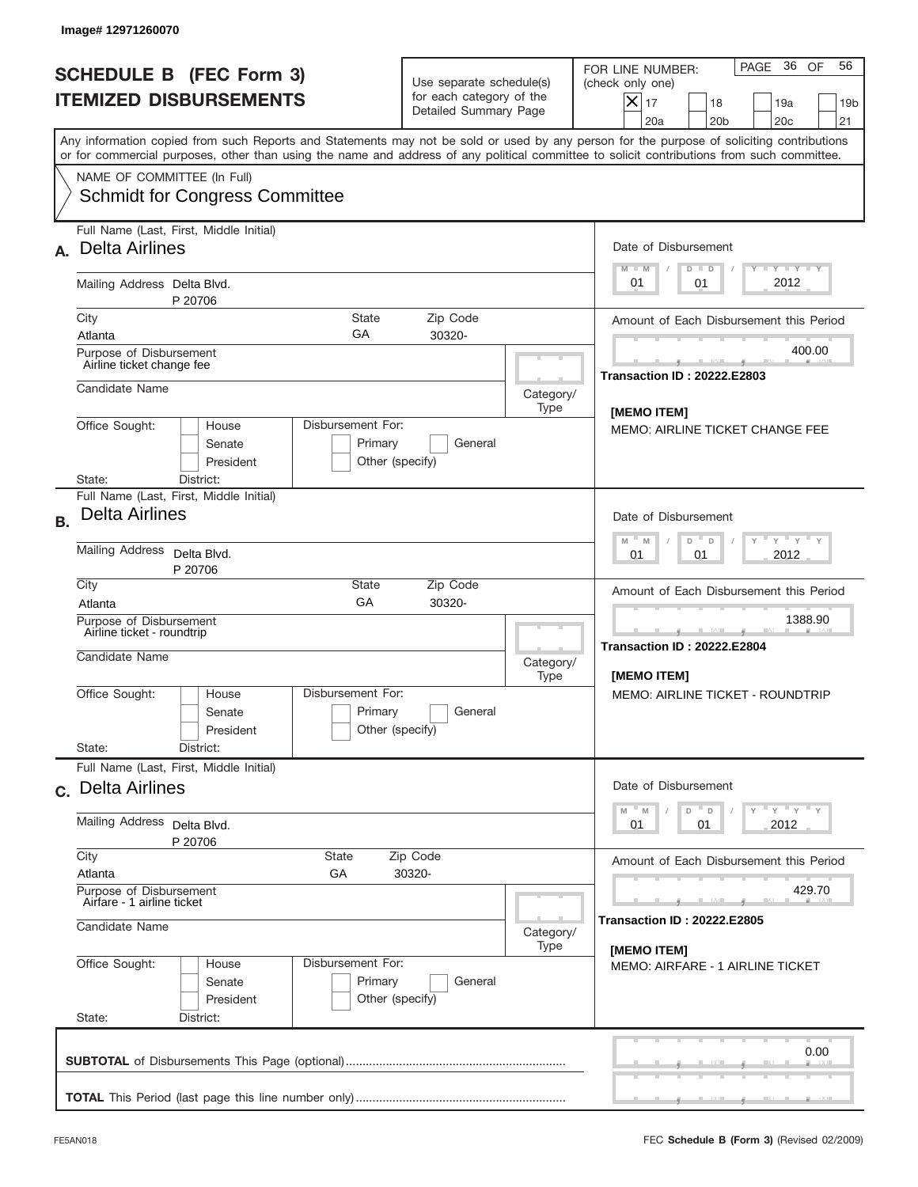Image# 12971260070

# SCHEDULE B (FEC Form 3)
# ITEMIZED DISBURSEMENTS

Use separate schedule(s) for each category of the Detailed Summary Page

FOR LINE NUMBER: (check only one)

- [X] 17
- [ ] 18
- [ ] 19a
- [ ] 19b
- [ ] 20a
- [ ] 20b
- [ ] 20c
- [ ] 21

PAGE 36 OF 56

Any information copied from such Reports and Statements may not be sold or used by any person for the purpose of soliciting contributions or for commercial purposes, other than using the name and address of any political committee to solicit contributions from such committee.

NAME OF COMMITTEE (In Full)
Schmidt for Congress Committee

---

**A.** Full Name (Last, First, Middle Initial): Delta Airlines

Mailing Address: Delta Blvd.
P 20706

City: Atlanta | State: GA | Zip Code: 30320-

Purpose of Disbursement: Airline ticket change fee

Candidate Name:

Category/Type:

Office Sought: [ ] House [ ] Senate [ ] President
State: District:

Disbursement For: [ ] Primary [ ] General [ ] Other (specify)

Date of Disbursement: 01 / 01 / 2012

Amount of Each Disbursement this Period: 400.00

Transaction ID : 20222.E2803

[MEMO ITEM]
MEMO: AIRLINE TICKET CHANGE FEE

---

**B.** Full Name (Last, First, Middle Initial): Delta Airlines

Mailing Address: Delta Blvd.
P 20706

City: Atlanta | State: GA | Zip Code: 30320-

Purpose of Disbursement: Airline ticket - roundtrip

Candidate Name:

Category/Type:

Office Sought: [ ] House [ ] Senate [ ] President
State: District:

Disbursement For: [ ] Primary [ ] General [ ] Other (specify)

Date of Disbursement: 01 / 01 / 2012

Amount of Each Disbursement this Period: 1388.90

Transaction ID : 20222.E2804

[MEMO ITEM]
MEMO: AIRLINE TICKET - ROUNDTRIP

---

**C.** Full Name (Last, First, Middle Initial): Delta Airlines

Mailing Address: Delta Blvd.
P 20706

City: Atlanta | State: GA | Zip Code: 30320-

Purpose of Disbursement: Airfare - 1 airline ticket

Candidate Name:

Category/Type:

Office Sought: [ ] House [ ] Senate [ ] President
State: District:

Disbursement For: [ ] Primary [ ] General [ ] Other (specify)

Date of Disbursement: 01 / 01 / 2012

Amount of Each Disbursement this Period: 429.70

Transaction ID : 20222.E2805

[MEMO ITEM]
MEMO: AIRFARE - 1 AIRLINE TICKET

---

**SUBTOTAL** of Disbursements This Page (optional): 0.00

**TOTAL** This Period (last page this line number only):

FE5AN018 — FEC **Schedule B (Form 3)** (Revised 02/2009)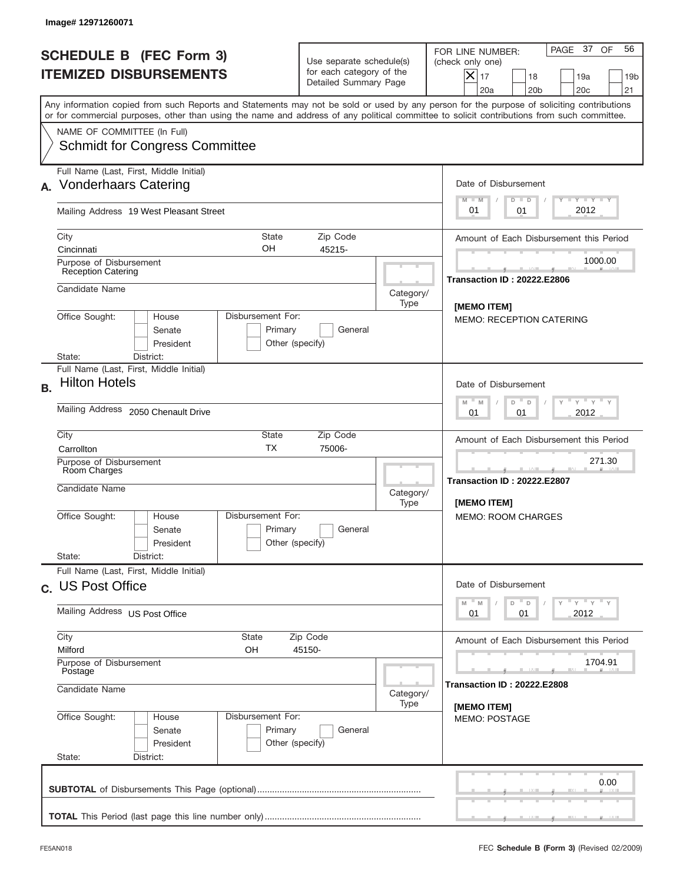Image# 12971260071

# SCHEDULE B (FEC Form 3)
## ITEMIZED DISBURSEMENTS

Use separate schedule(s) for each category of the Detailed Summary Page

FOR LINE NUMBER: (check only one)
[X] 17 [ ] 18 [ ] 19a [ ] 19b [ ] 20a [ ] 20b [ ] 20c [ ] 21

PAGE 37 OF 56

Any information copied from such Reports and Statements may not be sold or used by any person for the purpose of soliciting contributions or for commercial purposes, other than using the name and address of any political committee to solicit contributions from such committee.

NAME OF COMMITTEE (In Full)
Schmidt for Congress Committee

---

**A.** Full Name (Last, First, Middle Initial): Vonderhaars Catering

Mailing Address: 19 West Pleasant Street

City: Cincinnati | State: OH | Zip Code: 45215-

Purpose of Disbursement: Reception Catering

Candidate Name:

Category/Type:

Office Sought: [ ] House [ ] Senate [ ] President
State: District:

Disbursement For: [ ] Primary [ ] General [ ] Other (specify)

Date of Disbursement: 01 / 01 / 2012

Amount of Each Disbursement this Period: 1000.00

Transaction ID : 20222.E2806

[MEMO ITEM]
MEMO: RECEPTION CATERING

---

**B.** Full Name (Last, First, Middle Initial): Hilton Hotels

Mailing Address: 2050 Chenault Drive

City: Carrollton | State: TX | Zip Code: 75006-

Purpose of Disbursement: Room Charges

Candidate Name:

Category/Type:

Office Sought: [ ] House [ ] Senate [ ] President
State: District:

Disbursement For: [ ] Primary [ ] General [ ] Other (specify)

Date of Disbursement: 01 / 01 / 2012

Amount of Each Disbursement this Period: 271.30

Transaction ID : 20222.E2807

[MEMO ITEM]
MEMO: ROOM CHARGES

---

**C.** Full Name (Last, First, Middle Initial): US Post Office

Mailing Address: US Post Office

City: Milford | State: OH | Zip Code: 45150-

Purpose of Disbursement: Postage

Candidate Name:

Category/Type:

Office Sought: [ ] House [ ] Senate [ ] President
State: District:

Disbursement For: [ ] Primary [ ] General [ ] Other (specify)

Date of Disbursement: 01 / 01 / 2012

Amount of Each Disbursement this Period: 1704.91

Transaction ID : 20222.E2808

[MEMO ITEM]
MEMO: POSTAGE

---

**SUBTOTAL** of Disbursements This Page (optional): 0.00

**TOTAL** This Period (last page this line number only):

FE5AN018

FEC **Schedule B (Form 3)** (Revised 02/2009)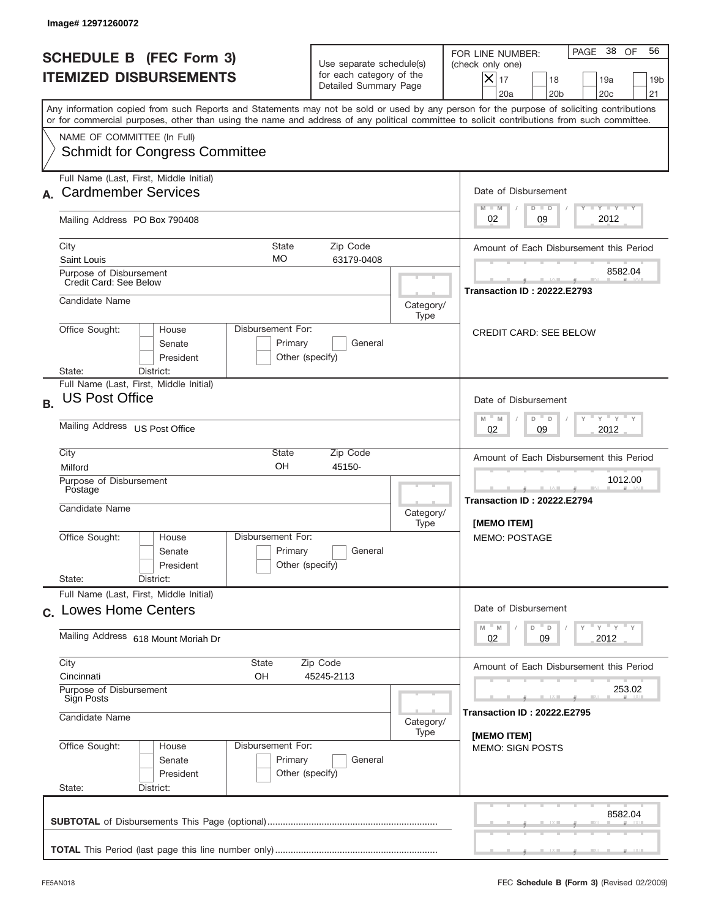Image# 12971260072

# SCHEDULE B (FEC Form 3)
# ITEMIZED DISBURSEMENTS

Use separate schedule(s) for each category of the Detailed Summary Page

FOR LINE NUMBER: (check only one)

- [X] 17
- [ ] 18
- [ ] 19a
- [ ] 19b
- [ ] 20a
- [ ] 20b
- [ ] 20c
- [ ] 21

PAGE 38 OF 56

Any information copied from such Reports and Statements may not be sold or used by any person for the purpose of soliciting contributions or for commercial purposes, other than using the name and address of any political committee to solicit contributions from such committee.

NAME OF COMMITTEE (In Full)
Schmidt for Congress Committee

---

**A.** Full Name (Last, First, Middle Initial): Cardmember Services

Mailing Address: PO Box 790408

City: Saint Louis | State: MO | Zip Code: 63179-0408

Purpose of Disbursement: Credit Card: See Below

Candidate Name:

Category/Type:

Office Sought: House / Senate / President

Disbursement For: Primary / General / Other (specify)

State: District:

Date of Disbursement: 02 / 09 / 2012

Amount of Each Disbursement this Period: 8582.04

**Transaction ID : 20222.E2793**

CREDIT CARD: SEE BELOW

---

**B.** Full Name (Last, First, Middle Initial): US Post Office

Mailing Address: US Post Office

City: Milford | State: OH | Zip Code: 45150-

Purpose of Disbursement: Postage

Candidate Name:

Category/Type:

Office Sought: House / Senate / President

Disbursement For: Primary / General / Other (specify)

State: District:

Date of Disbursement: 02 / 09 / 2012

Amount of Each Disbursement this Period: 1012.00

**Transaction ID : 20222.E2794**

**[MEMO ITEM]**
MEMO: POSTAGE

---

**C.** Full Name (Last, First, Middle Initial): Lowes Home Centers

Mailing Address: 618 Mount Moriah Dr

City: Cincinnati | State: OH | Zip Code: 45245-2113

Purpose of Disbursement: Sign Posts

Candidate Name:

Category/Type:

Office Sought: House / Senate / President

Disbursement For: Primary / General / Other (specify)

State: District:

Date of Disbursement: 02 / 09 / 2012

Amount of Each Disbursement this Period: 253.02

**Transaction ID : 20222.E2795**

**[MEMO ITEM]**
MEMO: SIGN POSTS

---

**SUBTOTAL** of Disbursements This Page (optional): 8582.04

**TOTAL** This Period (last page this line number only):

FE5AN018

FEC **Schedule B (Form 3)** (Revised 02/2009)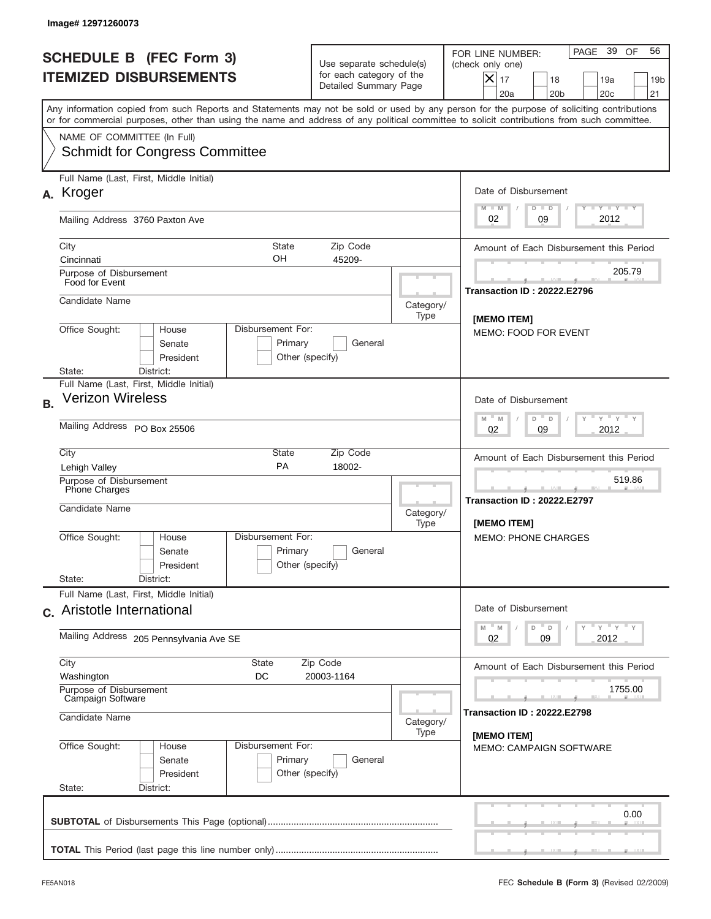Image# 12971260073

# SCHEDULE B (FEC Form 3)
## ITEMIZED DISBURSEMENTS

Use separate schedule(s) for each category of the Detailed Summary Page

FOR LINE NUMBER: (check only one)
- [X] 17
- [ ] 18
- [ ] 19a
- [ ] 19b
- [ ] 20a
- [ ] 20b
- [ ] 20c
- [ ] 21

PAGE 39 OF 56

Any information copied from such Reports and Statements may not be sold or used by any person for the purpose of soliciting contributions or for commercial purposes, other than using the name and address of any political committee to solicit contributions from such committee.

NAME OF COMMITTEE (In Full)
Schmidt for Congress Committee

---

**A.** Full Name (Last, First, Middle Initial): Kroger

Mailing Address: 3760 Paxton Ave

City: Cincinnati | State: OH | Zip Code: 45209-

Purpose of Disbursement: Food for Event

Candidate Name:

Category/Type:

Office Sought: [ ] House [ ] Senate [ ] President

Disbursement For: [ ] Primary [ ] General [ ] Other (specify)

State: District:

Date of Disbursement: 02 / 09 / 2012

Amount of Each Disbursement this Period: 205.79

Transaction ID : 20222.E2796

[MEMO ITEM]
MEMO: FOOD FOR EVENT

---

**B.** Full Name (Last, First, Middle Initial): Verizon Wireless

Mailing Address: PO Box 25506

City: Lehigh Valley | State: PA | Zip Code: 18002-

Purpose of Disbursement: Phone Charges

Candidate Name:

Category/Type:

Office Sought: [ ] House [ ] Senate [ ] President

Disbursement For: [ ] Primary [ ] General [ ] Other (specify)

State: District:

Date of Disbursement: 02 / 09 / 2012

Amount of Each Disbursement this Period: 519.86

Transaction ID : 20222.E2797

[MEMO ITEM]
MEMO: PHONE CHARGES

---

**C.** Full Name (Last, First, Middle Initial): Aristotle International

Mailing Address: 205 Pennsylvania Ave SE

City: Washington | State: DC | Zip Code: 20003-1164

Purpose of Disbursement: Campaign Software

Candidate Name:

Category/Type:

Office Sought: [ ] House [ ] Senate [ ] President

Disbursement For: [ ] Primary [ ] General [ ] Other (specify)

State: District:

Date of Disbursement: 02 / 09 / 2012

Amount of Each Disbursement this Period: 1755.00

Transaction ID : 20222.E2798

[MEMO ITEM]
MEMO: CAMPAIGN SOFTWARE

---

**SUBTOTAL** of Disbursements This Page (optional): 0.00

**TOTAL** This Period (last page this line number only):

FE5AN018 FEC **Schedule B (Form 3)** (Revised 02/2009)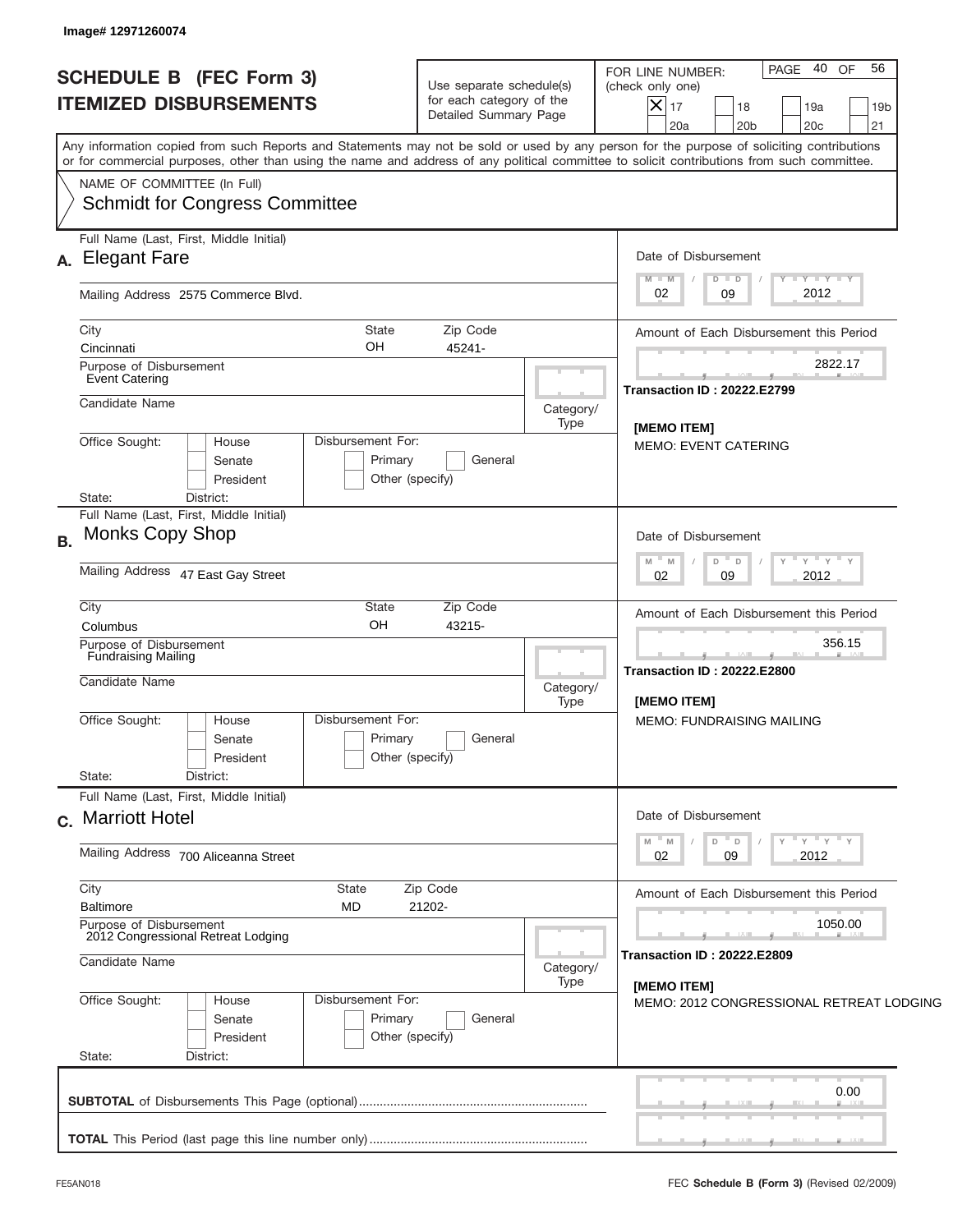Image# 12971260074

# SCHEDULE B (FEC Form 3)
# ITEMIZED DISBURSEMENTS

Use separate schedule(s) for each category of the Detailed Summary Page

FOR LINE NUMBER: (check only one)

- [X] 17
- [ ] 18
- [ ] 19a
- [ ] 19b
- [ ] 20a
- [ ] 20b
- [ ] 20c
- [ ] 21

PAGE 40 OF 56

Any information copied from such Reports and Statements may not be sold or used by any person for the purpose of soliciting contributions or for commercial purposes, other than using the name and address of any political committee to solicit contributions from such committee.

NAME OF COMMITTEE (In Full)
Schmidt for Congress Committee

## A.

Full Name (Last, First, Middle Initial): Elegant Fare

Mailing Address: 2575 Commerce Blvd.

City: Cincinnati | State: OH | Zip Code: 45241-

Purpose of Disbursement: Event Catering

Candidate Name:

Category/Type:

Office Sought: House / Senate / President

Disbursement For: Primary / General / Other (specify)

State: District:

Date of Disbursement: 02 / 09 / 2012

Amount of Each Disbursement this Period: 2822.17

Transaction ID : 20222.E2799

[MEMO ITEM]
MEMO: EVENT CATERING

## B.

Full Name (Last, First, Middle Initial): Monks Copy Shop

Mailing Address: 47 East Gay Street

City: Columbus | State: OH | Zip Code: 43215-

Purpose of Disbursement: Fundraising Mailing

Candidate Name:

Category/Type:

Office Sought: House / Senate / President

Disbursement For: Primary / General / Other (specify)

State: District:

Date of Disbursement: 02 / 09 / 2012

Amount of Each Disbursement this Period: 356.15

Transaction ID : 20222.E2800

[MEMO ITEM]
MEMO: FUNDRAISING MAILING

## C.

Full Name (Last, First, Middle Initial): Marriott Hotel

Mailing Address: 700 Aliceanna Street

City: Baltimore | State: MD | Zip Code: 21202-

Purpose of Disbursement: 2012 Congressional Retreat Lodging

Candidate Name:

Category/Type:

Office Sought: House / Senate / President

Disbursement For: Primary / General / Other (specify)

State: District:

Date of Disbursement: 02 / 09 / 2012

Amount of Each Disbursement this Period: 1050.00

Transaction ID : 20222.E2809

[MEMO ITEM]
MEMO: 2012 CONGRESSIONAL RETREAT LODGING

**SUBTOTAL** of Disbursements This Page (optional): 0.00

**TOTAL** This Period (last page this line number only):

FE5AN018 — FEC **Schedule B (Form 3)** (Revised 02/2009)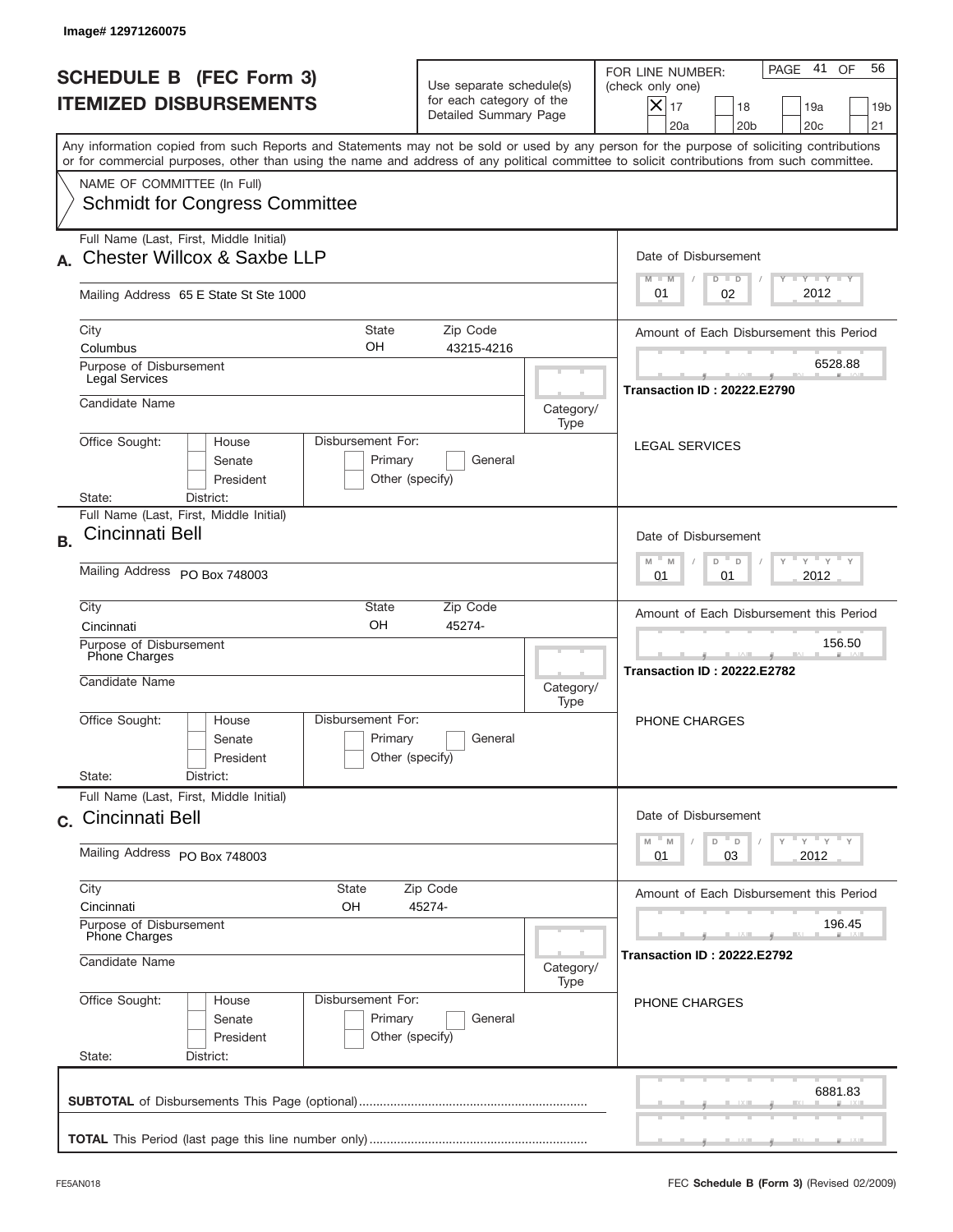Image# 12971260075

# SCHEDULE B (FEC Form 3)
## ITEMIZED DISBURSEMENTS

Use separate schedule(s) for each category of the Detailed Summary Page

FOR LINE NUMBER: (check only one)

[X] 17 [ ] 18 [ ] 19a [ ] 19b [ ] 20a [ ] 20b [ ] 20c [ ] 21

PAGE 41 OF 56

Any information copied from such Reports and Statements may not be sold or used by any person for the purpose of soliciting contributions or for commercial purposes, other than using the name and address of any political committee to solicit contributions from such committee.

NAME OF COMMITTEE (In Full)
Schmidt for Congress Committee

---

**A.** Full Name (Last, First, Middle Initial): Chester Willcox & Saxbe LLP

Mailing Address: 65 E State St Ste 1000

City: Columbus | State: OH | Zip Code: 43215-4216

Purpose of Disbursement: Legal Services

Candidate Name:

Category/Type:

Office Sought: [ ] House [ ] Senate [ ] President
State: District:

Disbursement For: [ ] Primary [ ] General [ ] Other (specify)

Date of Disbursement: 01 / 02 / 2012

Amount of Each Disbursement this Period: 6528.88

Transaction ID : 20222.E2790

LEGAL SERVICES

---

**B.** Full Name (Last, First, Middle Initial): Cincinnati Bell

Mailing Address: PO Box 748003

City: Cincinnati | State: OH | Zip Code: 45274-

Purpose of Disbursement: Phone Charges

Candidate Name:

Category/Type:

Office Sought: [ ] House [ ] Senate [ ] President
State: District:

Disbursement For: [ ] Primary [ ] General [ ] Other (specify)

Date of Disbursement: 01 / 01 / 2012

Amount of Each Disbursement this Period: 156.50

Transaction ID : 20222.E2782

PHONE CHARGES

---

**C.** Full Name (Last, First, Middle Initial): Cincinnati Bell

Mailing Address: PO Box 748003

City: Cincinnati | State: OH | Zip Code: 45274-

Purpose of Disbursement: Phone Charges

Candidate Name:

Category/Type:

Office Sought: [ ] House [ ] Senate [ ] President
State: District:

Disbursement For: [ ] Primary [ ] General [ ] Other (specify)

Date of Disbursement: 01 / 03 / 2012

Amount of Each Disbursement this Period: 196.45

Transaction ID : 20222.E2792

PHONE CHARGES

---

**SUBTOTAL** of Disbursements This Page (optional): 6881.83

**TOTAL** This Period (last page this line number only):

FE5AN018

FEC **Schedule B (Form 3)** (Revised 02/2009)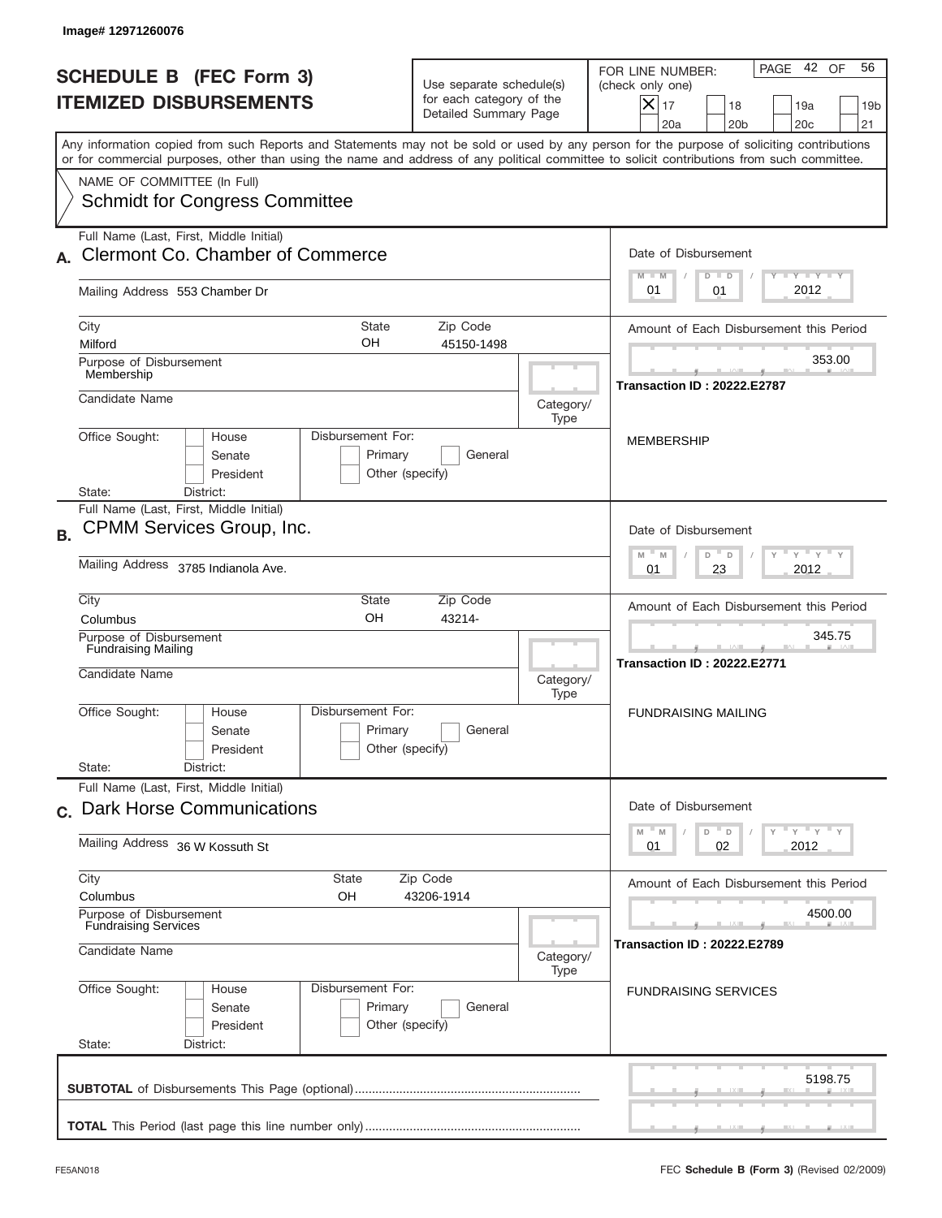Image# 12971260076

# SCHEDULE B (FEC Form 3)
# ITEMIZED DISBURSEMENTS

Use separate schedule(s) for each category of the Detailed Summary Page

FOR LINE NUMBER: (check only one)

- [x] 17
- [ ] 18
- [ ] 19a
- [ ] 19b
- [ ] 20a
- [ ] 20b
- [ ] 20c
- [ ] 21

PAGE 42 OF 56

Any information copied from such Reports and Statements may not be sold or used by any person for the purpose of soliciting contributions or for commercial purposes, other than using the name and address of any political committee to solicit contributions from such committee.

NAME OF COMMITTEE (In Full)
Schmidt for Congress Committee

---

**A.** Full Name (Last, First, Middle Initial): Clermont Co. Chamber of Commerce

Mailing Address: 553 Chamber Dr

City: Milford | State: OH | Zip Code: 45150-1498

Purpose of Disbursement: Membership

Candidate Name:

Category/Type:

Office Sought: House / Senate / President

Disbursement For: Primary / General / Other (specify)

State: District:

Date of Disbursement: 01 / 01 / 2012

Amount of Each Disbursement this Period: 353.00

Transaction ID : 20222.E2787

MEMBERSHIP

---

**B.** Full Name (Last, First, Middle Initial): CPMM Services Group, Inc.

Mailing Address: 3785 Indianola Ave.

City: Columbus | State: OH | Zip Code: 43214-

Purpose of Disbursement: Fundraising Mailing

Candidate Name:

Category/Type:

Office Sought: House / Senate / President

Disbursement For: Primary / General / Other (specify)

State: District:

Date of Disbursement: 01 / 23 / 2012

Amount of Each Disbursement this Period: 345.75

Transaction ID : 20222.E2771

FUNDRAISING MAILING

---

**C.** Full Name (Last, First, Middle Initial): Dark Horse Communications

Mailing Address: 36 W Kossuth St

City: Columbus | State: OH | Zip Code: 43206-1914

Purpose of Disbursement: Fundraising Services

Candidate Name:

Category/Type:

Office Sought: House / Senate / President

Disbursement For: Primary / General / Other (specify)

State: District:

Date of Disbursement: 01 / 02 / 2012

Amount of Each Disbursement this Period: 4500.00

Transaction ID : 20222.E2789

FUNDRAISING SERVICES

---

**SUBTOTAL** of Disbursements This Page (optional): 5198.75

**TOTAL** This Period (last page this line number only):

FE5AN018

FEC **Schedule B (Form 3)** (Revised 02/2009)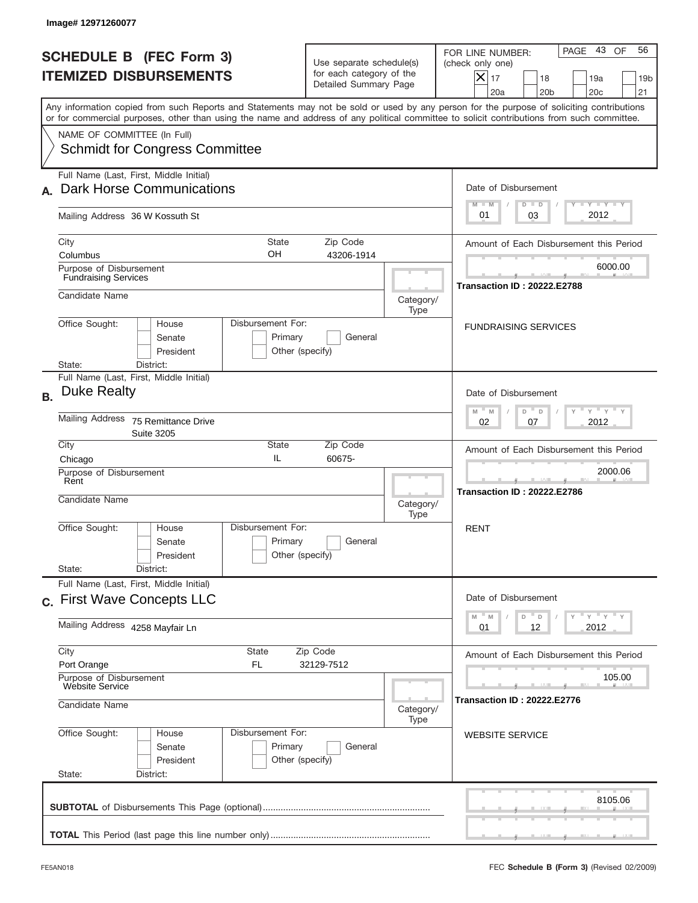Image# 12971260077

# SCHEDULE B (FEC Form 3)
## ITEMIZED DISBURSEMENTS

Use separate schedule(s) for each category of the Detailed Summary Page

FOR LINE NUMBER: (check only one)
[X] 17 [ ] 18 [ ] 19a [ ] 19b [ ] 20a [ ] 20b [ ] 20c [ ] 21

PAGE 43 OF 56

Any information copied from such Reports and Statements may not be sold or used by any person for the purpose of soliciting contributions or for commercial purposes, other than using the name and address of any political committee to solicit contributions from such committee.

NAME OF COMMITTEE (In Full)
Schmidt for Congress Committee

---

**A.** Full Name (Last, First, Middle Initial): Dark Horse Communications

Mailing Address: 36 W Kossuth St

City: Columbus | State: OH | Zip Code: 43206-1914

Purpose of Disbursement: Fundraising Services

Candidate Name:

Category/Type:

Office Sought: House / Senate / President

Disbursement For: Primary / General / Other (specify)

State: District:

Date of Disbursement: 01 / 03 / 2012

Amount of Each Disbursement this Period: 6000.00

Transaction ID : 20222.E2788

FUNDRAISING SERVICES

---

**B.** Full Name (Last, First, Middle Initial): Duke Realty

Mailing Address: 75 Remittance Drive, Suite 3205

City: Chicago | State: IL | Zip Code: 60675-

Purpose of Disbursement: Rent

Candidate Name:

Category/Type:

Office Sought: House / Senate / President

Disbursement For: Primary / General / Other (specify)

State: District:

Date of Disbursement: 02 / 07 / 2012

Amount of Each Disbursement this Period: 2000.06

Transaction ID : 20222.E2786

RENT

---

**C.** Full Name (Last, First, Middle Initial): First Wave Concepts LLC

Mailing Address: 4258 Mayfair Ln

City: Port Orange | State: FL | Zip Code: 32129-7512

Purpose of Disbursement: Website Service

Candidate Name:

Category/Type:

Office Sought: House / Senate / President

Disbursement For: Primary / General / Other (specify)

State: District:

Date of Disbursement: 01 / 12 / 2012

Amount of Each Disbursement this Period: 105.00

Transaction ID : 20222.E2776

WEBSITE SERVICE

---

**SUBTOTAL** of Disbursements This Page (optional): 8105.06

**TOTAL** This Period (last page this line number only):

FE5AN018 — FEC **Schedule B (Form 3)** (Revised 02/2009)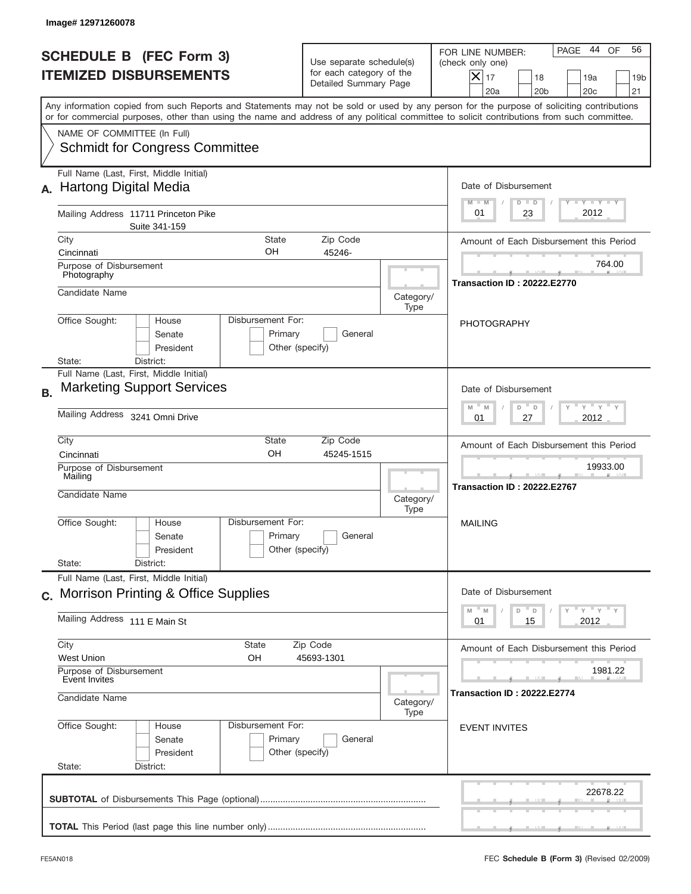Image# 12971260078

# SCHEDULE B (FEC Form 3)
## ITEMIZED DISBURSEMENTS

Use separate schedule(s) for each category of the Detailed Summary Page

FOR LINE NUMBER: (check only one)

- [X] 17
- [ ] 18
- [ ] 19a
- [ ] 19b
- [ ] 20a
- [ ] 20b
- [ ] 20c
- [ ] 21

PAGE 44 OF 56

Any information copied from such Reports and Statements may not be sold or used by any person for the purpose of soliciting contributions or for commercial purposes, other than using the name and address of any political committee to solicit contributions from such committee.

NAME OF COMMITTEE (In Full)
Schmidt for Congress Committee

---

**A.** Full Name (Last, First, Middle Initial): Hartong Digital Media

Mailing Address: 11711 Princeton Pike, Suite 341-159

City: Cincinnati | State: OH | Zip Code: 45246-

Purpose of Disbursement: Photography

Candidate Name:

Category/Type:

Office Sought: House / Senate / President

Disbursement For: Primary / General / Other (specify)

State: District:

Date of Disbursement: 01 / 23 / 2012

Amount of Each Disbursement this Period: 764.00

Transaction ID : 20222.E2770

PHOTOGRAPHY

---

**B.** Full Name (Last, First, Middle Initial): Marketing Support Services

Mailing Address: 3241 Omni Drive

City: Cincinnati | State: OH | Zip Code: 45245-1515

Purpose of Disbursement: Mailing

Candidate Name:

Category/Type:

Office Sought: House / Senate / President

Disbursement For: Primary / General / Other (specify)

State: District:

Date of Disbursement: 01 / 27 / 2012

Amount of Each Disbursement this Period: 19933.00

Transaction ID : 20222.E2767

MAILING

---

**C.** Full Name (Last, First, Middle Initial): Morrison Printing & Office Supplies

Mailing Address: 111 E Main St

City: West Union | State: OH | Zip Code: 45693-1301

Purpose of Disbursement: Event Invites

Candidate Name:

Category/Type:

Office Sought: House / Senate / President

Disbursement For: Primary / General / Other (specify)

State: District:

Date of Disbursement: 01 / 15 / 2012

Amount of Each Disbursement this Period: 1981.22

Transaction ID : 20222.E2774

EVENT INVITES

---

**SUBTOTAL** of Disbursements This Page (optional): 22678.22

**TOTAL** This Period (last page this line number only):

FE5AN018 — FEC **Schedule B (Form 3)** (Revised 02/2009)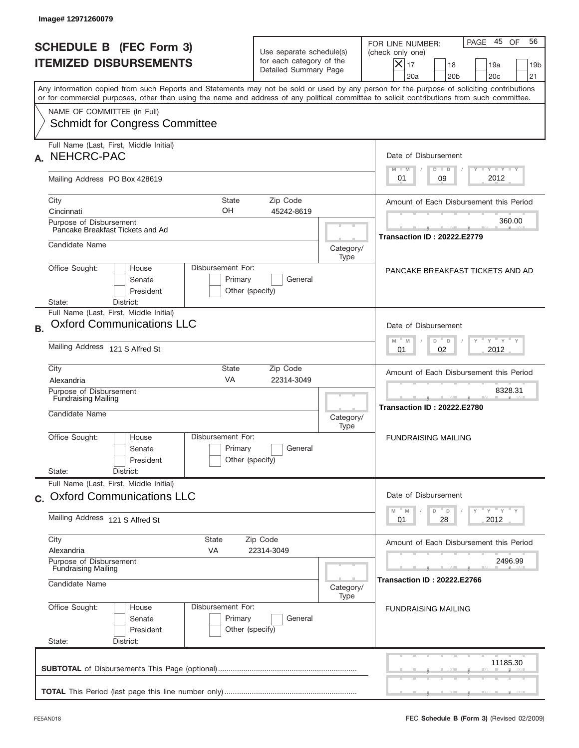Image# 12971260079

# SCHEDULE B (FEC Form 3)
# ITEMIZED DISBURSEMENTS

Use separate schedule(s) for each category of the Detailed Summary Page

FOR LINE NUMBER: (check only one)

- [X] 17
- [ ] 18
- [ ] 19a
- [ ] 19b
- [ ] 20a
- [ ] 20b
- [ ] 20c
- [ ] 21

PAGE 45 OF 56

Any information copied from such Reports and Statements may not be sold or used by any person for the purpose of soliciting contributions or for commercial purposes, other than using the name and address of any political committee to solicit contributions from such committee.

NAME OF COMMITTEE (In Full)
Schmidt for Congress Committee

---

**A.** Full Name (Last, First, Middle Initial): NEHCRC-PAC

Mailing Address: PO Box 428619

City: Cincinnati | State: OH | Zip Code: 45242-8619

Purpose of Disbursement: Pancake Breakfast Tickets and Ad

Candidate Name:

Category/Type:

Office Sought: House / Senate / President

Disbursement For: Primary / General / Other (specify)

State: District:

Date of Disbursement: 01/09/2012

Amount of Each Disbursement this Period: 360.00

Transaction ID : 20222.E2779

PANCAKE BREAKFAST TICKETS AND AD

---

**B.** Full Name (Last, First, Middle Initial): Oxford Communications LLC

Mailing Address: 121 S Alfred St

City: Alexandria | State: VA | Zip Code: 22314-3049

Purpose of Disbursement: Fundraising Mailing

Candidate Name:

Category/Type:

Office Sought: House / Senate / President

Disbursement For: Primary / General / Other (specify)

State: District:

Date of Disbursement: 01/02/2012

Amount of Each Disbursement this Period: 8328.31

Transaction ID : 20222.E2780

FUNDRAISING MAILING

---

**C.** Full Name (Last, First, Middle Initial): Oxford Communications LLC

Mailing Address: 121 S Alfred St

City: Alexandria | State: VA | Zip Code: 22314-3049

Purpose of Disbursement: Fundraising Mailing

Candidate Name:

Category/Type:

Office Sought: House / Senate / President

Disbursement For: Primary / General / Other (specify)

State: District:

Date of Disbursement: 01/28/2012

Amount of Each Disbursement this Period: 2496.99

Transaction ID : 20222.E2766

FUNDRAISING MAILING

---

**SUBTOTAL** of Disbursements This Page (optional): 11185.30

**TOTAL** This Period (last page this line number only):

FE5AN018

FEC **Schedule B (Form 3)** (Revised 02/2009)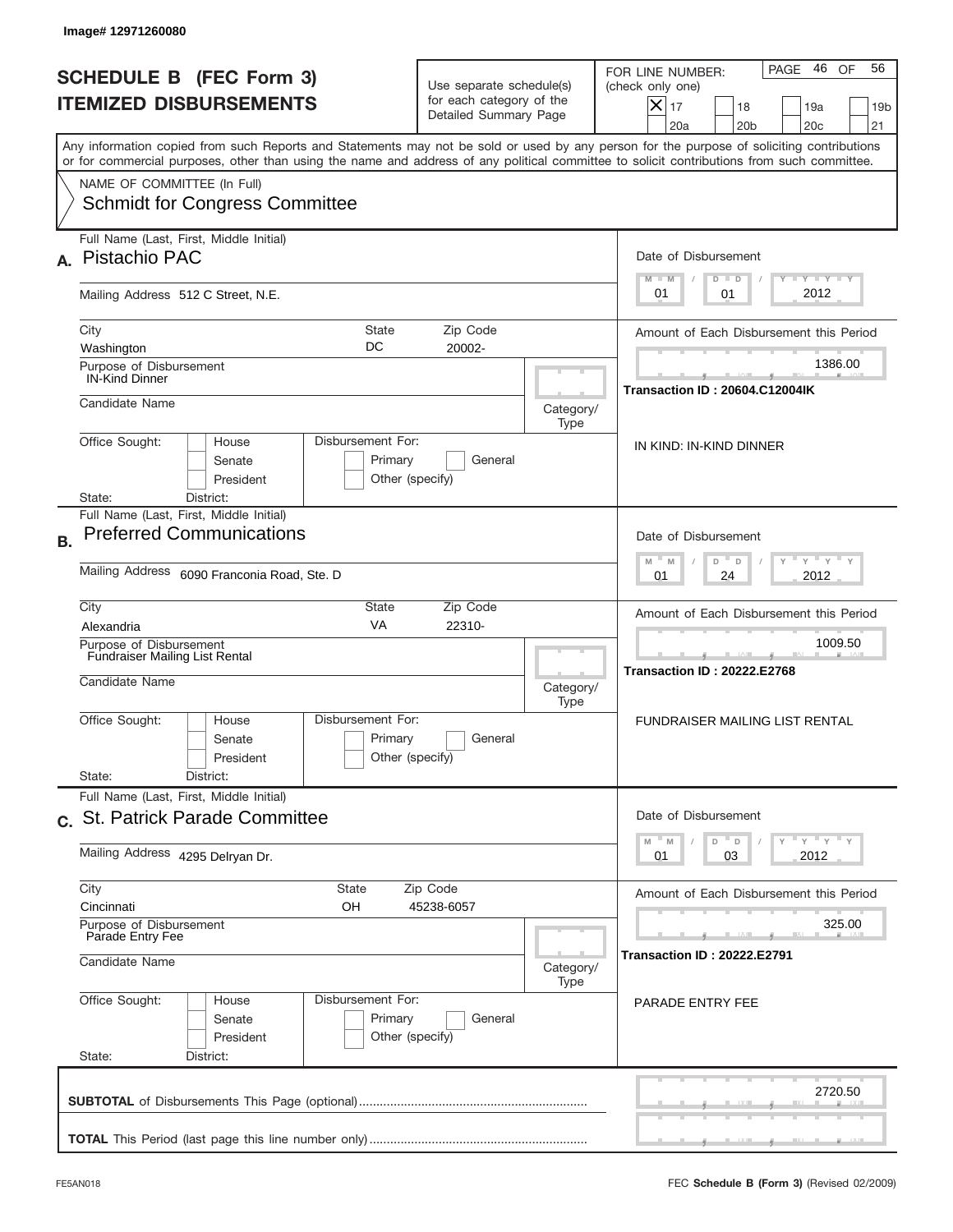Image# 12971260080

# SCHEDULE B (FEC Form 3)
## ITEMIZED DISBURSEMENTS

Use separate schedule(s) for each category of the Detailed Summary Page

FOR LINE NUMBER: (check only one)

- [X] 17
- [ ] 18
- [ ] 19a
- [ ] 19b
- [ ] 20a
- [ ] 20b
- [ ] 20c
- [ ] 21

Any information copied from such Reports and Statements may not be sold or used by any person for the purpose of soliciting contributions or for commercial purposes, other than using the name and address of any political committee to solicit contributions from such committee.

NAME OF COMMITTEE (In Full)
Schmidt for Congress Committee

---

**A.** Full Name (Last, First, Middle Initial): **Pistachio PAC**

Mailing Address: 512 C Street, N.E.

| City | State | Zip Code |
|---|---|---|
| Washington | DC | 20002- |

Purpose of Disbursement: IN-Kind Dinner

Candidate Name:

Category/Type:

Office Sought: House / Senate / President

Disbursement For: Primary / General / Other (specify)

State: District:

Date of Disbursement: 01/01/2012

Amount of Each Disbursement this Period: 1386.00

Transaction ID : 20604.C12004IK

IN KIND: IN-KIND DINNER

---

**B.** Full Name (Last, First, Middle Initial): **Preferred Communications**

Mailing Address: 6090 Franconia Road, Ste. D

| City | State | Zip Code |
|---|---|---|
| Alexandria | VA | 22310- |

Purpose of Disbursement: Fundraiser Mailing List Rental

Candidate Name:

Category/Type:

Office Sought: House / Senate / President

Disbursement For: Primary / General / Other (specify)

State: District:

Date of Disbursement: 01/24/2012

Amount of Each Disbursement this Period: 1009.50

Transaction ID : 20222.E2768

FUNDRAISER MAILING LIST RENTAL

---

**C.** Full Name (Last, First, Middle Initial): **St. Patrick Parade Committee**

Mailing Address: 4295 Delryan Dr.

| City | State | Zip Code |
|---|---|---|
| Cincinnati | OH | 45238-6057 |

Purpose of Disbursement: Parade Entry Fee

Candidate Name:

Category/Type:

Office Sought: House / Senate / President

Disbursement For: Primary / General / Other (specify)

State: District:

Date of Disbursement: 01/03/2012

Amount of Each Disbursement this Period: 325.00

Transaction ID : 20222.E2791

PARADE ENTRY FEE

---

**SUBTOTAL** of Disbursements This Page (optional): 2720.50

**TOTAL** This Period (last page this line number only):

FE5AN018 FEC **Schedule B (Form 3)** (Revised 02/2009)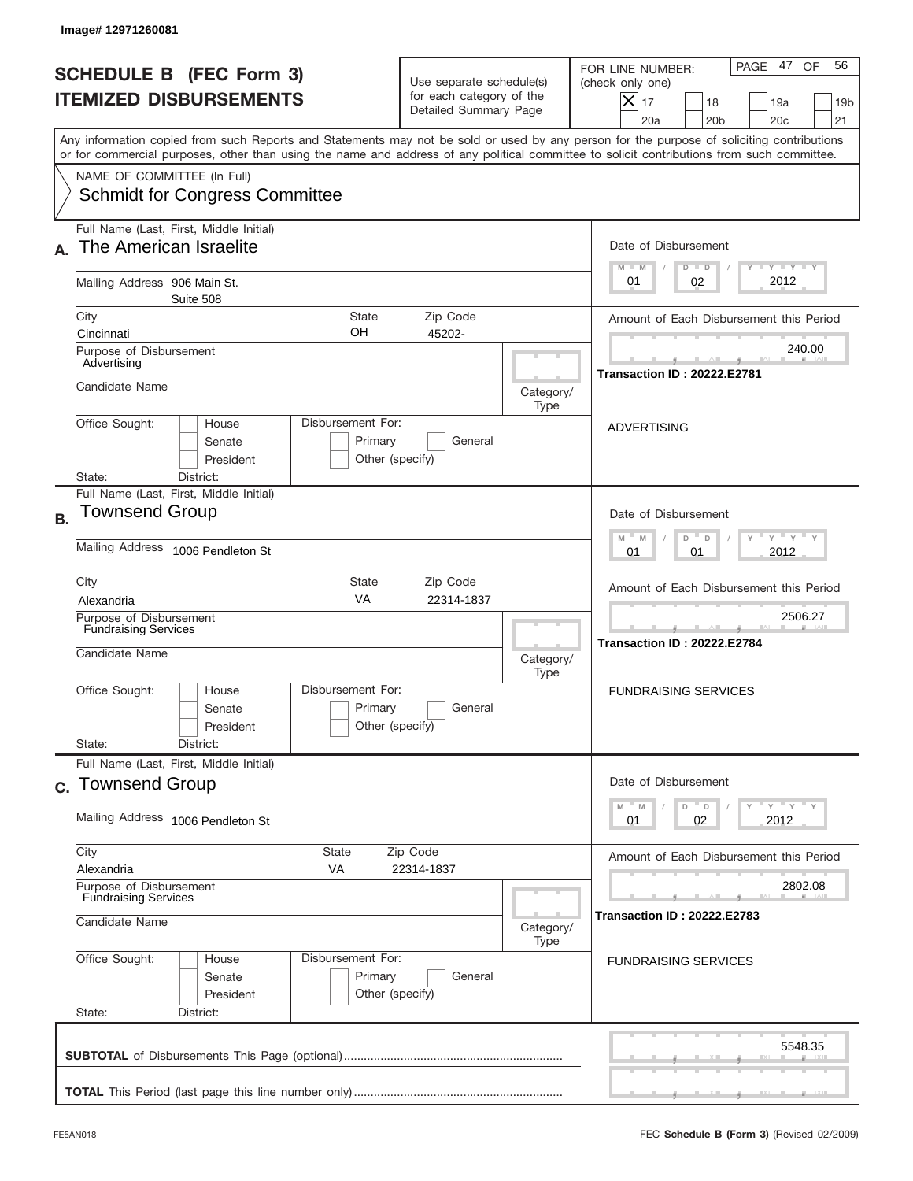Image# 12971260081

# SCHEDULE B (FEC Form 3)
## ITEMIZED DISBURSEMENTS

Use separate schedule(s) for each category of the Detailed Summary Page

FOR LINE NUMBER: (check only one)

- [x] 17
- [ ] 18
- [ ] 19a
- [ ] 19b
- [ ] 20a
- [ ] 20b
- [ ] 20c
- [ ] 21

PAGE 47 OF 56

Any information copied from such Reports and Statements may not be sold or used by any person for the purpose of soliciting contributions or for commercial purposes, other than using the name and address of any political committee to solicit contributions from such committee.

NAME OF COMMITTEE (In Full)
Schmidt for Congress Committee

---

**A.** Full Name (Last, First, Middle Initial): The American Israelite

Mailing Address: 906 Main St.
Suite 508

City: Cincinnati | State: OH | Zip Code: 45202-

Purpose of Disbursement: Advertising

Candidate Name:

Category/Type:

Office Sought: House / Senate / President

Disbursement For: Primary / General / Other (specify)

State: District:

Date of Disbursement: 01 / 02 / 2012

Amount of Each Disbursement this Period: 240.00

Transaction ID : 20222.E2781

ADVERTISING

---

**B.** Full Name (Last, First, Middle Initial): Townsend Group

Mailing Address: 1006 Pendleton St

City: Alexandria | State: VA | Zip Code: 22314-1837

Purpose of Disbursement: Fundraising Services

Candidate Name:

Category/Type:

Office Sought: House / Senate / President

Disbursement For: Primary / General / Other (specify)

State: District:

Date of Disbursement: 01 / 01 / 2012

Amount of Each Disbursement this Period: 2506.27

Transaction ID : 20222.E2784

FUNDRAISING SERVICES

---

**C.** Full Name (Last, First, Middle Initial): Townsend Group

Mailing Address: 1006 Pendleton St

City: Alexandria | State: VA | Zip Code: 22314-1837

Purpose of Disbursement: Fundraising Services

Candidate Name:

Category/Type:

Office Sought: House / Senate / President

Disbursement For: Primary / General / Other (specify)

State: District:

Date of Disbursement: 01 / 02 / 2012

Amount of Each Disbursement this Period: 2802.08

Transaction ID : 20222.E2783

FUNDRAISING SERVICES

---

**SUBTOTAL** of Disbursements This Page (optional): 5548.35

**TOTAL** This Period (last page this line number only):

FE5AN018

FEC **Schedule B (Form 3)** (Revised 02/2009)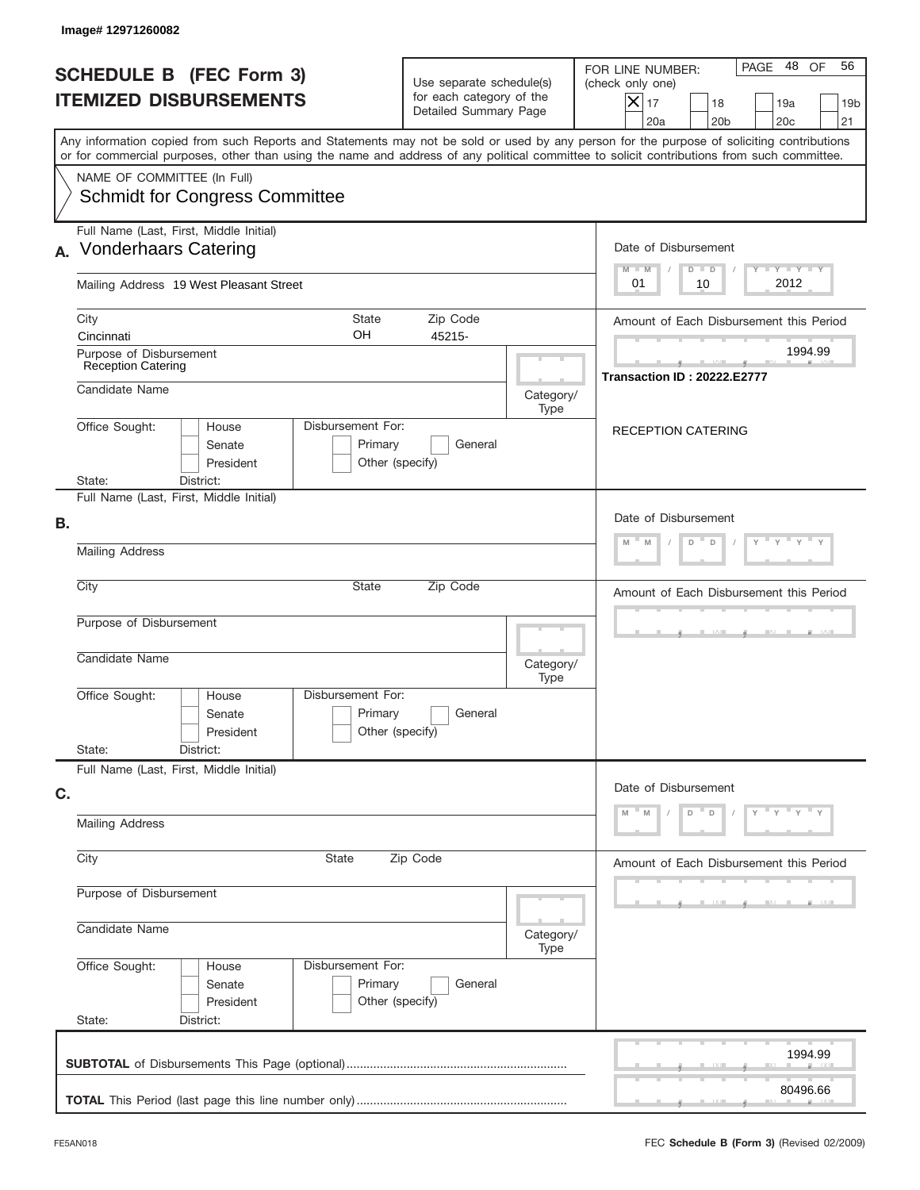Image# 12971260082

# SCHEDULE B (FEC Form 3)
# ITEMIZED DISBURSEMENTS

Use separate schedule(s) for each category of the Detailed Summary Page

FOR LINE NUMBER: (check only one)

PAGE 48 OF 56

| | | | | | | | |
|---|---|---|---|---|---|---|---|
| X | 17 | | 18 | | 19a | | 19b |
| | 20a | | 20b | | 20c | | 21 |

Any information copied from such Reports and Statements may not be sold or used by any person for the purpose of soliciting contributions or for commercial purposes, other than using the name and address of any political committee to solicit contributions from such committee.

NAME OF COMMITTEE (In Full)
Schmidt for Congress Committee

**A.** Full Name (Last, First, Middle Initial): Vonderhaars Catering

Mailing Address: 19 West Pleasant Street

City: Cincinnati | State: OH | Zip Code: 45215-

Purpose of Disbursement: Reception Catering

Candidate Name:

Category/Type:

Office Sought: House / Senate / President

State: District:

Disbursement For: Primary / General / Other (specify)

Date of Disbursement: 01 / 10 / 2012

Amount of Each Disbursement this Period: 1994.99

Transaction ID : 20222.E2777

RECEPTION CATERING

**B.** Full Name (Last, First, Middle Initial):

Mailing Address

City | State | Zip Code

Purpose of Disbursement

Candidate Name

Category/Type

Office Sought: House / Senate / President

State: District:

Disbursement For: Primary / General / Other (specify)

Date of Disbursement: M M / D D / Y Y Y Y

Amount of Each Disbursement this Period

**C.** Full Name (Last, First, Middle Initial):

Mailing Address

City | State | Zip Code

Purpose of Disbursement

Candidate Name

Category/Type

Office Sought: House / Senate / President

State: District:

Disbursement For: Primary / General / Other (specify)

Date of Disbursement: M M / D D / Y Y Y Y

Amount of Each Disbursement this Period

**SUBTOTAL** of Disbursements This Page (optional): 1994.99

**TOTAL** This Period (last page this line number only): 80496.66

FE5AN018

FEC **Schedule B** (Form 3) (Revised 02/2009)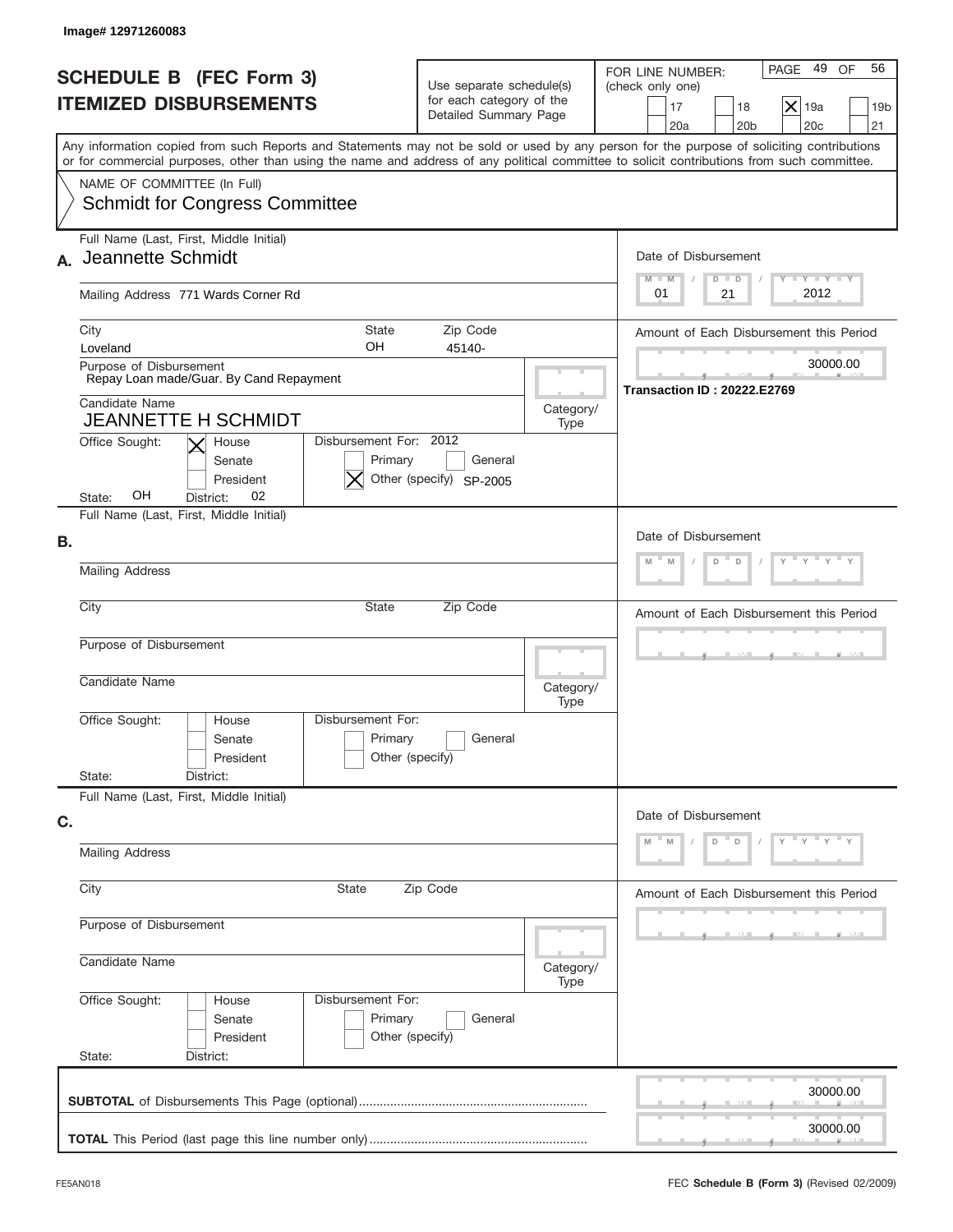Image# 12971260083

# SCHEDULE B (FEC Form 3)
# ITEMIZED DISBURSEMENTS

Use separate schedule(s) for each category of the Detailed Summary Page

FOR LINE NUMBER: (check only one)

- [ ] 17
- [ ] 18
- [x] 19a
- [ ] 19b
- [ ] 20a
- [ ] 20b
- [ ] 20c
- [ ] 21

PAGE 49 OF 56

Any information copied from such Reports and Statements may not be sold or used by any person for the purpose of soliciting contributions or for commercial purposes, other than using the name and address of any political committee to solicit contributions from such committee.

NAME OF COMMITTEE (In Full)
Schmidt for Congress Committee

## A.

Full Name (Last, First, Middle Initial): Jeannette Schmidt

Mailing Address: 771 Wards Corner Rd

City: Loveland | State: OH | Zip Code: 45140-

Purpose of Disbursement: Repay Loan made/Guar. By Cand Repayment

Candidate Name: JEANNETTE H SCHMIDT

Category/Type:

Office Sought: [x] House [ ] Senate [ ] President

State: OH | District: 02

Disbursement For: 2012 [ ] Primary [ ] General [x] Other (specify) SP-2005

Date of Disbursement: 01 / 21 / 2012

Amount of Each Disbursement this Period: 30000.00

Transaction ID : 20222.E2769

## B.

Full Name (Last, First, Middle Initial):

Mailing Address:

City: | State: | Zip Code:

Purpose of Disbursement:

Candidate Name:

Category/Type:

Office Sought: [ ] House [ ] Senate [ ] President

State: | District:

Disbursement For: [ ] Primary [ ] General [ ] Other (specify)

Date of Disbursement: M M / D D / Y Y Y Y

Amount of Each Disbursement this Period:

## C.

Full Name (Last, First, Middle Initial):

Mailing Address:

City: | State: | Zip Code:

Purpose of Disbursement:

Candidate Name:

Category/Type:

Office Sought: [ ] House [ ] Senate [ ] President

State: | District:

Disbursement For: [ ] Primary [ ] General [ ] Other (specify)

Date of Disbursement: M M / D D / Y Y Y Y

Amount of Each Disbursement this Period:

**SUBTOTAL** of Disbursements This Page (optional): 30000.00

**TOTAL** This Period (last page this line number only): 30000.00

FE5AN018

FEC **Schedule B** (Form 3) (Revised 02/2009)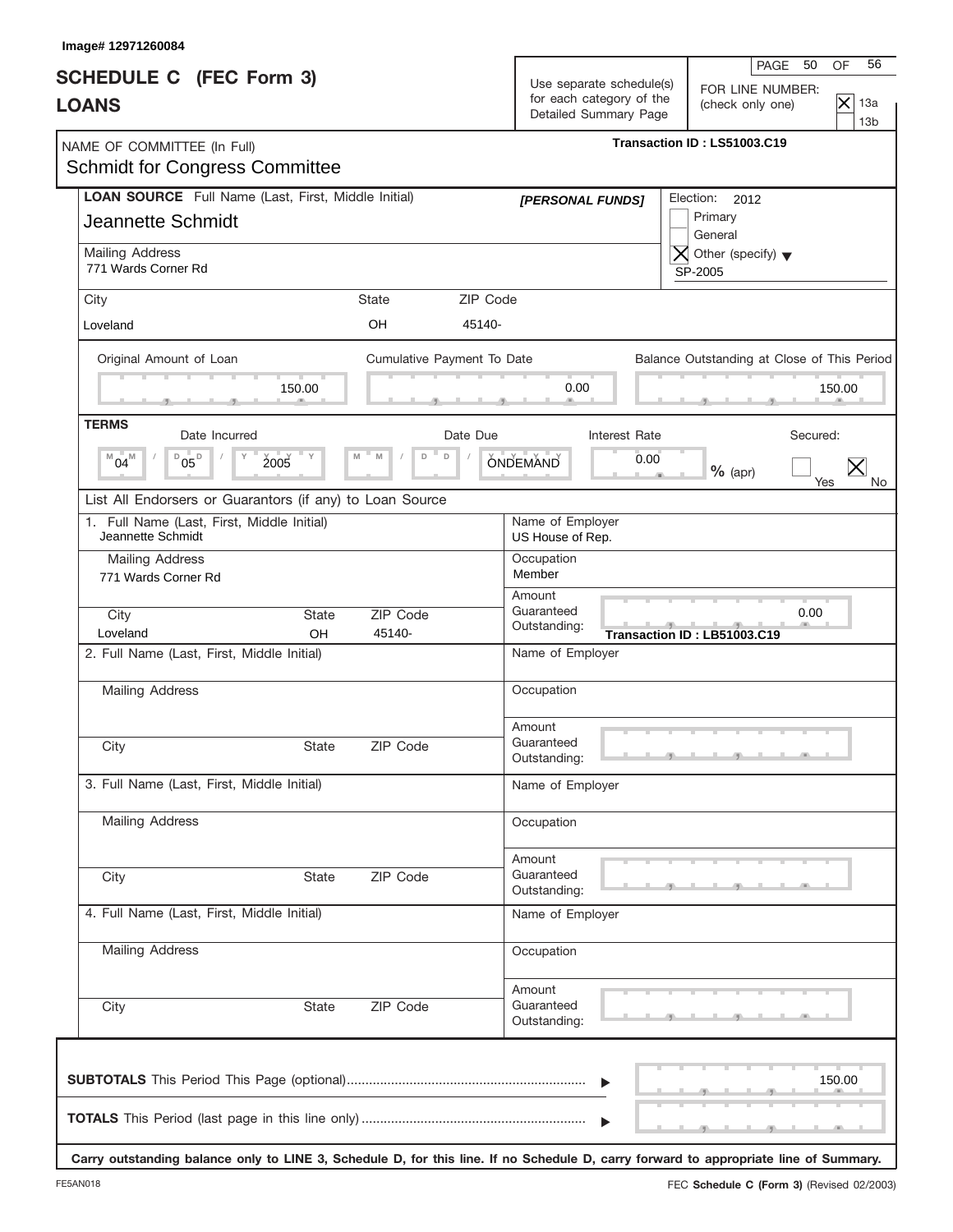Image# 12971260084

# SCHEDULE C (FEC Form 3)
# LOANS

Use separate schedule(s) for each category of the Detailed Summary Page

PAGE 50 OF 56

FOR LINE NUMBER: (check only one)
- [X] 13a
- [ ] 13b

NAME OF COMMITTEE (In Full)
Schmidt for Congress Committee

Transaction ID : LS51003.C19

**LOAN SOURCE** Full Name (Last, First, Middle Initial)
Jeannette Schmidt

*[PERSONAL FUNDS]*

Election: 2012
- [ ] Primary
- [ ] General
- [X] Other (specify) SP-2005

Mailing Address
771 Wards Corner Rd

| City | State | ZIP Code |
|---|---|---|
| Loveland | OH | 45140- |

| Original Amount of Loan | Cumulative Payment To Date | Balance Outstanding at Close of This Period |
|---|---|---|
| 150.00 | 0.00 | 150.00 |

**TERMS**

| Date Incurred | Date Due | Interest Rate | Secured: |
|---|---|---|---|
| 04 / 05 / 2005 | ONDEMAND | 0.00 % (apr) | [ ] Yes [X] No |

List All Endorsers or Guarantors (if any) to Loan Source

1. Full Name (Last, First, Middle Initial)
Jeannette Schmidt

Mailing Address
771 Wards Corner Rd

| City | State | ZIP Code |
|---|---|---|
| Loveland | OH | 45140- |

Name of Employer
US House of Rep.

Occupation
Member

Amount Guaranteed Outstanding: 0.00

Transaction ID : LB51003.C19

2. Full Name (Last, First, Middle Initial)

Mailing Address

City State ZIP Code

Name of Employer

Occupation

Amount Guaranteed Outstanding:

3. Full Name (Last, First, Middle Initial)

Mailing Address

City State ZIP Code

Name of Employer

Occupation

Amount Guaranteed Outstanding:

4. Full Name (Last, First, Middle Initial)

Mailing Address

City State ZIP Code

Name of Employer

Occupation

Amount Guaranteed Outstanding:

**SUBTOTALS** This Period This Page (optional)................................................................ 150.00

**TOTALS** This Period (last page in this line only)............................................................

**Carry outstanding balance only to LINE 3, Schedule D, for this line. If no Schedule D, carry forward to appropriate line of Summary.**

FE5AN018

FEC **Schedule C (Form 3)** (Revised 02/2003)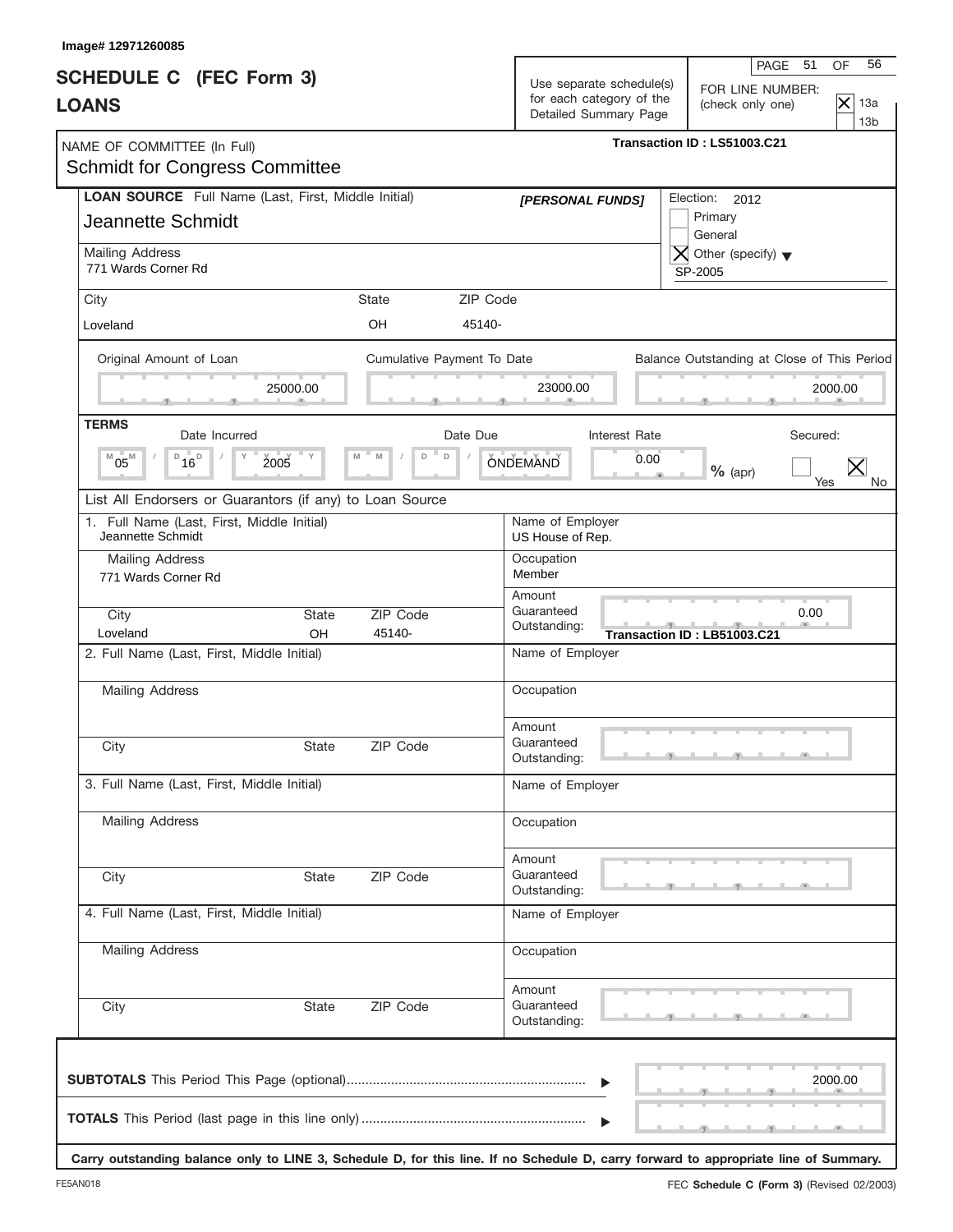Image# 12971260085

# SCHEDULE C (FEC Form 3)
## LOANS

Use separate schedule(s) for each category of the Detailed Summary Page

FOR LINE NUMBER: (check only one)
- [X] 13a
- [ ] 13b

NAME OF COMMITTEE (In Full)
Schmidt for Congress Committee

Transaction ID : LS51003.C21

**LOAN SOURCE** Full Name (Last, First, Middle Initial)
Jeannette Schmidt

*[PERSONAL FUNDS]*

Election: 2012
- [ ] Primary
- [ ] General
- [X] Other (specify) SP-2005

Mailing Address
771 Wards Corner Rd

| City | State | ZIP Code |
|---|---|---|
| Loveland | OH | 45140- |

| Original Amount of Loan | Cumulative Payment To Date | Balance Outstanding at Close of This Period |
|---|---|---|
| 25000.00 | 23000.00 | 2000.00 |

**TERMS**

| Date Incurred | Date Due | Interest Rate | Secured: |
|---|---|---|---|
| 05 / 16 / 2005 | ONDEMAND | 0.00 % (apr) | [ ] Yes [X] No |

List All Endorsers or Guarantors (if any) to Loan Source

1. Full Name (Last, First, Middle Initial)
Jeannette Schmidt

Mailing Address
771 Wards Corner Rd

| City | State | ZIP Code |
|---|---|---|
| Loveland | OH | 45140- |

Name of Employer
US House of Rep.

Occupation
Member

Amount Guaranteed Outstanding: 0.00

Transaction ID : LB51003.C21

2. Full Name (Last, First, Middle Initial)

Mailing Address

City | State | ZIP Code

Name of Employer

Occupation

Amount Guaranteed Outstanding:

3. Full Name (Last, First, Middle Initial)

Mailing Address

City | State | ZIP Code

Name of Employer

Occupation

Amount Guaranteed Outstanding:

4. Full Name (Last, First, Middle Initial)

Mailing Address

City | State | ZIP Code

Name of Employer

Occupation

Amount Guaranteed Outstanding:

**SUBTOTALS** This Period This Page (optional) ........ 2000.00

**TOTALS** This Period (last page in this line only) ........

**Carry outstanding balance only to LINE 3, Schedule D, for this line. If no Schedule D, carry forward to appropriate line of Summary.**

FE5AN018

FEC **Schedule C (Form 3)** (Revised 02/2003)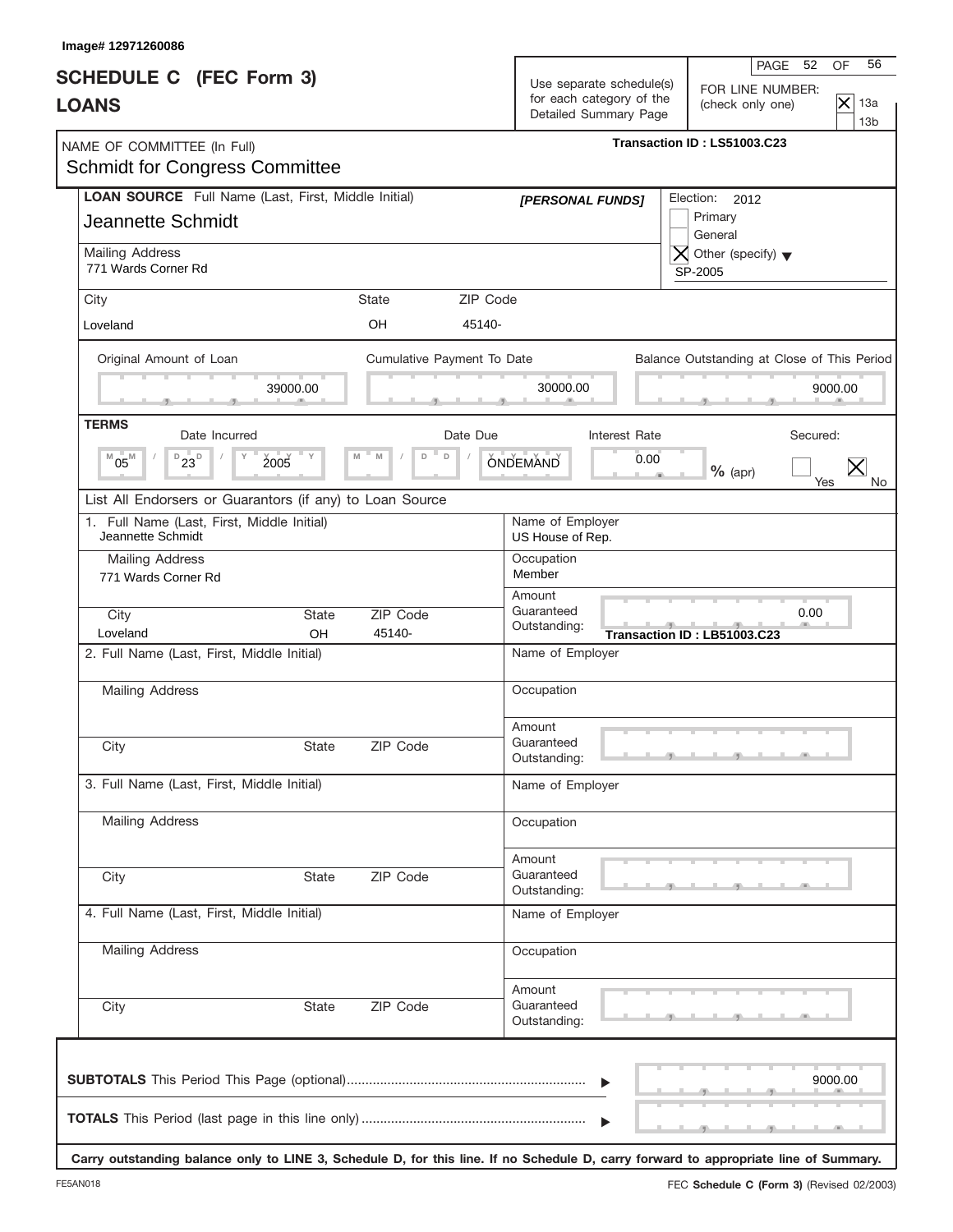Image# 12971260086

# SCHEDULE C (FEC Form 3)
## LOANS

Use separate schedule(s) for each category of the Detailed Summary Page

FOR LINE NUMBER: (check only one)
- [X] 13a
- [ ] 13b

NAME OF COMMITTEE (In Full)
Schmidt for Congress Committee

Transaction ID : LS51003.C23

**LOAN SOURCE** Full Name (Last, First, Middle Initial)
Jeannette Schmidt

*[PERSONAL FUNDS]*

Election: 2012
- [ ] Primary
- [ ] General
- [X] Other (specify) SP-2005

Mailing Address
771 Wards Corner Rd

| City | State | ZIP Code |
|---|---|---|
| Loveland | OH | 45140- |

| Original Amount of Loan | Cumulative Payment To Date | Balance Outstanding at Close of This Period |
|---|---|---|
| 39000.00 | 30000.00 | 9000.00 |

**TERMS**

| Date Incurred | Date Due | Interest Rate | Secured |
|---|---|---|---|
| 05 / 23 / 2005 | ONDEMAND | 0.00 % (apr) | [ ] Yes [X] No |

List All Endorsers or Guarantors (if any) to Loan Source

1. Full Name (Last, First, Middle Initial)
Jeannette Schmidt

Mailing Address
771 Wards Corner Rd

| City | State | ZIP Code |
|---|---|---|
| Loveland | OH | 45140- |

Name of Employer
US House of Rep.

Occupation
Member

Amount Guaranteed Outstanding: 0.00

Transaction ID : LB51003.C23

2. Full Name (Last, First, Middle Initial)

Mailing Address

City State ZIP Code

Name of Employer

Occupation

Amount Guaranteed Outstanding:

3. Full Name (Last, First, Middle Initial)

Mailing Address

City State ZIP Code

Name of Employer

Occupation

Amount Guaranteed Outstanding:

4. Full Name (Last, First, Middle Initial)

Mailing Address

City State ZIP Code

Name of Employer

Occupation

Amount Guaranteed Outstanding:

**SUBTOTALS** This Period This Page (optional) ▶ 9000.00

**TOTALS** This Period (last page in this line only) ▶

**Carry outstanding balance only to LINE 3, Schedule D, for this line. If no Schedule D, carry forward to appropriate line of Summary.**

FE5AN018

FEC **Schedule C (Form 3)** (Revised 02/2003)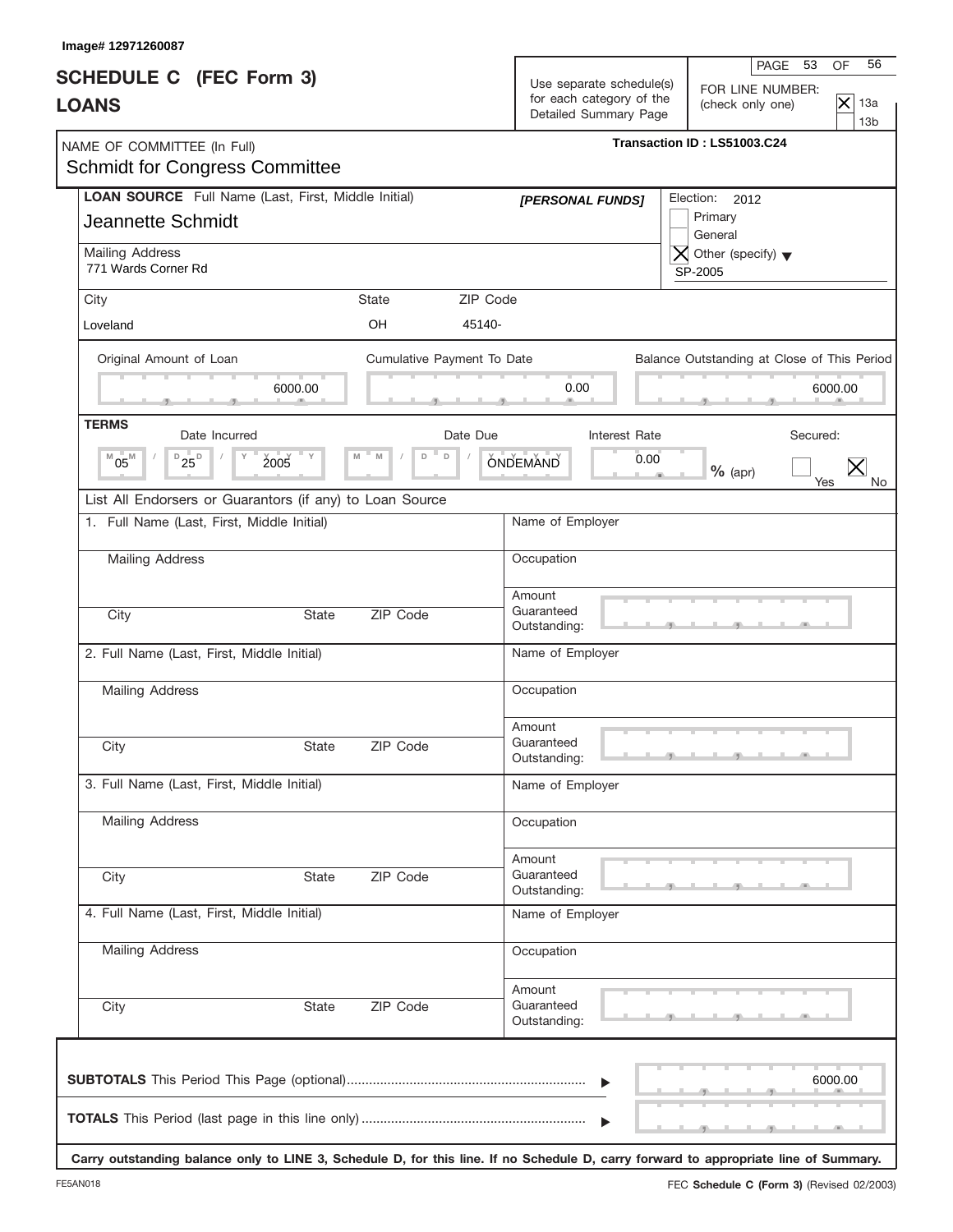Image# 12971260087

# SCHEDULE C (FEC Form 3)
# LOANS

Use separate schedule(s) for each category of the Detailed Summary Page

FOR LINE NUMBER: (check only one)
- [X] 13a
- [ ] 13b

NAME OF COMMITTEE (In Full)
Schmidt for Congress Committee

Transaction ID : LS51003.C24

**LOAN SOURCE** Full Name (Last, First, Middle Initial)
Jeannette Schmidt

*[PERSONAL FUNDS]*

Election: 2012
- [ ] Primary
- [ ] General
- [X] Other (specify) SP-2005

Mailing Address
771 Wards Corner Rd

| City | State | ZIP Code |
|---|---|---|
| Loveland | OH | 45140- |

| Original Amount of Loan | Cumulative Payment To Date | Balance Outstanding at Close of This Period |
|---|---|---|
| 6000.00 | 0.00 | 6000.00 |

**TERMS**

| Date Incurred | Date Due | Interest Rate | Secured |
|---|---|---|---|
| 05 / 25 / 2005 | ONDEMAND | 0.00 % (apr) | [ ] Yes [X] No |

List All Endorsers or Guarantors (if any) to Loan Source

1. Full Name (Last, First, Middle Initial) — Name of Employer
   Mailing Address — Occupation
   City, State, ZIP Code — Amount Guaranteed Outstanding:

2. Full Name (Last, First, Middle Initial) — Name of Employer
   Mailing Address — Occupation
   City, State, ZIP Code — Amount Guaranteed Outstanding:

3. Full Name (Last, First, Middle Initial) — Name of Employer
   Mailing Address — Occupation
   City, State, ZIP Code — Amount Guaranteed Outstanding:

4. Full Name (Last, First, Middle Initial) — Name of Employer
   Mailing Address — Occupation
   City, State, ZIP Code — Amount Guaranteed Outstanding:

**SUBTOTALS** This Period This Page (optional) ........ 6000.00

**TOTALS** This Period (last page in this line only) ........

**Carry outstanding balance only to LINE 3, Schedule D, for this line. If no Schedule D, carry forward to appropriate line of Summary.**

FE5AN018 — FEC **Schedule C (Form 3)** (Revised 02/2003)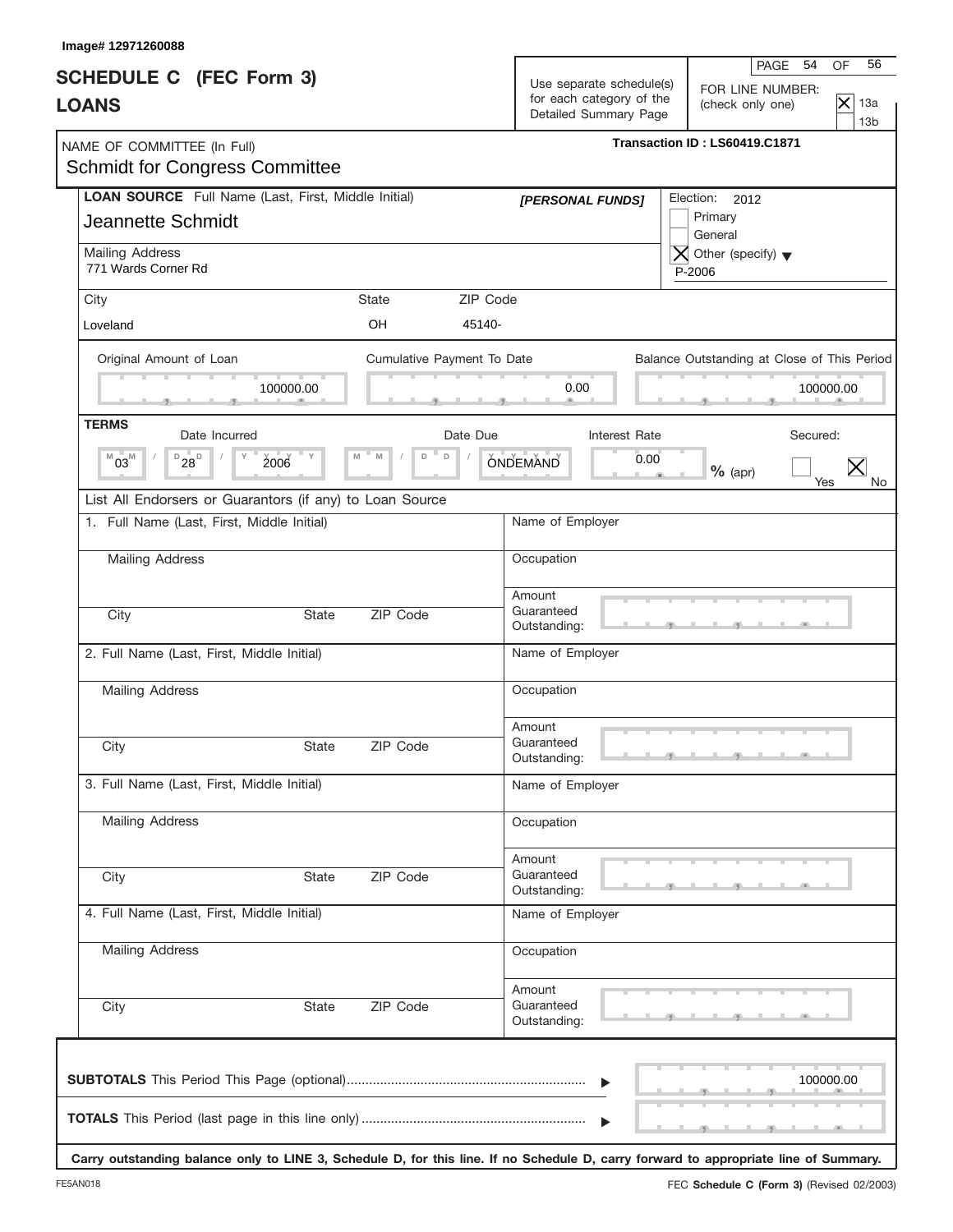Image# 12971260088

# SCHEDULE C (FEC Form 3)
# LOANS

Use separate schedule(s) for each category of the Detailed Summary Page

FOR LINE NUMBER: (check only one)
- [X] 13a
- [ ] 13b

Transaction ID : LS60419.C1871

NAME OF COMMITTEE (In Full)
Schmidt for Congress Committee

**LOAN SOURCE** Full Name (Last, First, Middle Initial)
Jeannette Schmidt

*[PERSONAL FUNDS]*

Election: 2012
- [ ] Primary
- [ ] General
- [X] Other (specify) P-2006

Mailing Address
771 Wards Corner Rd

| City | State | ZIP Code |
|---|---|---|
| Loveland | OH | 45140- |

| Original Amount of Loan | Cumulative Payment To Date | Balance Outstanding at Close of This Period |
|---|---|---|
| 100000.00 | 0.00 | 100000.00 |

**TERMS**

| Date Incurred | Date Due | Interest Rate | Secured: |
|---|---|---|---|
| 03/28/2006 | ONDEMAND | 0.00 % (apr) | Yes [ ] No [X] |

List All Endorsers or Guarantors (if any) to Loan Source

1. Full Name (Last, First, Middle Initial)
   Mailing Address
   City State ZIP Code
   Name of Employer
   Occupation
   Amount Guaranteed Outstanding:

2. Full Name (Last, First, Middle Initial)
   Mailing Address
   City State ZIP Code
   Name of Employer
   Occupation
   Amount Guaranteed Outstanding:

3. Full Name (Last, First, Middle Initial)
   Mailing Address
   City State ZIP Code
   Name of Employer
   Occupation
   Amount Guaranteed Outstanding:

4. Full Name (Last, First, Middle Initial)
   Mailing Address
   City State ZIP Code
   Name of Employer
   Occupation
   Amount Guaranteed Outstanding:

**SUBTOTALS** This Period This Page (optional) ..... 100000.00

**TOTALS** This Period (last page in this line only) .....

**Carry outstanding balance only to LINE 3, Schedule D, for this line. If no Schedule D, carry forward to appropriate line of Summary.**

FE5AN018

FEC **Schedule C (Form 3)** (Revised 02/2003)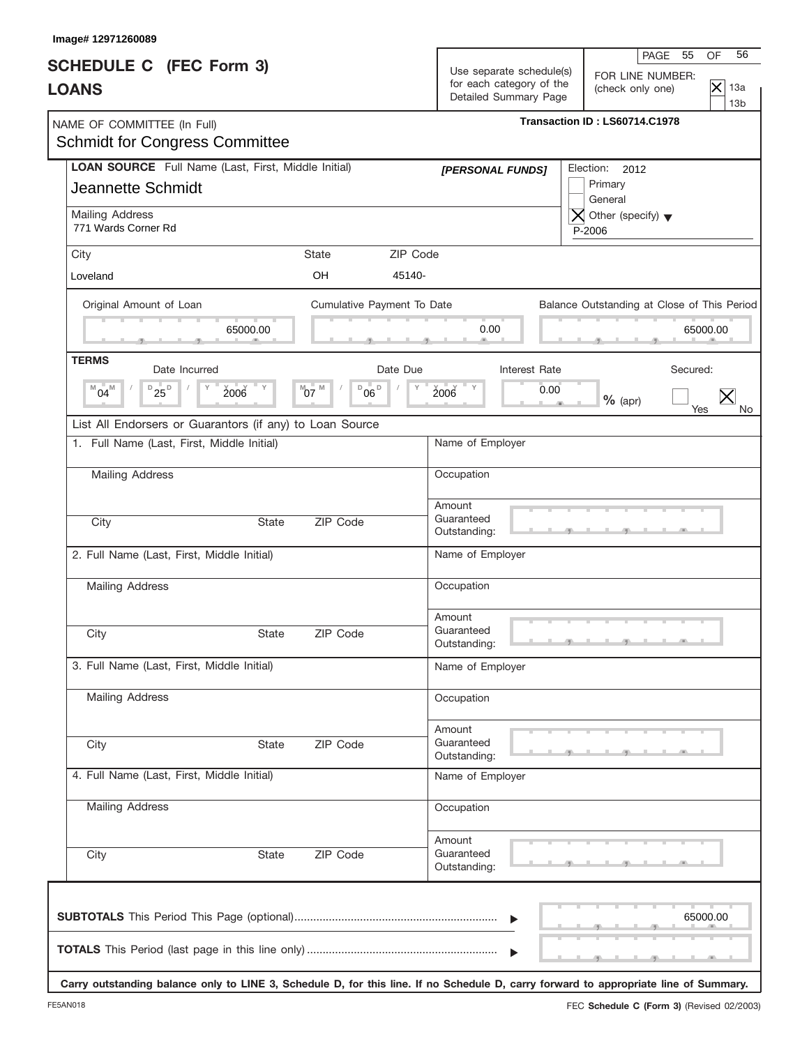Image# 12971260089

# SCHEDULE C (FEC Form 3)
## LOANS

Use separate schedule(s) for each category of the Detailed Summary Page

FOR LINE NUMBER: (check only one)
- [X] 13a
- [ ] 13b

NAME OF COMMITTEE (In Full)
Schmidt for Congress Committee

Transaction ID : LS60714.C1978

**LOAN SOURCE** Full Name (Last, First, Middle Initial)
Jeannette Schmidt

*[PERSONAL FUNDS]*

Election: 2012
- [ ] Primary
- [ ] General
- [X] Other (specify) P-2006

Mailing Address
771 Wards Corner Rd

| City | State | ZIP Code |
|---|---|---|
| Loveland | OH | 45140- |

| Original Amount of Loan | Cumulative Payment To Date | Balance Outstanding at Close of This Period |
|---|---|---|
| 65000.00 | 0.00 | 65000.00 |

**TERMS**

| Date Incurred | Date Due | Interest Rate | Secured |
|---|---|---|---|
| 04 / 25 / 2006 | 07 / 06 / 2006 | 0.00 % (apr) | [ ] Yes [X] No |

List All Endorsers or Guarantors (if any) to Loan Source

1. Full Name (Last, First, Middle Initial)
   Mailing Address
   City | State | ZIP Code
   Name of Employer
   Occupation
   Amount Guaranteed Outstanding:

2. Full Name (Last, First, Middle Initial)
   Mailing Address
   City | State | ZIP Code
   Name of Employer
   Occupation
   Amount Guaranteed Outstanding:

3. Full Name (Last, First, Middle Initial)
   Mailing Address
   City | State | ZIP Code
   Name of Employer
   Occupation
   Amount Guaranteed Outstanding:

4. Full Name (Last, First, Middle Initial)
   Mailing Address
   City | State | ZIP Code
   Name of Employer
   Occupation
   Amount Guaranteed Outstanding:

**SUBTOTALS** This Period This Page (optional) ........ 65000.00

**TOTALS** This Period (last page in this line only) ........

**Carry outstanding balance only to LINE 3, Schedule D, for this line. If no Schedule D, carry forward to appropriate line of Summary.**

FE5AN018

FEC **Schedule C (Form 3)** (Revised 02/2003)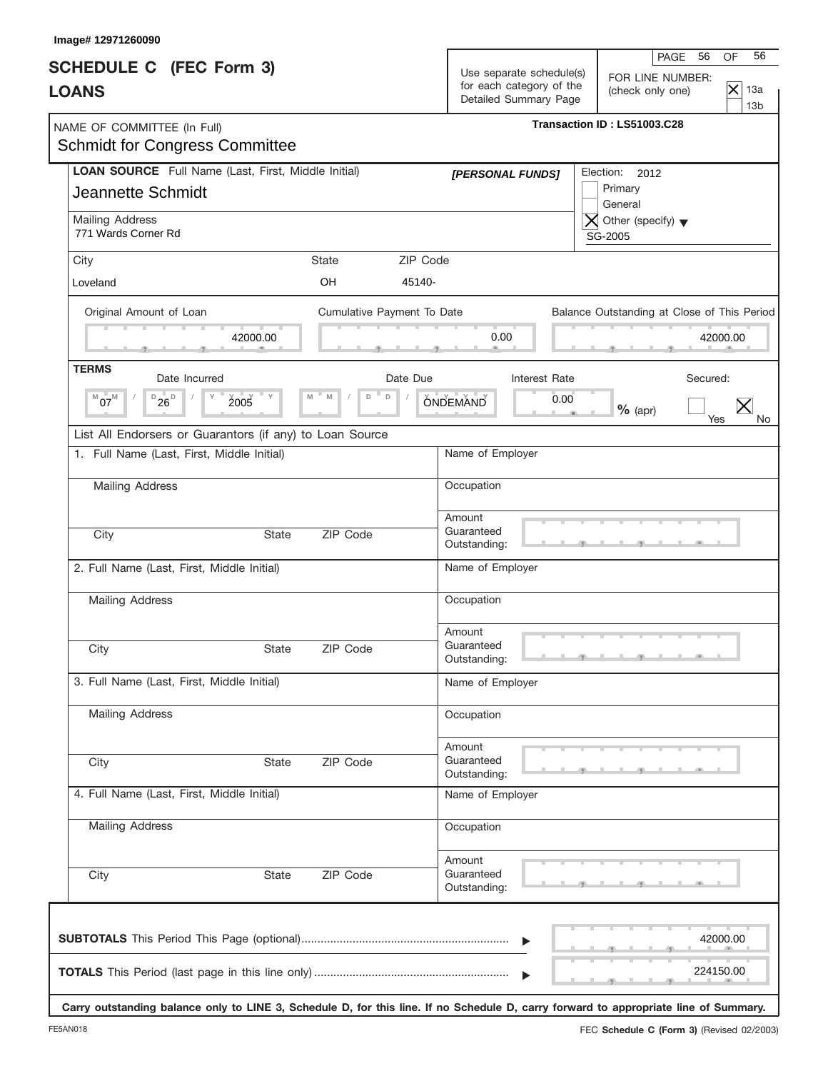Image# 12971260090

# SCHEDULE C (FEC Form 3)
# LOANS

Use separate schedule(s) for each category of the Detailed Summary Page

FOR LINE NUMBER: (check only one)
- [X] 13a
- [ ] 13b

Transaction ID : LS51003.C28

NAME OF COMMITTEE (In Full)
Schmidt for Congress Committee

**LOAN SOURCE** Full Name (Last, First, Middle Initial)
Jeannette Schmidt

*[PERSONAL FUNDS]*

Election: 2012
- [ ] Primary
- [ ] General
- [X] Other (specify) SG-2005

Mailing Address
771 Wards Corner Rd

| City | State | ZIP Code |
|---|---|---|
| Loveland | OH | 45140- |

| Original Amount of Loan | Cumulative Payment To Date | Balance Outstanding at Close of This Period |
|---|---|---|
| 42000.00 | 0.00 | 42000.00 |

**TERMS**

| Date Incurred | Date Due | Interest Rate | Secured |
|---|---|---|---|
| 07/26/2005 | ONDEMAND | 0.00 % (apr) | [ ] Yes [X] No |

List All Endorsers or Guarantors (if any) to Loan Source

| | |
|---|---|
| 1. Full Name (Last, First, Middle Initial) | Name of Employer |
| Mailing Address | Occupation |
| City State ZIP Code | Amount Guaranteed Outstanding: |
| 2. Full Name (Last, First, Middle Initial) | Name of Employer |
| Mailing Address | Occupation |
| City State ZIP Code | Amount Guaranteed Outstanding: |
| 3. Full Name (Last, First, Middle Initial) | Name of Employer |
| Mailing Address | Occupation |
| City State ZIP Code | Amount Guaranteed Outstanding: |
| 4. Full Name (Last, First, Middle Initial) | Name of Employer |
| Mailing Address | Occupation |
| City State ZIP Code | Amount Guaranteed Outstanding: |

**SUBTOTALS** This Period This Page (optional) ........ 42000.00

**TOTALS** This Period (last page in this line only) ........ 224150.00

**Carry outstanding balance only to LINE 3, Schedule D, for this line. If no Schedule D, carry forward to appropriate line of Summary.**

FE5AN018

FEC **Schedule C (Form 3)** (Revised 02/2003)